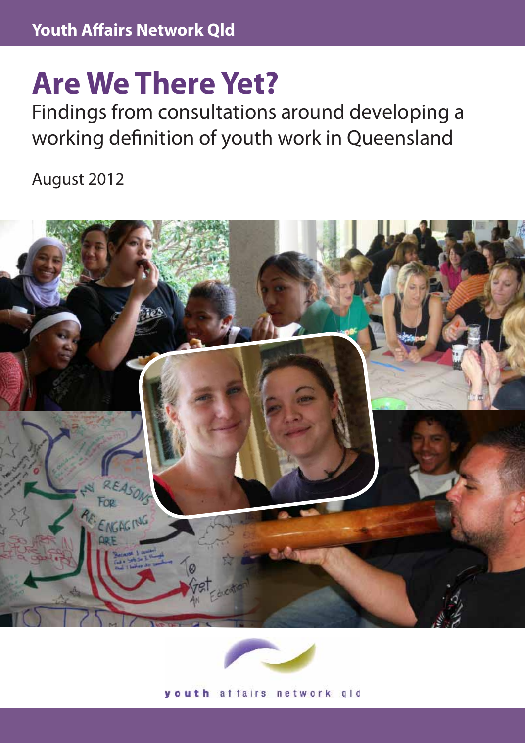Youth Affairs Network Qld

# Are We There Yet?

Findings from consultations around developing a working definition of youth work in Queensland

August 2012

youth affairs network qld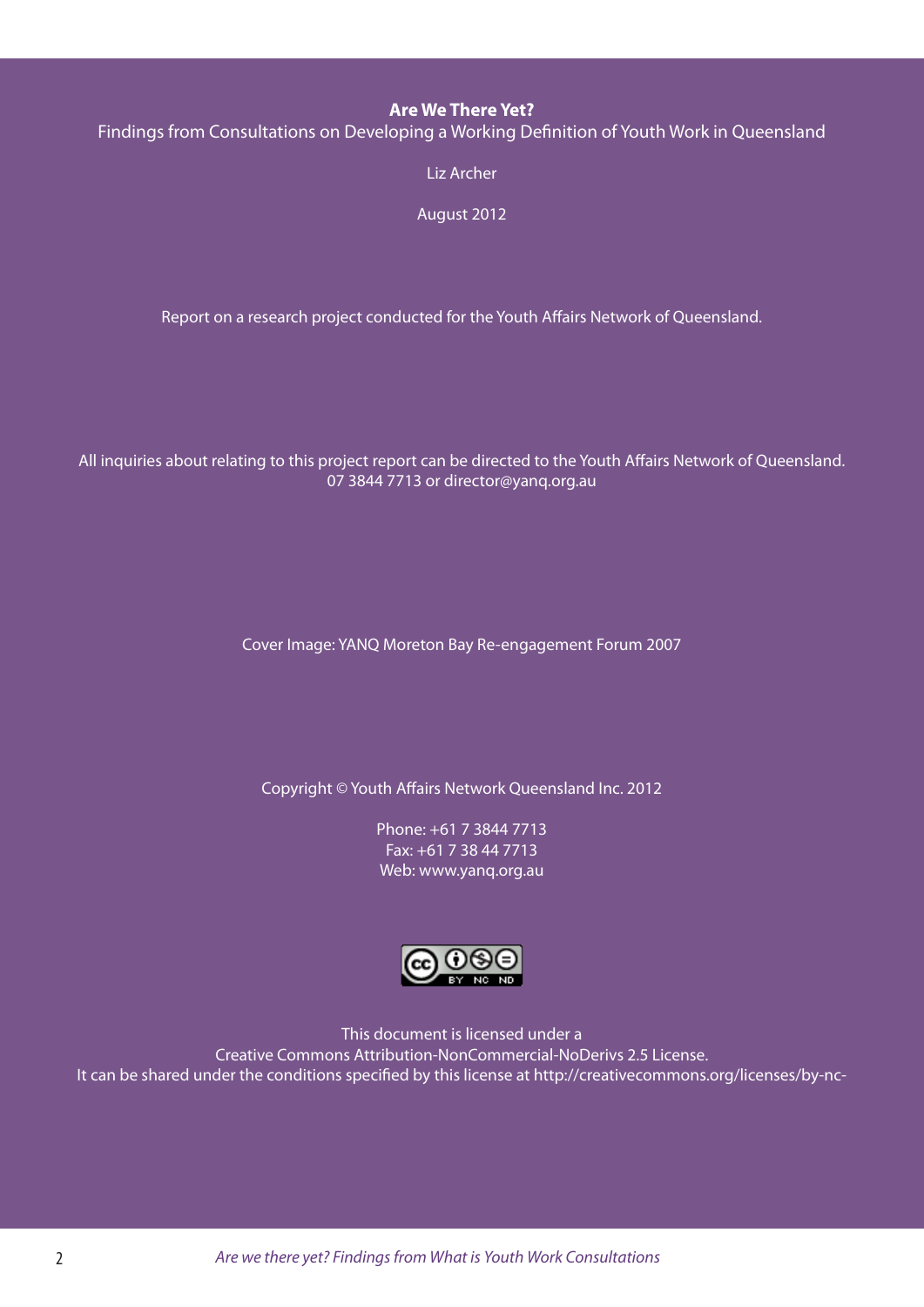**Are We There Yet?**

Findings from Consultations on Developing a Working Definition of Youth Work in Queensland

Liz Archer

August 2012

Report on a research project conducted for the Youth Affairs Network of Queensland.

All inquiries about relating to this project report can be directed to the Youth Affairs Network of Queensland.
07 3844 7713 or director@yanq.org.au

Cover Image: YANQ Moreton Bay Re-engagement Forum 2007

Copyright © Youth Affairs Network Queensland Inc. 2012

Phone: +61 7 3844 7713
Fax: +61 7 38 44 7713
Web: www.yanq.org.au

This document is licensed under a
Creative Commons Attribution-NonCommercial-NoDerivs 2.5 License.
It can be shared under the conditions specified by this license at http://creativecommons.org/licenses/by-nc-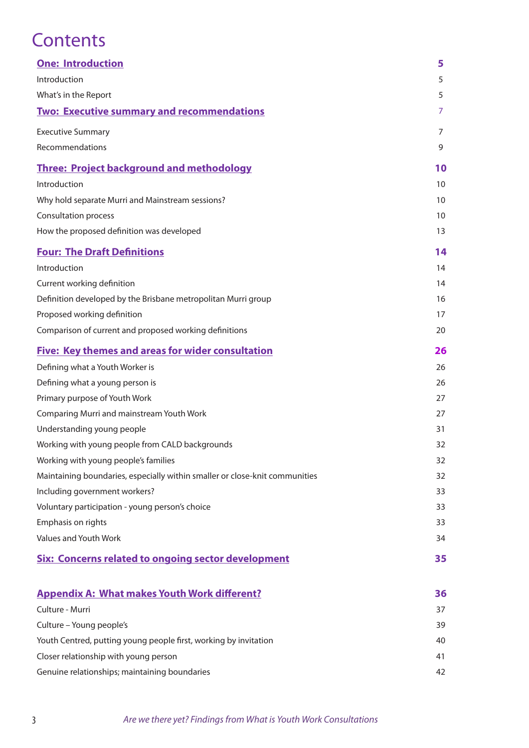# Contents

| | |
|---|---|
| **One: Introduction** | **5** |
| Introduction | 5 |
| What's in the Report | 5 |
| **Two: Executive summary and recommendations** | **7** |
| Executive Summary | 7 |
| Recommendations | 9 |
| **Three: Project background and methodology** | **10** |
| Introduction | 10 |
| Why hold separate Murri and Mainstream sessions? | 10 |
| Consultation process | 10 |
| How the proposed definition was developed | 13 |
| **Four: The Draft Definitions** | **14** |
| Introduction | 14 |
| Current working definition | 14 |
| Definition developed by the Brisbane metropolitan Murri group | 16 |
| Proposed working definition | 17 |
| Comparison of current and proposed working definitions | 20 |
| **Five: Key themes and areas for wider consultation** | **26** |
| Defining what a Youth Worker is | 26 |
| Defining what a young person is | 26 |
| Primary purpose of Youth Work | 27 |
| Comparing Murri and mainstream Youth Work | 27 |
| Understanding young people | 31 |
| Working with young people from CALD backgrounds | 32 |
| Working with young people's families | 32 |
| Maintaining boundaries, especially within smaller or close-knit communities | 32 |
| Including government workers? | 33 |
| Voluntary participation - young person's choice | 33 |
| Emphasis on rights | 33 |
| Values and Youth Work | 34 |
| **Six: Concerns related to ongoing sector development** | **35** |
| **Appendix A: What makes Youth Work different?** | **36** |
| Culture - Murri | 37 |
| Culture – Young people's | 39 |
| Youth Centred, putting young people first, working by invitation | 40 |
| Closer relationship with young person | 41 |
| Genuine relationships; maintaining boundaries | 42 |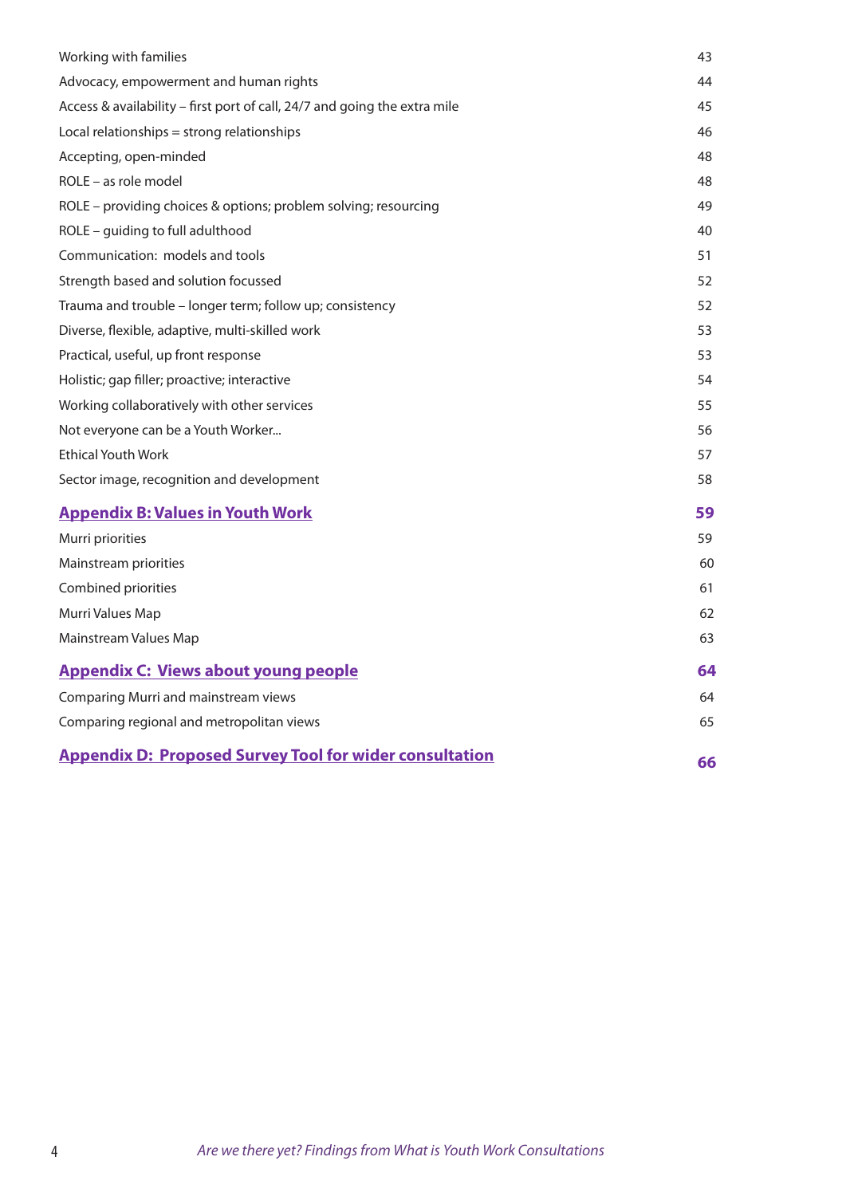| | |
|---|---|
| Working with families | 43 |
| Advocacy, empowerment and human rights | 44 |
| Access & availability – first port of call, 24/7 and going the extra mile | 45 |
| Local relationships = strong relationships | 46 |
| Accepting, open-minded | 48 |
| ROLE – as role model | 48 |
| ROLE – providing choices & options; problem solving; resourcing | 49 |
| ROLE – guiding to full adulthood | 40 |
| Communication: models and tools | 51 |
| Strength based and solution focussed | 52 |
| Trauma and trouble – longer term; follow up; consistency | 52 |
| Diverse, flexible, adaptive, multi-skilled work | 53 |
| Practical, useful, up front response | 53 |
| Holistic; gap filler; proactive; interactive | 54 |
| Working collaboratively with other services | 55 |
| Not everyone can be a Youth Worker... | 56 |
| Ethical Youth Work | 57 |
| Sector image, recognition and development | 58 |
| **Appendix B: Values in Youth Work** | **59** |
| Murri priorities | 59 |
| Mainstream priorities | 60 |
| Combined priorities | 61 |
| Murri Values Map | 62 |
| Mainstream Values Map | 63 |
| **Appendix C: Views about young people** | **64** |
| Comparing Murri and mainstream views | 64 |
| Comparing regional and metropolitan views | 65 |
| **Appendix D: Proposed Survey Tool for wider consultation** | **66** |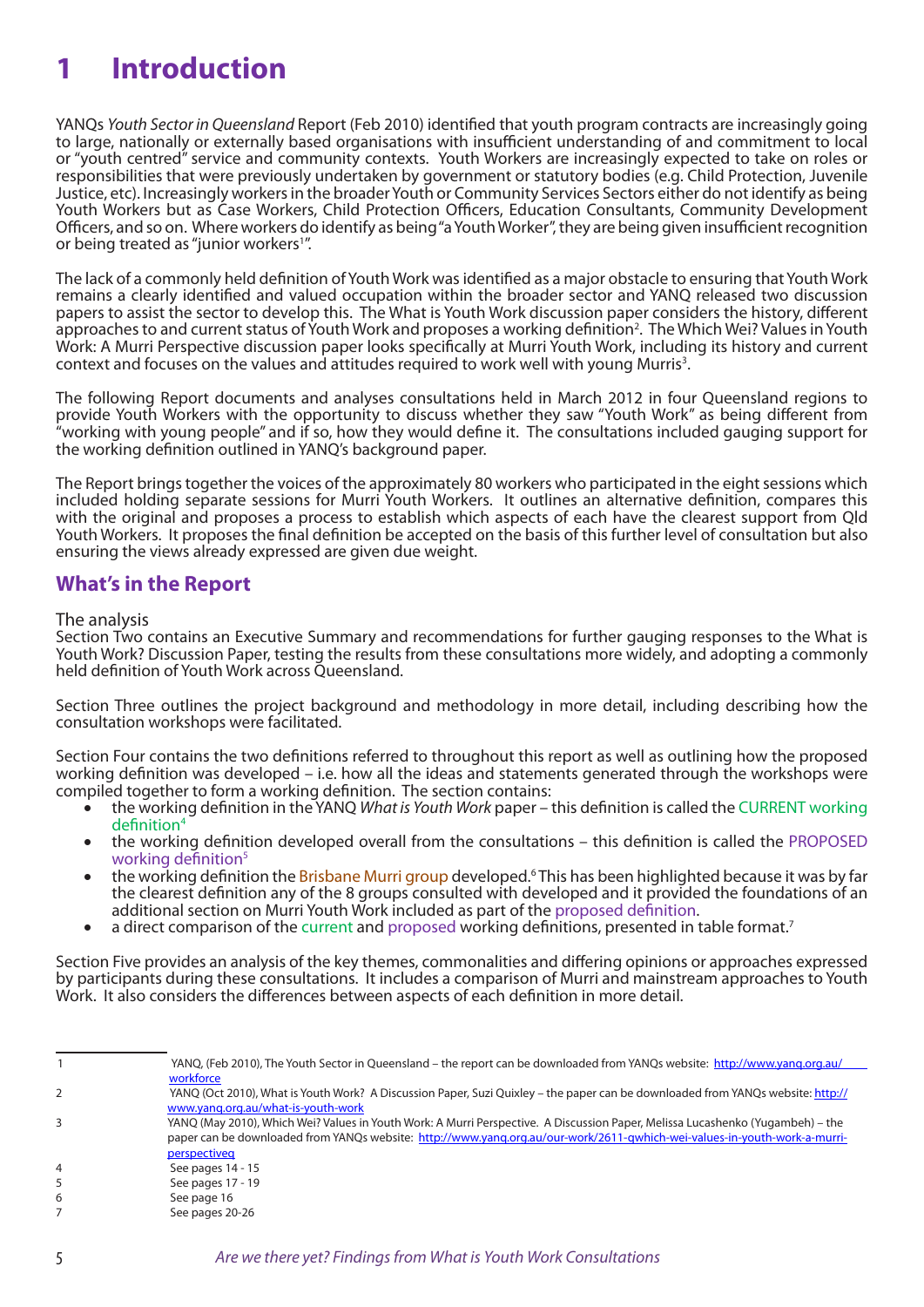# 1 Introduction

YANQs *Youth Sector in Queensland* Report (Feb 2010) identified that youth program contracts are increasingly going to large, nationally or externally based organisations with insufficient understanding of and commitment to local or "youth centred" service and community contexts. Youth Workers are increasingly expected to take on roles or responsibilities that were previously undertaken by government or statutory bodies (e.g. Child Protection, Juvenile Justice, etc). Increasingly workers in the broader Youth or Community Services Sectors either do not identify as being Youth Workers but as Case Workers, Child Protection Officers, Education Consultants, Community Development Officers, and so on. Where workers do identify as being "a Youth Worker", they are being given insufficient recognition or being treated as "junior workers[1]".

The lack of a commonly held definition of Youth Work was identified as a major obstacle to ensuring that Youth Work remains a clearly identified and valued occupation within the broader sector and YANQ released two discussion papers to assist the sector to develop this. The What is Youth Work discussion paper considers the history, different approaches to and current status of Youth Work and proposes a working definition[2]. The Which Wei? Values in Youth Work: A Murri Perspective discussion paper looks specifically at Murri Youth Work, including its history and current context and focuses on the values and attitudes required to work well with young Murris[3].

The following Report documents and analyses consultations held in March 2012 in four Queensland regions to provide Youth Workers with the opportunity to discuss whether they saw "Youth Work" as being different from "working with young people" and if so, how they would define it. The consultations included gauging support for the working definition outlined in YANQ's background paper.

The Report brings together the voices of the approximately 80 workers who participated in the eight sessions which included holding separate sessions for Murri Youth Workers. It outlines an alternative definition, compares this with the original and proposes a process to establish which aspects of each have the clearest support from Qld Youth Workers. It proposes the final definition be accepted on the basis of this further level of consultation but also ensuring the views already expressed are given due weight.

## What's in the Report

The analysis

Section Two contains an Executive Summary and recommendations for further gauging responses to the What is Youth Work? Discussion Paper, testing the results from these consultations more widely, and adopting a commonly held definition of Youth Work across Queensland.

Section Three outlines the project background and methodology in more detail, including describing how the consultation workshops were facilitated.

Section Four contains the two definitions referred to throughout this report as well as outlining how the proposed working definition was developed – i.e. how all the ideas and statements generated through the workshops were compiled together to form a working definition. The section contains:

- the working definition in the YANQ *What is Youth Work* paper – this definition is called the CURRENT working definition[4]
- the working definition developed overall from the consultations – this definition is called the PROPOSED working definition[5]
- the working definition the Brisbane Murri group developed.[6] This has been highlighted because it was by far the clearest definition any of the 8 groups consulted with developed and it provided the foundations of an additional section on Murri Youth Work included as part of the proposed definition.
- a direct comparison of the current and proposed working definitions, presented in table format.[7]

Section Five provides an analysis of the key themes, commonalities and differing opinions or approaches expressed by participants during these consultations. It includes a comparison of Murri and mainstream approaches to Youth Work. It also considers the differences between aspects of each definition in more detail.

---

1 YANQ, (Feb 2010), The Youth Sector in Queensland – the report can be downloaded from YANQs website: http://www.yanq.org.au/workforce

2 YANQ (Oct 2010), What is Youth Work? A Discussion Paper, Suzi Quixley – the paper can be downloaded from YANQs website: http://www.yanq.org.au/what-is-youth-work

3 YANQ (May 2010), Which Wei? Values in Youth Work: A Murri Perspective. A Discussion Paper, Melissa Lucashenko (Yugambeh) – the paper can be downloaded from YANQs website: http://www.yanq.org.au/our-work/2611-qwhich-wei-values-in-youth-work-a-murri-perspectiveq

4 See pages 14 - 15

5 See pages 17 - 19

6 See page 16

7 See pages 20-26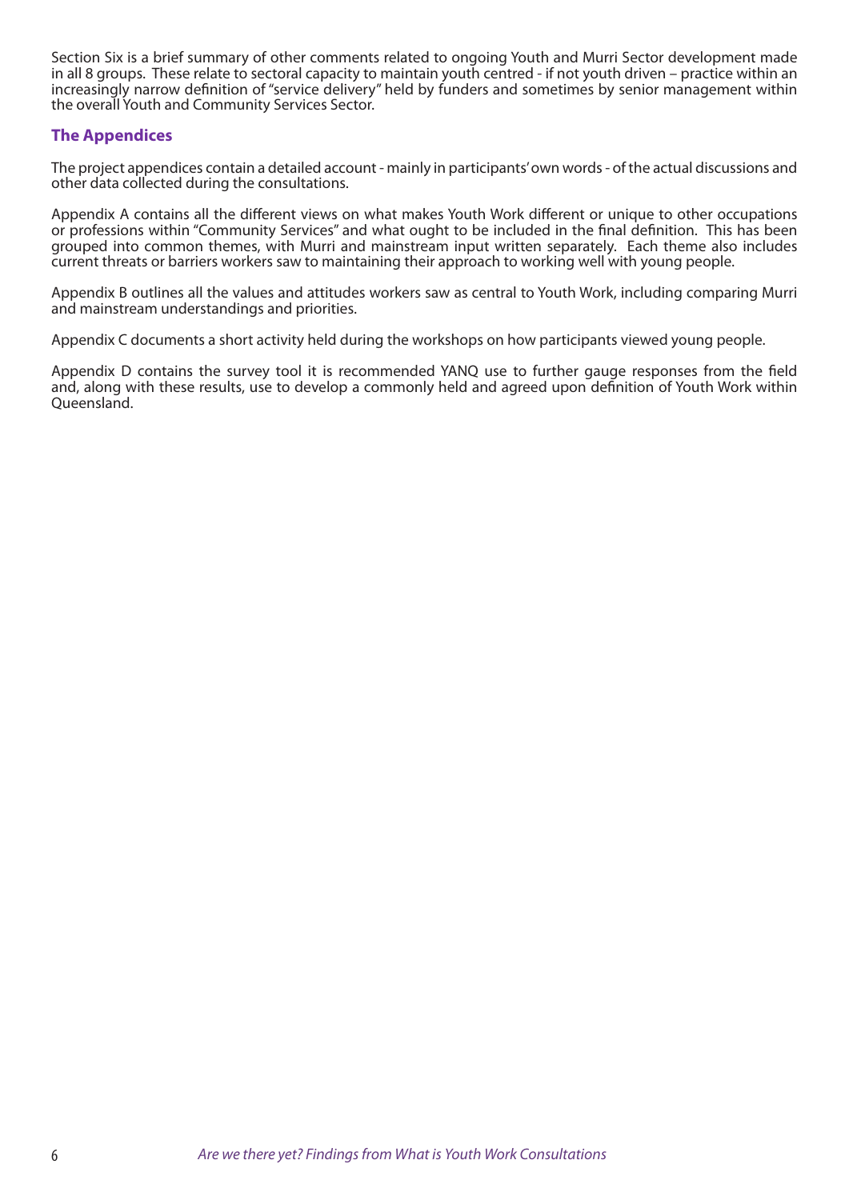Section Six is a brief summary of other comments related to ongoing Youth and Murri Sector development made in all 8 groups. These relate to sectoral capacity to maintain youth centred - if not youth driven – practice within an increasingly narrow definition of "service delivery" held by funders and sometimes by senior management within the overall Youth and Community Services Sector.

## The Appendices

The project appendices contain a detailed account - mainly in participants' own words - of the actual discussions and other data collected during the consultations.

Appendix A contains all the different views on what makes Youth Work different or unique to other occupations or professions within "Community Services" and what ought to be included in the final definition. This has been grouped into common themes, with Murri and mainstream input written separately. Each theme also includes current threats or barriers workers saw to maintaining their approach to working well with young people.

Appendix B outlines all the values and attitudes workers saw as central to Youth Work, including comparing Murri and mainstream understandings and priorities.

Appendix C documents a short activity held during the workshops on how participants viewed young people.

Appendix D contains the survey tool it is recommended YANQ use to further gauge responses from the field and, along with these results, use to develop a commonly held and agreed upon definition of Youth Work within Queensland.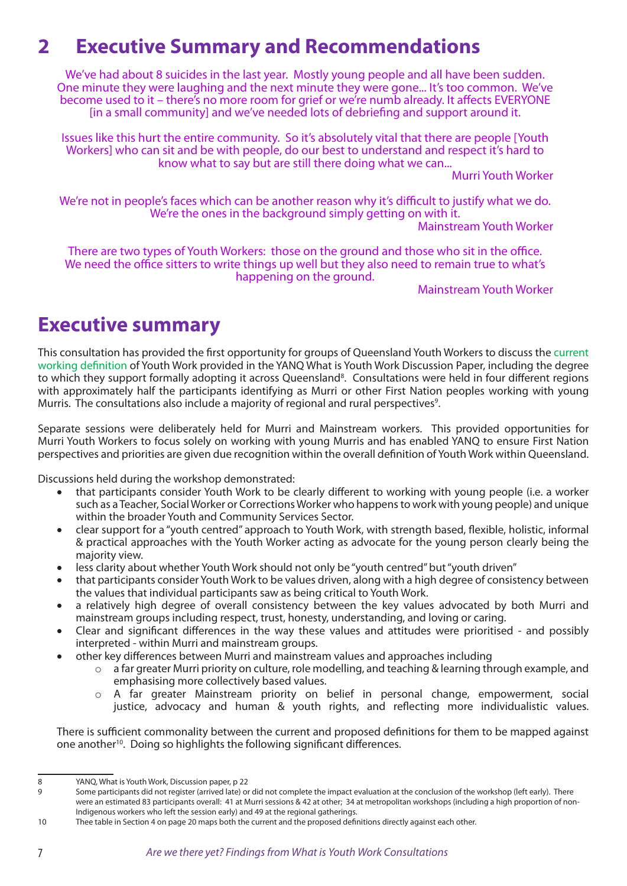# 2 Executive Summary and Recommendations

We've had about 8 suicides in the last year. Mostly young people and all have been sudden. One minute they were laughing and the next minute they were gone... It's too common. We've become used to it – there's no more room for grief or we're numb already. It affects EVERYONE [in a small community] and we've needed lots of debriefing and support around it.

Issues like this hurt the entire community. So it's absolutely vital that there are people [Youth Workers] who can sit and be with people, do our best to understand and respect it's hard to know what to say but are still there doing what we can...

Murri Youth Worker

We're not in people's faces which can be another reason why it's difficult to justify what we do. We're the ones in the background simply getting on with it.

Mainstream Youth Worker

There are two types of Youth Workers: those on the ground and those who sit in the office. We need the office sitters to write things up well but they also need to remain true to what's happening on the ground.

Mainstream Youth Worker

## Executive summary

This consultation has provided the first opportunity for groups of Queensland Youth Workers to discuss the current working definition of Youth Work provided in the YANQ What is Youth Work Discussion Paper, including the degree to which they support formally adopting it across Queensland[8]. Consultations were held in four different regions with approximately half the participants identifying as Murri or other First Nation peoples working with young Murris. The consultations also include a majority of regional and rural perspectives[9].

Separate sessions were deliberately held for Murri and Mainstream workers. This provided opportunities for Murri Youth Workers to focus solely on working with young Murris and has enabled YANQ to ensure First Nation perspectives and priorities are given due recognition within the overall definition of Youth Work within Queensland.

Discussions held during the workshop demonstrated:

- that participants consider Youth Work to be clearly different to working with young people (i.e. a worker such as a Teacher, Social Worker or Corrections Worker who happens to work with young people) and unique within the broader Youth and Community Services Sector.
- clear support for a "youth centred" approach to Youth Work, with strength based, flexible, holistic, informal & practical approaches with the Youth Worker acting as advocate for the young person clearly being the majority view.
- less clarity about whether Youth Work should not only be "youth centred" but "youth driven"
- that participants consider Youth Work to be values driven, along with a high degree of consistency between the values that individual participants saw as being critical to Youth Work.
- a relatively high degree of overall consistency between the key values advocated by both Murri and mainstream groups including respect, trust, honesty, understanding, and loving or caring.
- Clear and significant differences in the way these values and attitudes were prioritised - and possibly interpreted - within Murri and mainstream groups.
- other key differences between Murri and mainstream values and approaches including
  - a far greater Murri priority on culture, role modelling, and teaching & learning through example, and emphasising more collectively based values.
  - A far greater Mainstream priority on belief in personal change, empowerment, social justice, advocacy and human & youth rights, and reflecting more individualistic values.

There is sufficient commonality between the current and proposed definitions for them to be mapped against one another[10]. Doing so highlights the following significant differences.

---

8 YANQ, What is Youth Work, Discussion paper, p 22

9 Some participants did not register (arrived late) or did not complete the impact evaluation at the conclusion of the workshop (left early). There were an estimated 83 participants overall: 41 at Murri sessions & 42 at other; 34 at metropolitan workshops (including a high proportion of non-Indigenous workers who left the session early) and 49 at the regional gatherings.

10 Thee table in Section 4 on page 20 maps both the current and the proposed definitions directly against each other.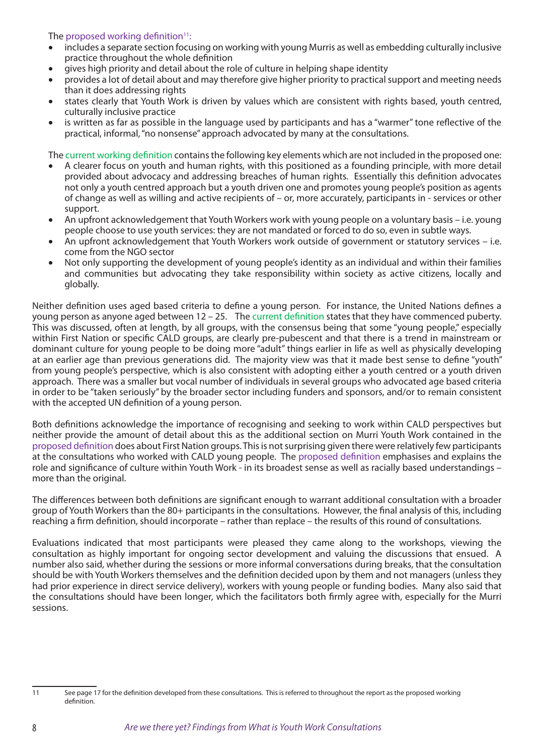The proposed working definition[11]:

- includes a separate section focusing on working with young Murris as well as embedding culturally inclusive practice throughout the whole definition
- gives high priority and detail about the role of culture in helping shape identity
- provides a lot of detail about and may therefore give higher priority to practical support and meeting needs than it does addressing rights
- states clearly that Youth Work is driven by values which are consistent with rights based, youth centred, culturally inclusive practice
- is written as far as possible in the language used by participants and has a "warmer" tone reflective of the practical, informal, "no nonsense" approach advocated by many at the consultations.

The current working definition contains the following key elements which are not included in the proposed one:

- A clearer focus on youth and human rights, with this positioned as a founding principle, with more detail provided about advocacy and addressing breaches of human rights. Essentially this definition advocates not only a youth centred approach but a youth driven one and promotes young people's position as agents of change as well as willing and active recipients of – or, more accurately, participants in - services or other support.
- An upfront acknowledgement that Youth Workers work with young people on a voluntary basis – i.e. young people choose to use youth services: they are not mandated or forced to do so, even in subtle ways.
- An upfront acknowledgement that Youth Workers work outside of government or statutory services – i.e. come from the NGO sector
- Not only supporting the development of young people's identity as an individual and within their families and communities but advocating they take responsibility within society as active citizens, locally and globally.

Neither definition uses aged based criteria to define a young person. For instance, the United Nations defines a young person as anyone aged between 12 – 25. The current definition states that they have commenced puberty. This was discussed, often at length, by all groups, with the consensus being that some "young people," especially within First Nation or specific CALD groups, are clearly pre-pubescent and that there is a trend in mainstream or dominant culture for young people to be doing more "adult" things earlier in life as well as physically developing at an earlier age than previous generations did. The majority view was that it made best sense to define "youth" from young people's perspective, which is also consistent with adopting either a youth centred or a youth driven approach. There was a smaller but vocal number of individuals in several groups who advocated age based criteria in order to be "taken seriously" by the broader sector including funders and sponsors, and/or to remain consistent with the accepted UN definition of a young person.

Both definitions acknowledge the importance of recognising and seeking to work within CALD perspectives but neither provide the amount of detail about this as the additional section on Murri Youth Work contained in the proposed definition does about First Nation groups. This is not surprising given there were relatively few participants at the consultations who worked with CALD young people. The proposed definition emphasises and explains the role and significance of culture within Youth Work - in its broadest sense as well as racially based understandings – more than the original.

The differences between both definitions are significant enough to warrant additional consultation with a broader group of Youth Workers than the 80+ participants in the consultations. However, the final analysis of this, including reaching a firm definition, should incorporate – rather than replace – the results of this round of consultations.

Evaluations indicated that most participants were pleased they came along to the workshops, viewing the consultation as highly important for ongoing sector development and valuing the discussions that ensued. A number also said, whether during the sessions or more informal conversations during breaks, that the consultation should be with Youth Workers themselves and the definition decided upon by them and not managers (unless they had prior experience in direct service delivery), workers with young people or funding bodies. Many also said that the consultations should have been longer, which the facilitators both firmly agree with, especially for the Murri sessions.

---

[11] See page 17 for the definition developed from these consultations. This is referred to throughout the report as the proposed working definition.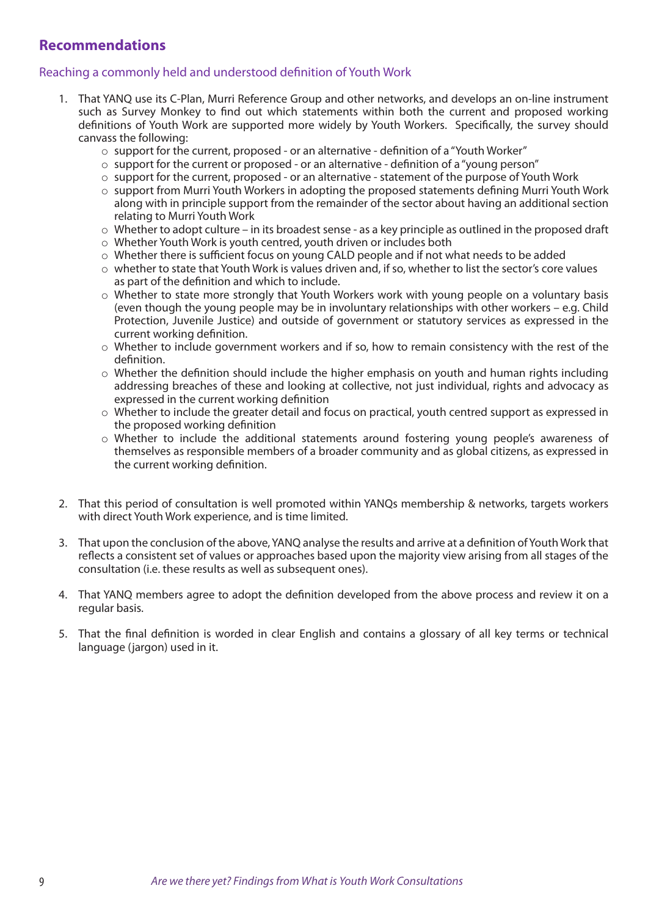## Recommendations

### Reaching a commonly held and understood definition of Youth Work

1. That YANQ use its C-Plan, Murri Reference Group and other networks, and develops an on-line instrument such as Survey Monkey to find out which statements within both the current and proposed working definitions of Youth Work are supported more widely by Youth Workers. Specifically, the survey should canvass the following:
   - support for the current, proposed - or an alternative - definition of a "Youth Worker"
   - support for the current or proposed - or an alternative - definition of a "young person"
   - support for the current, proposed - or an alternative - statement of the purpose of Youth Work
   - support from Murri Youth Workers in adopting the proposed statements defining Murri Youth Work along with in principle support from the remainder of the sector about having an additional section relating to Murri Youth Work
   - Whether to adopt culture – in its broadest sense - as a key principle as outlined in the proposed draft
   - Whether Youth Work is youth centred, youth driven or includes both
   - Whether there is sufficient focus on young CALD people and if not what needs to be added
   - whether to state that Youth Work is values driven and, if so, whether to list the sector's core values as part of the definition and which to include.
   - Whether to state more strongly that Youth Workers work with young people on a voluntary basis (even though the young people may be in involuntary relationships with other workers – e.g. Child Protection, Juvenile Justice) and outside of government or statutory services as expressed in the current working definition.
   - Whether to include government workers and if so, how to remain consistency with the rest of the definition.
   - Whether the definition should include the higher emphasis on youth and human rights including addressing breaches of these and looking at collective, not just individual, rights and advocacy as expressed in the current working definition
   - Whether to include the greater detail and focus on practical, youth centred support as expressed in the proposed working definition
   - Whether to include the additional statements around fostering young people's awareness of themselves as responsible members of a broader community and as global citizens, as expressed in the current working definition.

2. That this period of consultation is well promoted within YANQs membership & networks, targets workers with direct Youth Work experience, and is time limited.

3. That upon the conclusion of the above, YANQ analyse the results and arrive at a definition of Youth Work that reflects a consistent set of values or approaches based upon the majority view arising from all stages of the consultation (i.e. these results as well as subsequent ones).

4. That YANQ members agree to adopt the definition developed from the above process and review it on a regular basis.

5. That the final definition is worded in clear English and contains a glossary of all key terms or technical language (jargon) used in it.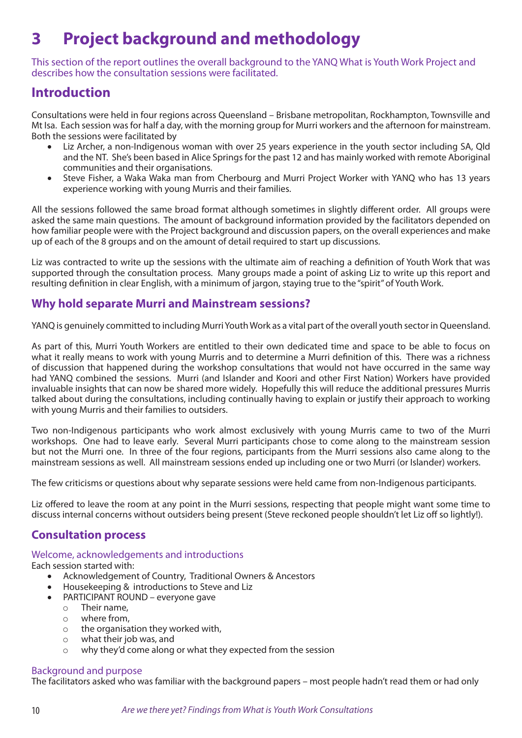# 3 Project background and methodology

This section of the report outlines the overall background to the YANQ What is Youth Work Project and describes how the consultation sessions were facilitated.

## Introduction

Consultations were held in four regions across Queensland – Brisbane metropolitan, Rockhampton, Townsville and Mt Isa. Each session was for half a day, with the morning group for Murri workers and the afternoon for mainstream. Both the sessions were facilitated by

- Liz Archer, a non-Indigenous woman with over 25 years experience in the youth sector including SA, Qld and the NT. She's been based in Alice Springs for the past 12 and has mainly worked with remote Aboriginal communities and their organisations.
- Steve Fisher, a Waka Waka man from Cherbourg and Murri Project Worker with YANQ who has 13 years experience working with young Murris and their families.

All the sessions followed the same broad format although sometimes in slightly different order. All groups were asked the same main questions. The amount of background information provided by the facilitators depended on how familiar people were with the Project background and discussion papers, on the overall experiences and make up of each of the 8 groups and on the amount of detail required to start up discussions.

Liz was contracted to write up the sessions with the ultimate aim of reaching a definition of Youth Work that was supported through the consultation process. Many groups made a point of asking Liz to write up this report and resulting definition in clear English, with a minimum of jargon, staying true to the "spirit" of Youth Work.

## Why hold separate Murri and Mainstream sessions?

YANQ is genuinely committed to including Murri Youth Work as a vital part of the overall youth sector in Queensland.

As part of this, Murri Youth Workers are entitled to their own dedicated time and space to be able to focus on what it really means to work with young Murris and to determine a Murri definition of this. There was a richness of discussion that happened during the workshop consultations that would not have occurred in the same way had YANQ combined the sessions. Murri (and Islander and Koori and other First Nation) Workers have provided invaluable insights that can now be shared more widely. Hopefully this will reduce the additional pressures Murris talked about during the consultations, including continually having to explain or justify their approach to working with young Murris and their families to outsiders.

Two non-Indigenous participants who work almost exclusively with young Murris came to two of the Murri workshops. One had to leave early. Several Murri participants chose to come along to the mainstream session but not the Murri one. In three of the four regions, participants from the Murri sessions also came along to the mainstream sessions as well. All mainstream sessions ended up including one or two Murri (or Islander) workers.

The few criticisms or questions about why separate sessions were held came from non-Indigenous participants.

Liz offered to leave the room at any point in the Murri sessions, respecting that people might want some time to discuss internal concerns without outsiders being present (Steve reckoned people shouldn't let Liz off so lightly!).

## Consultation process

### Welcome, acknowledgements and introductions

Each session started with:

- Acknowledgement of Country, Traditional Owners & Ancestors
- Housekeeping & introductions to Steve and Liz
- PARTICIPANT ROUND – everyone gave
  - Their name,
  - where from,
  - the organisation they worked with,
  - what their job was, and
  - why they'd come along or what they expected from the session

### Background and purpose

The facilitators asked who was familiar with the background papers – most people hadn't read them or had only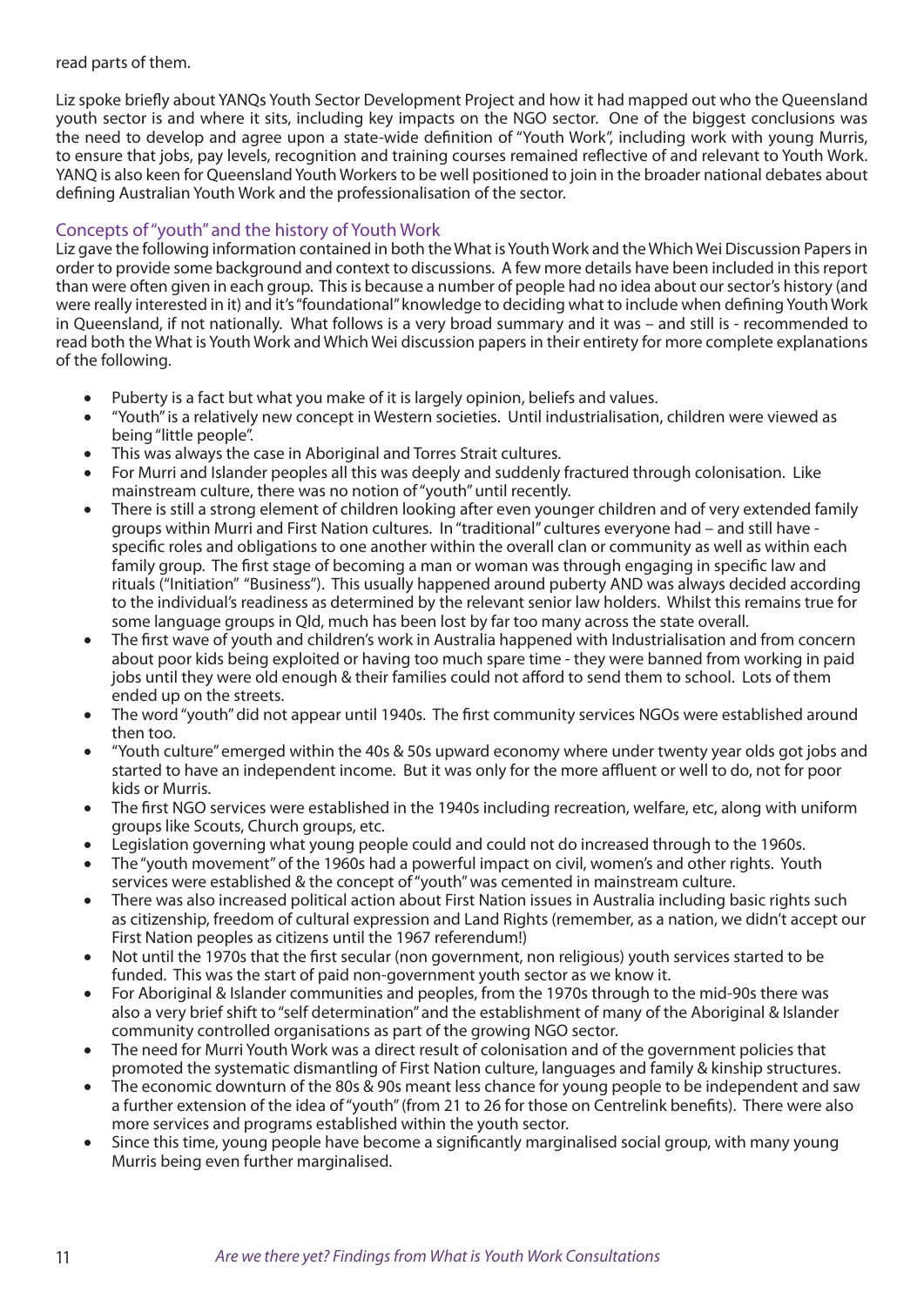read parts of them.

Liz spoke briefly about YANQs Youth Sector Development Project and how it had mapped out who the Queensland youth sector is and where it sits, including key impacts on the NGO sector. One of the biggest conclusions was the need to develop and agree upon a state-wide definition of "Youth Work", including work with young Murris, to ensure that jobs, pay levels, recognition and training courses remained reflective of and relevant to Youth Work. YANQ is also keen for Queensland Youth Workers to be well positioned to join in the broader national debates about defining Australian Youth Work and the professionalisation of the sector.

## Concepts of "youth" and the history of Youth Work

Liz gave the following information contained in both the What is Youth Work and the Which Wei Discussion Papers in order to provide some background and context to discussions. A few more details have been included in this report than were often given in each group. This is because a number of people had no idea about our sector's history (and were really interested in it) and it's "foundational" knowledge to deciding what to include when defining Youth Work in Queensland, if not nationally. What follows is a very broad summary and it was – and still is - recommended to read both the What is Youth Work and Which Wei discussion papers in their entirety for more complete explanations of the following.

- Puberty is a fact but what you make of it is largely opinion, beliefs and values.
- "Youth" is a relatively new concept in Western societies. Until industrialisation, children were viewed as being "little people".
- This was always the case in Aboriginal and Torres Strait cultures.
- For Murri and Islander peoples all this was deeply and suddenly fractured through colonisation. Like mainstream culture, there was no notion of "youth" until recently.
- There is still a strong element of children looking after even younger children and of very extended family groups within Murri and First Nation cultures. In "traditional" cultures everyone had – and still have - specific roles and obligations to one another within the overall clan or community as well as within each family group. The first stage of becoming a man or woman was through engaging in specific law and rituals ("Initiation" "Business"). This usually happened around puberty AND was always decided according to the individual's readiness as determined by the relevant senior law holders. Whilst this remains true for some language groups in Qld, much has been lost by far too many across the state overall.
- The first wave of youth and children's work in Australia happened with Industrialisation and from concern about poor kids being exploited or having too much spare time - they were banned from working in paid jobs until they were old enough & their families could not afford to send them to school. Lots of them ended up on the streets.
- The word "youth" did not appear until 1940s. The first community services NGOs were established around then too.
- "Youth culture" emerged within the 40s & 50s upward economy where under twenty year olds got jobs and started to have an independent income. But it was only for the more affluent or well to do, not for poor kids or Murris.
- The first NGO services were established in the 1940s including recreation, welfare, etc, along with uniform groups like Scouts, Church groups, etc.
- Legislation governing what young people could and could not do increased through to the 1960s.
- The "youth movement" of the 1960s had a powerful impact on civil, women's and other rights. Youth services were established & the concept of "youth" was cemented in mainstream culture.
- There was also increased political action about First Nation issues in Australia including basic rights such as citizenship, freedom of cultural expression and Land Rights (remember, as a nation, we didn't accept our First Nation peoples as citizens until the 1967 referendum!)
- Not until the 1970s that the first secular (non government, non religious) youth services started to be funded. This was the start of paid non-government youth sector as we know it.
- For Aboriginal & Islander communities and peoples, from the 1970s through to the mid-90s there was also a very brief shift to "self determination" and the establishment of many of the Aboriginal & Islander community controlled organisations as part of the growing NGO sector.
- The need for Murri Youth Work was a direct result of colonisation and of the government policies that promoted the systematic dismantling of First Nation culture, languages and family & kinship structures.
- The economic downturn of the 80s & 90s meant less chance for young people to be independent and saw a further extension of the idea of "youth" (from 21 to 26 for those on Centrelink benefits). There were also more services and programs established within the youth sector.
- Since this time, young people have become a significantly marginalised social group, with many young Murris being even further marginalised.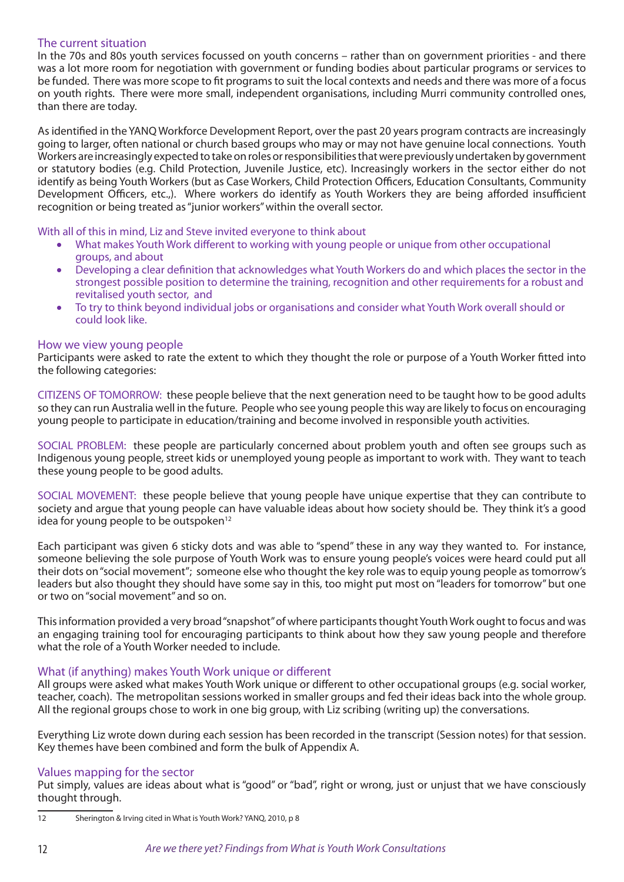## The current situation

In the 70s and 80s youth services focussed on youth concerns – rather than on government priorities - and there was a lot more room for negotiation with government or funding bodies about particular programs or services to be funded. There was more scope to fit programs to suit the local contexts and needs and there was more of a focus on youth rights. There were more small, independent organisations, including Murri community controlled ones, than there are today.

As identified in the YANQ Workforce Development Report, over the past 20 years program contracts are increasingly going to larger, often national or church based groups who may or may not have genuine local connections. Youth Workers are increasingly expected to take on roles or responsibilities that were previously undertaken by government or statutory bodies (e.g. Child Protection, Juvenile Justice, etc). Increasingly workers in the sector either do not identify as being Youth Workers (but as Case Workers, Child Protection Officers, Education Consultants, Community Development Officers, etc.,). Where workers do identify as Youth Workers they are being afforded insufficient recognition or being treated as "junior workers" within the overall sector.

With all of this in mind, Liz and Steve invited everyone to think about

- What makes Youth Work different to working with young people or unique from other occupational groups, and about
- Developing a clear definition that acknowledges what Youth Workers do and which places the sector in the strongest possible position to determine the training, recognition and other requirements for a robust and revitalised youth sector, and
- To try to think beyond individual jobs or organisations and consider what Youth Work overall should or could look like.

## How we view young people

Participants were asked to rate the extent to which they thought the role or purpose of a Youth Worker fitted into the following categories:

CITIZENS OF TOMORROW: these people believe that the next generation need to be taught how to be good adults so they can run Australia well in the future. People who see young people this way are likely to focus on encouraging young people to participate in education/training and become involved in responsible youth activities.

SOCIAL PROBLEM: these people are particularly concerned about problem youth and often see groups such as Indigenous young people, street kids or unemployed young people as important to work with. They want to teach these young people to be good adults.

SOCIAL MOVEMENT: these people believe that young people have unique expertise that they can contribute to society and argue that young people can have valuable ideas about how society should be. They think it's a good idea for young people to be outspoken[12]

Each participant was given 6 sticky dots and was able to "spend" these in any way they wanted to. For instance, someone believing the sole purpose of Youth Work was to ensure young people's voices were heard could put all their dots on "social movement"; someone else who thought the key role was to equip young people as tomorrow's leaders but also thought they should have some say in this, too might put most on "leaders for tomorrow" but one or two on "social movement" and so on.

This information provided a very broad "snapshot" of where participants thought Youth Work ought to focus and was an engaging training tool for encouraging participants to think about how they saw young people and therefore what the role of a Youth Worker needed to include.

## What (if anything) makes Youth Work unique or different

All groups were asked what makes Youth Work unique or different to other occupational groups (e.g. social worker, teacher, coach). The metropolitan sessions worked in smaller groups and fed their ideas back into the whole group. All the regional groups chose to work in one big group, with Liz scribing (writing up) the conversations.

Everything Liz wrote down during each session has been recorded in the transcript (Session notes) for that session. Key themes have been combined and form the bulk of Appendix A.

## Values mapping for the sector

Put simply, values are ideas about what is "good" or "bad", right or wrong, just or unjust that we have consciously thought through.

---

12 Sherington & Irving cited in What is Youth Work? YANQ, 2010, p 8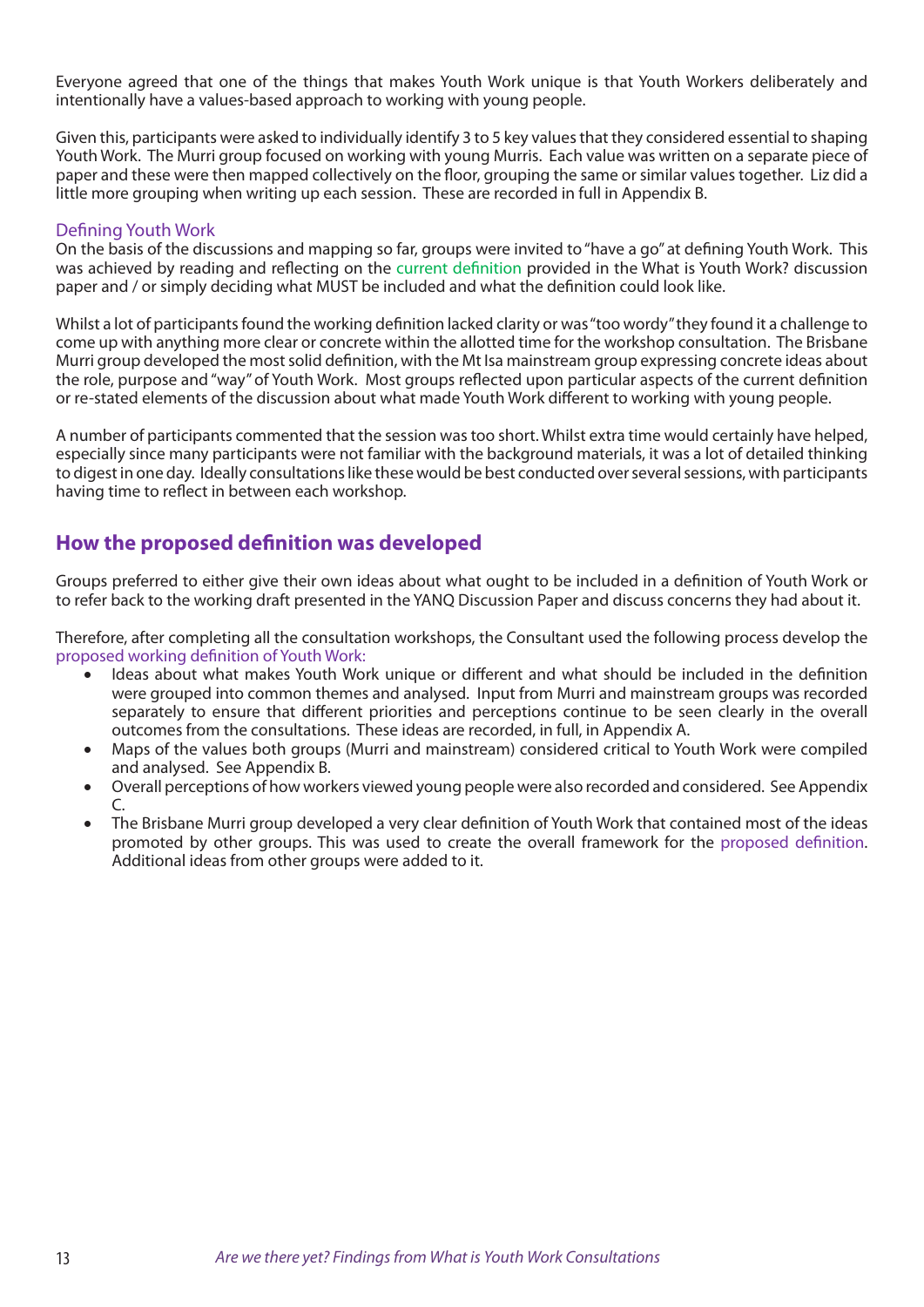Everyone agreed that one of the things that makes Youth Work unique is that Youth Workers deliberately and intentionally have a values-based approach to working with young people.

Given this, participants were asked to individually identify 3 to 5 key values that they considered essential to shaping Youth Work. The Murri group focused on working with young Murris. Each value was written on a separate piece of paper and these were then mapped collectively on the floor, grouping the same or similar values together. Liz did a little more grouping when writing up each session. These are recorded in full in Appendix B.

### Defining Youth Work

On the basis of the discussions and mapping so far, groups were invited to "have a go" at defining Youth Work. This was achieved by reading and reflecting on the current definition provided in the What is Youth Work? discussion paper and / or simply deciding what MUST be included and what the definition could look like.

Whilst a lot of participants found the working definition lacked clarity or was "too wordy" they found it a challenge to come up with anything more clear or concrete within the allotted time for the workshop consultation. The Brisbane Murri group developed the most solid definition, with the Mt Isa mainstream group expressing concrete ideas about the role, purpose and "way" of Youth Work. Most groups reflected upon particular aspects of the current definition or re-stated elements of the discussion about what made Youth Work different to working with young people.

A number of participants commented that the session was too short. Whilst extra time would certainly have helped, especially since many participants were not familiar with the background materials, it was a lot of detailed thinking to digest in one day. Ideally consultations like these would be best conducted over several sessions, with participants having time to reflect in between each workshop.

## How the proposed definition was developed

Groups preferred to either give their own ideas about what ought to be included in a definition of Youth Work or to refer back to the working draft presented in the YANQ Discussion Paper and discuss concerns they had about it.

Therefore, after completing all the consultation workshops, the Consultant used the following process develop the proposed working definition of Youth Work:

- Ideas about what makes Youth Work unique or different and what should be included in the definition were grouped into common themes and analysed. Input from Murri and mainstream groups was recorded separately to ensure that different priorities and perceptions continue to be seen clearly in the overall outcomes from the consultations. These ideas are recorded, in full, in Appendix A.
- Maps of the values both groups (Murri and mainstream) considered critical to Youth Work were compiled and analysed. See Appendix B.
- Overall perceptions of how workers viewed young people were also recorded and considered. See Appendix C.
- The Brisbane Murri group developed a very clear definition of Youth Work that contained most of the ideas promoted by other groups. This was used to create the overall framework for the proposed definition. Additional ideas from other groups were added to it.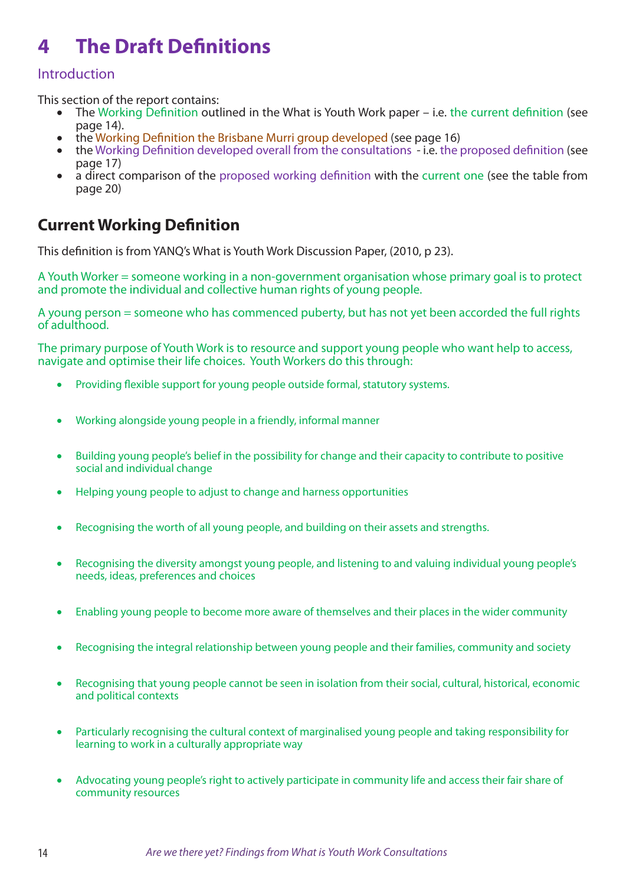# 4 The Draft Definitions

## Introduction

This section of the report contains:

- The Working Definition outlined in the What is Youth Work paper – i.e. the current definition (see page 14).
- the Working Definition the Brisbane Murri group developed (see page 16)
- the Working Definition developed overall from the consultations - i.e. the proposed definition (see page 17)
- a direct comparison of the proposed working definition with the current one (see the table from page 20)

## Current Working Definition

This definition is from YANQ's What is Youth Work Discussion Paper, (2010, p 23).

A Youth Worker = someone working in a non-government organisation whose primary goal is to protect and promote the individual and collective human rights of young people.

A young person = someone who has commenced puberty, but has not yet been accorded the full rights of adulthood.

The primary purpose of Youth Work is to resource and support young people who want help to access, navigate and optimise their life choices. Youth Workers do this through:

- Providing flexible support for young people outside formal, statutory systems.
- Working alongside young people in a friendly, informal manner
- Building young people's belief in the possibility for change and their capacity to contribute to positive social and individual change
- Helping young people to adjust to change and harness opportunities
- Recognising the worth of all young people, and building on their assets and strengths.
- Recognising the diversity amongst young people, and listening to and valuing individual young people's needs, ideas, preferences and choices
- Enabling young people to become more aware of themselves and their places in the wider community
- Recognising the integral relationship between young people and their families, community and society
- Recognising that young people cannot be seen in isolation from their social, cultural, historical, economic and political contexts
- Particularly recognising the cultural context of marginalised young people and taking responsibility for learning to work in a culturally appropriate way
- Advocating young people's right to actively participate in community life and access their fair share of community resources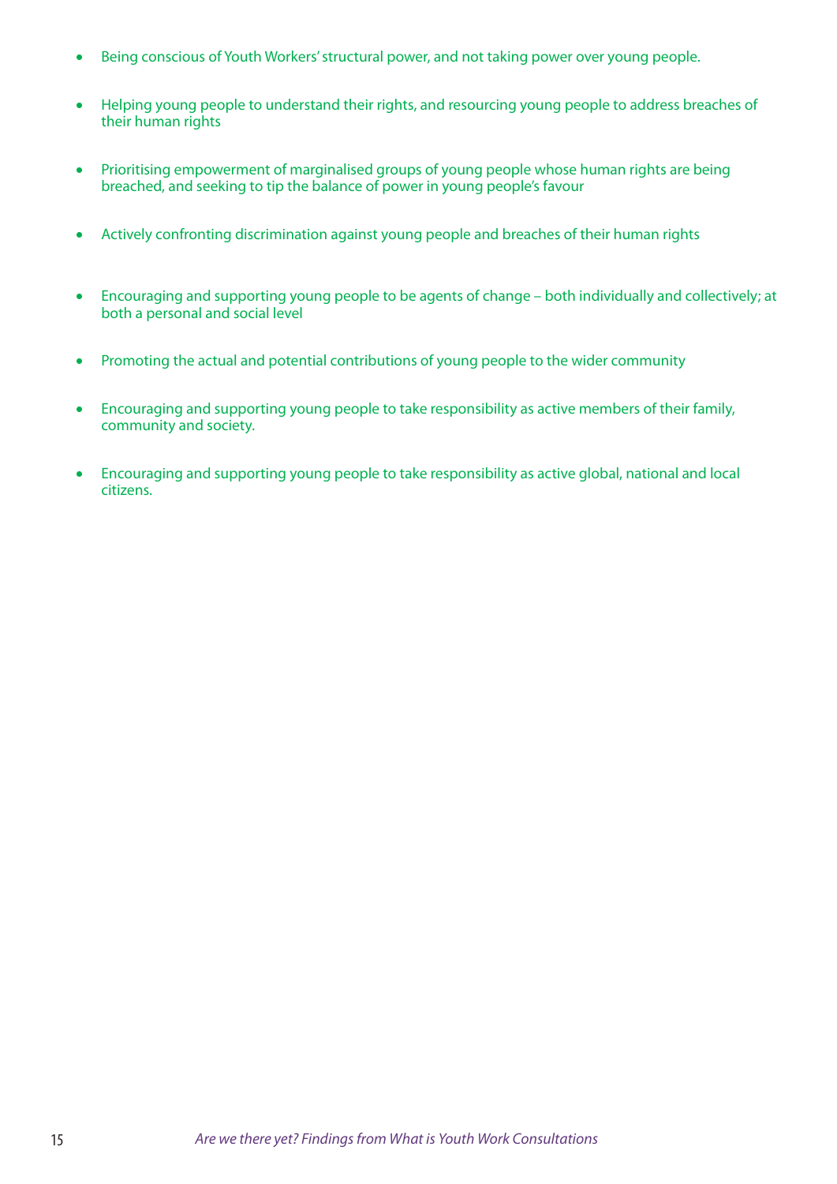- Being conscious of Youth Workers' structural power, and not taking power over young people.
- Helping young people to understand their rights, and resourcing young people to address breaches of their human rights
- Prioritising empowerment of marginalised groups of young people whose human rights are being breached, and seeking to tip the balance of power in young people's favour
- Actively confronting discrimination against young people and breaches of their human rights
- Encouraging and supporting young people to be agents of change – both individually and collectively; at both a personal and social level
- Promoting the actual and potential contributions of young people to the wider community
- Encouraging and supporting young people to take responsibility as active members of their family, community and society.
- Encouraging and supporting young people to take responsibility as active global, national and local citizens.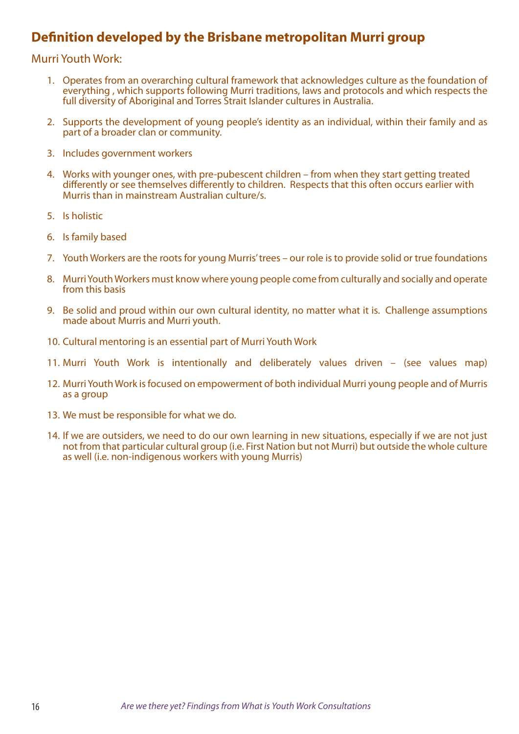## Definition developed by the Brisbane metropolitan Murri group

Murri Youth Work:

1. Operates from an overarching cultural framework that acknowledges culture as the foundation of everything , which supports following Murri traditions, laws and protocols and which respects the full diversity of Aboriginal and Torres Strait Islander cultures in Australia.

2. Supports the development of young people's identity as an individual, within their family and as part of a broader clan or community.

3. Includes government workers

4. Works with younger ones, with pre-pubescent children – from when they start getting treated differently or see themselves differently to children. Respects that this often occurs earlier with Murris than in mainstream Australian culture/s.

5. Is holistic

6. Is family based

7. Youth Workers are the roots for young Murris' trees – our role is to provide solid or true foundations

8. Murri Youth Workers must know where young people come from culturally and socially and operate from this basis

9. Be solid and proud within our own cultural identity, no matter what it is. Challenge assumptions made about Murris and Murri youth.

10. Cultural mentoring is an essential part of Murri Youth Work

11. Murri Youth Work is intentionally and deliberately values driven – (see values map)

12. Murri Youth Work is focused on empowerment of both individual Murri young people and of Murris as a group

13. We must be responsible for what we do.

14. If we are outsiders, we need to do our own learning in new situations, especially if we are not just not from that particular cultural group (i.e. First Nation but not Murri) but outside the whole culture as well (i.e. non-indigenous workers with young Murris)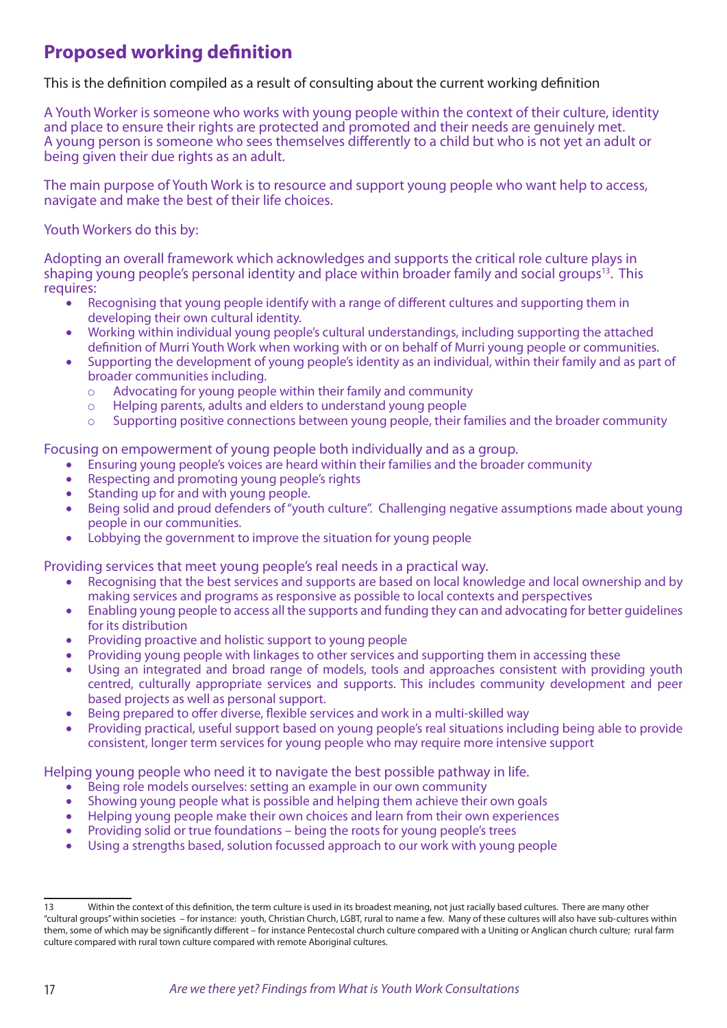## Proposed working definition

This is the definition compiled as a result of consulting about the current working definition

A Youth Worker is someone who works with young people within the context of their culture, identity and place to ensure their rights are protected and promoted and their needs are genuinely met. A young person is someone who sees themselves differently to a child but who is not yet an adult or being given their due rights as an adult.

The main purpose of Youth Work is to resource and support young people who want help to access, navigate and make the best of their life choices.

Youth Workers do this by:

Adopting an overall framework which acknowledges and supports the critical role culture plays in shaping young people's personal identity and place within broader family and social groups[13]. This requires:

- Recognising that young people identify with a range of different cultures and supporting them in developing their own cultural identity.
- Working within individual young people's cultural understandings, including supporting the attached definition of Murri Youth Work when working with or on behalf of Murri young people or communities.
- Supporting the development of young people's identity as an individual, within their family and as part of broader communities including.
    - Advocating for young people within their family and community
    - Helping parents, adults and elders to understand young people
    - Supporting positive connections between young people, their families and the broader community

Focusing on empowerment of young people both individually and as a group.

- Ensuring young people's voices are heard within their families and the broader community
- Respecting and promoting young people's rights
- Standing up for and with young people.
- Being solid and proud defenders of "youth culture". Challenging negative assumptions made about young people in our communities.
- Lobbying the government to improve the situation for young people

Providing services that meet young people's real needs in a practical way.

- Recognising that the best services and supports are based on local knowledge and local ownership and by making services and programs as responsive as possible to local contexts and perspectives
- Enabling young people to access all the supports and funding they can and advocating for better guidelines for its distribution
- Providing proactive and holistic support to young people
- Providing young people with linkages to other services and supporting them in accessing these
- Using an integrated and broad range of models, tools and approaches consistent with providing youth centred, culturally appropriate services and supports. This includes community development and peer based projects as well as personal support.
- Being prepared to offer diverse, flexible services and work in a multi-skilled way
- Providing practical, useful support based on young people's real situations including being able to provide consistent, longer term services for young people who may require more intensive support

Helping young people who need it to navigate the best possible pathway in life.

- Being role models ourselves: setting an example in our own community
- Showing young people what is possible and helping them achieve their own goals
- Helping young people make their own choices and learn from their own experiences
- Providing solid or true foundations – being the roots for young people's trees
- Using a strengths based, solution focussed approach to our work with young people

---

13 Within the context of this definition, the term culture is used in its broadest meaning, not just racially based cultures. There are many other "cultural groups" within societies – for instance: youth, Christian Church, LGBT, rural to name a few. Many of these cultures will also have sub-cultures within them, some of which may be significantly different – for instance Pentecostal church culture compared with a Uniting or Anglican church culture; rural farm culture compared with rural town culture compared with remote Aboriginal cultures.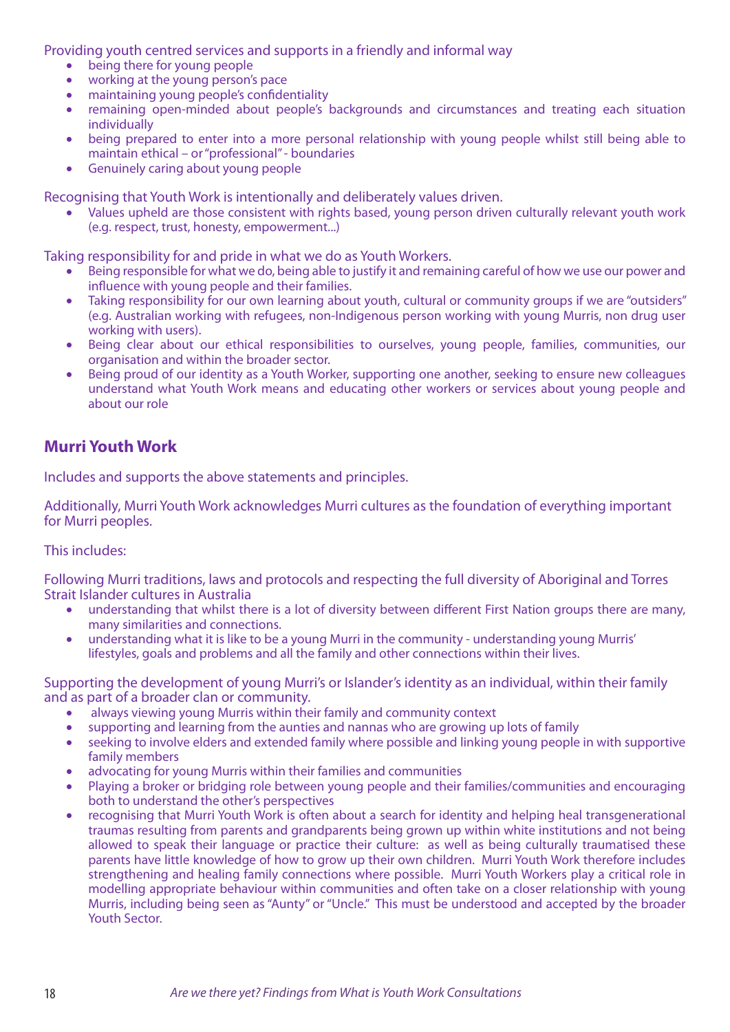Providing youth centred services and supports in a friendly and informal way

- being there for young people
- working at the young person's pace
- maintaining young people's confidentiality
- remaining open-minded about people's backgrounds and circumstances and treating each situation individually
- being prepared to enter into a more personal relationship with young people whilst still being able to maintain ethical – or "professional" - boundaries
- Genuinely caring about young people

Recognising that Youth Work is intentionally and deliberately values driven.

- Values upheld are those consistent with rights based, young person driven culturally relevant youth work (e.g. respect, trust, honesty, empowerment...)

Taking responsibility for and pride in what we do as Youth Workers.

- Being responsible for what we do, being able to justify it and remaining careful of how we use our power and influence with young people and their families.
- Taking responsibility for our own learning about youth, cultural or community groups if we are "outsiders" (e.g. Australian working with refugees, non-Indigenous person working with young Murris, non drug user working with users).
- Being clear about our ethical responsibilities to ourselves, young people, families, communities, our organisation and within the broader sector.
- Being proud of our identity as a Youth Worker, supporting one another, seeking to ensure new colleagues understand what Youth Work means and educating other workers or services about young people and about our role

## Murri Youth Work

Includes and supports the above statements and principles.

Additionally, Murri Youth Work acknowledges Murri cultures as the foundation of everything important for Murri peoples.

This includes:

Following Murri traditions, laws and protocols and respecting the full diversity of Aboriginal and Torres Strait Islander cultures in Australia

- understanding that whilst there is a lot of diversity between different First Nation groups there are many, many similarities and connections.
- understanding what it is like to be a young Murri in the community - understanding young Murris' lifestyles, goals and problems and all the family and other connections within their lives.

Supporting the development of young Murri's or Islander's identity as an individual, within their family and as part of a broader clan or community.

- always viewing young Murris within their family and community context
- supporting and learning from the aunties and nannas who are growing up lots of family
- seeking to involve elders and extended family where possible and linking young people in with supportive family members
- advocating for young Murris within their families and communities
- Playing a broker or bridging role between young people and their families/communities and encouraging both to understand the other's perspectives
- recognising that Murri Youth Work is often about a search for identity and helping heal transgenerational traumas resulting from parents and grandparents being grown up within white institutions and not being allowed to speak their language or practice their culture: as well as being culturally traumatised these parents have little knowledge of how to grow up their own children. Murri Youth Work therefore includes strengthening and healing family connections where possible. Murri Youth Workers play a critical role in modelling appropriate behaviour within communities and often take on a closer relationship with young Murris, including being seen as "Aunty" or "Uncle." This must be understood and accepted by the broader Youth Sector.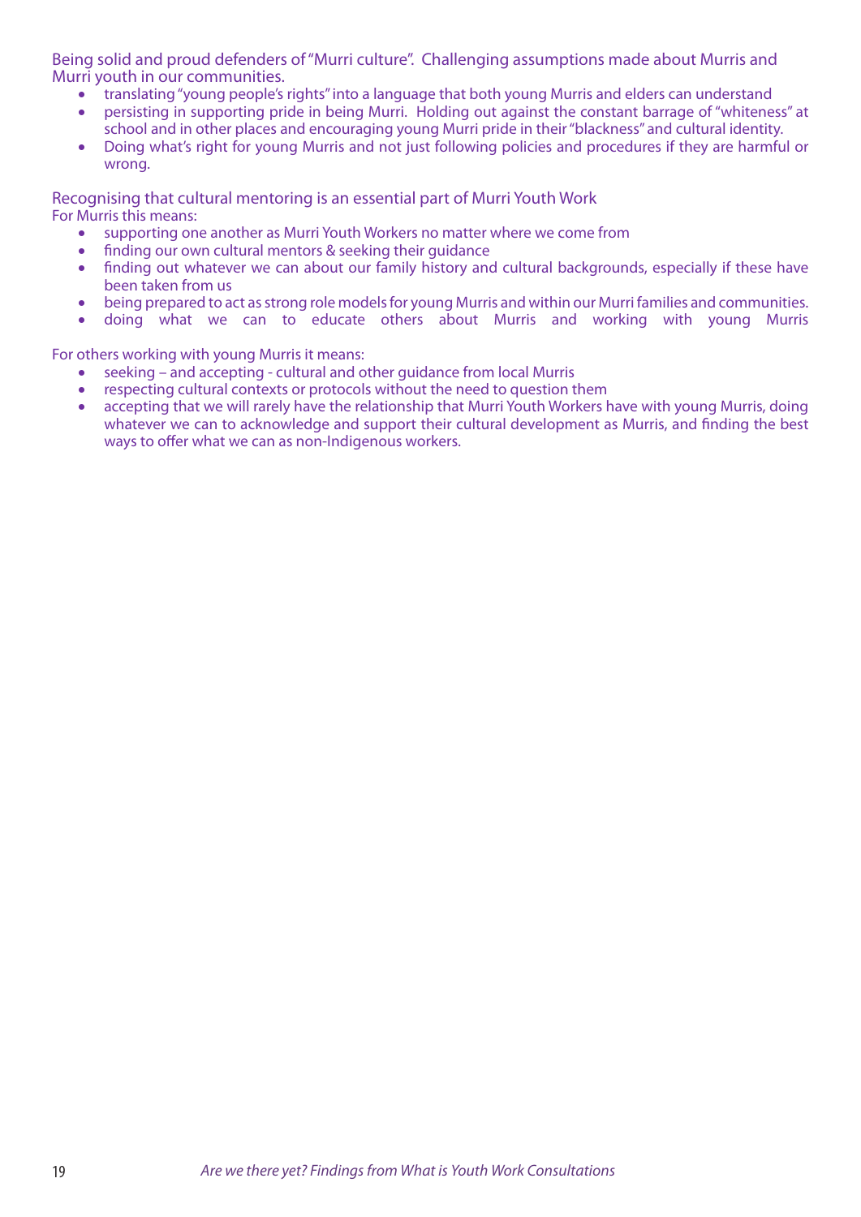Being solid and proud defenders of "Murri culture". Challenging assumptions made about Murris and Murri youth in our communities.

- translating "young people's rights" into a language that both young Murris and elders can understand
- persisting in supporting pride in being Murri. Holding out against the constant barrage of "whiteness" at school and in other places and encouraging young Murri pride in their "blackness" and cultural identity.
- Doing what's right for young Murris and not just following policies and procedures if they are harmful or wrong.

Recognising that cultural mentoring is an essential part of Murri Youth Work

For Murris this means:

- supporting one another as Murri Youth Workers no matter where we come from
- finding our own cultural mentors & seeking their guidance
- finding out whatever we can about our family history and cultural backgrounds, especially if these have been taken from us
- being prepared to act as strong role models for young Murris and within our Murri families and communities.
- doing what we can to educate others about Murris and working with young Murris

For others working with young Murris it means:

- seeking – and accepting - cultural and other guidance from local Murris
- respecting cultural contexts or protocols without the need to question them
- accepting that we will rarely have the relationship that Murri Youth Workers have with young Murris, doing whatever we can to acknowledge and support their cultural development as Murris, and finding the best ways to offer what we can as non-Indigenous workers.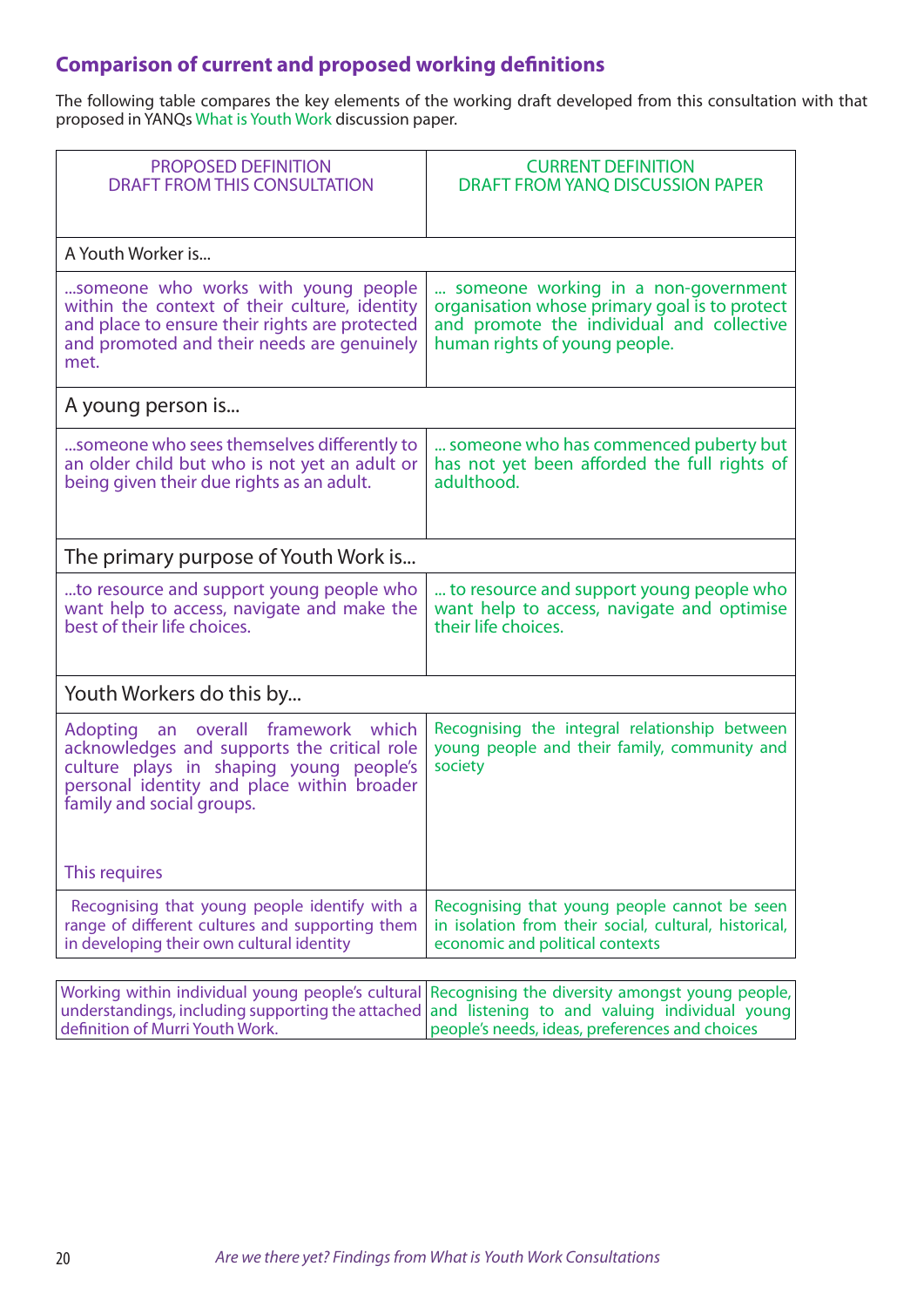## Comparison of current and proposed working definitions

The following table compares the key elements of the working draft developed from this consultation with that proposed in YANQs What is Youth Work discussion paper.

| PROPOSED DEFINITION<br>DRAFT FROM THIS CONSULTATION | CURRENT DEFINITION<br>DRAFT FROM YANQ DISCUSSION PAPER |
|---|---|
| **A Youth Worker is...** | |
| ...someone who works with young people within the context of their culture, identity and place to ensure their rights are protected and promoted and their needs are genuinely met. | ... someone working in a non-government organisation whose primary goal is to protect and promote the individual and collective human rights of young people. |
| **A young person is...** | |
| ...someone who sees themselves differently to an older child but who is not yet an adult or being given their due rights as an adult. | ... someone who has commenced puberty but has not yet been afforded the full rights of adulthood. |
| **The primary purpose of Youth Work is...** | |
| ...to resource and support young people who want help to access, navigate and make the best of their life choices. | ... to resource and support young people who want help to access, navigate and optimise their life choices. |
| **Youth Workers do this by...** | |
| Adopting an overall framework which acknowledges and supports the critical role culture plays in shaping young people's personal identity and place within broader family and social groups.<br><br>This requires | Recognising the integral relationship between young people and their family, community and society |
| Recognising that young people identify with a range of different cultures and supporting them in developing their own cultural identity | Recognising that young people cannot be seen in isolation from their social, cultural, historical, economic and political contexts |
| Working within individual young people's cultural understandings, including supporting the attached definition of Murri Youth Work. | Recognising the diversity amongst young people, and listening to and valuing individual young people's needs, ideas, preferences and choices |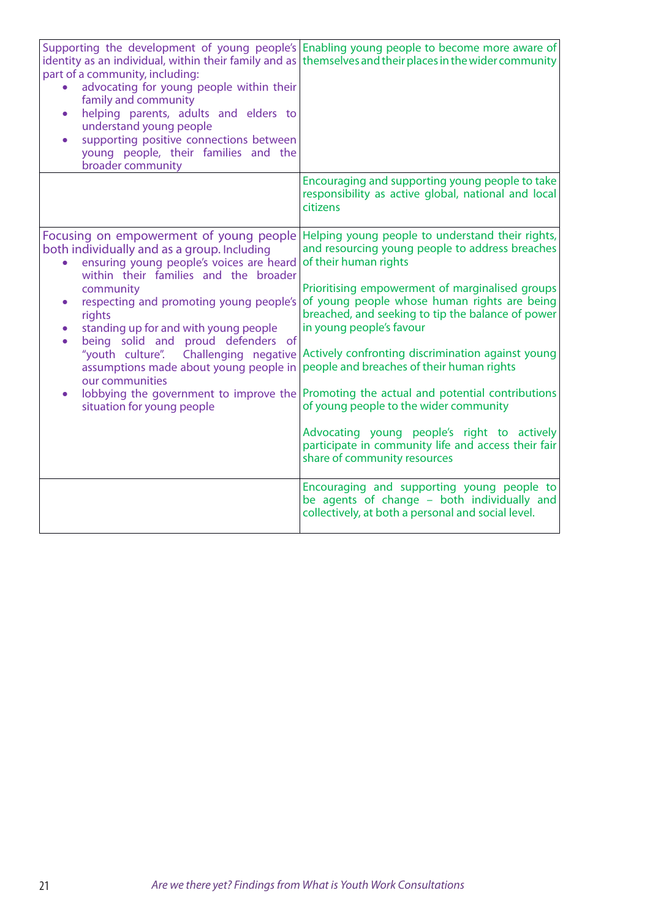| | |
|---|---|
| Supporting the development of young people's identity as an individual, within their family and as part of a community, including: <br>• advocating for young people within their family and community <br>• helping parents, adults and elders to understand young people <br>• supporting positive connections between young people, their families and the broader community | Enabling young people to become more aware of themselves and their places in the wider community |
| | Encouraging and supporting young people to take responsibility as active global, national and local citizens |
| Focusing on empowerment of young people both individually and as a group. Including <br>• ensuring young people's voices are heard within their families and the broader community <br>• respecting and promoting young people's rights <br>• standing up for and with young people <br>• being solid and proud defenders of "youth culture". Challenging negative assumptions made about young people in our communities <br>• lobbying the government to improve the situation for young people | Helping young people to understand their rights, and resourcing young people to address breaches of their human rights <br><br>Prioritising empowerment of marginalised groups of young people whose human rights are being breached, and seeking to tip the balance of power in young people's favour <br><br>Actively confronting discrimination against young people and breaches of their human rights <br><br>Promoting the actual and potential contributions of young people to the wider community <br><br>Advocating young people's right to actively participate in community life and access their fair share of community resources |
| | Encouraging and supporting young people to be agents of change – both individually and collectively, at both a personal and social level. |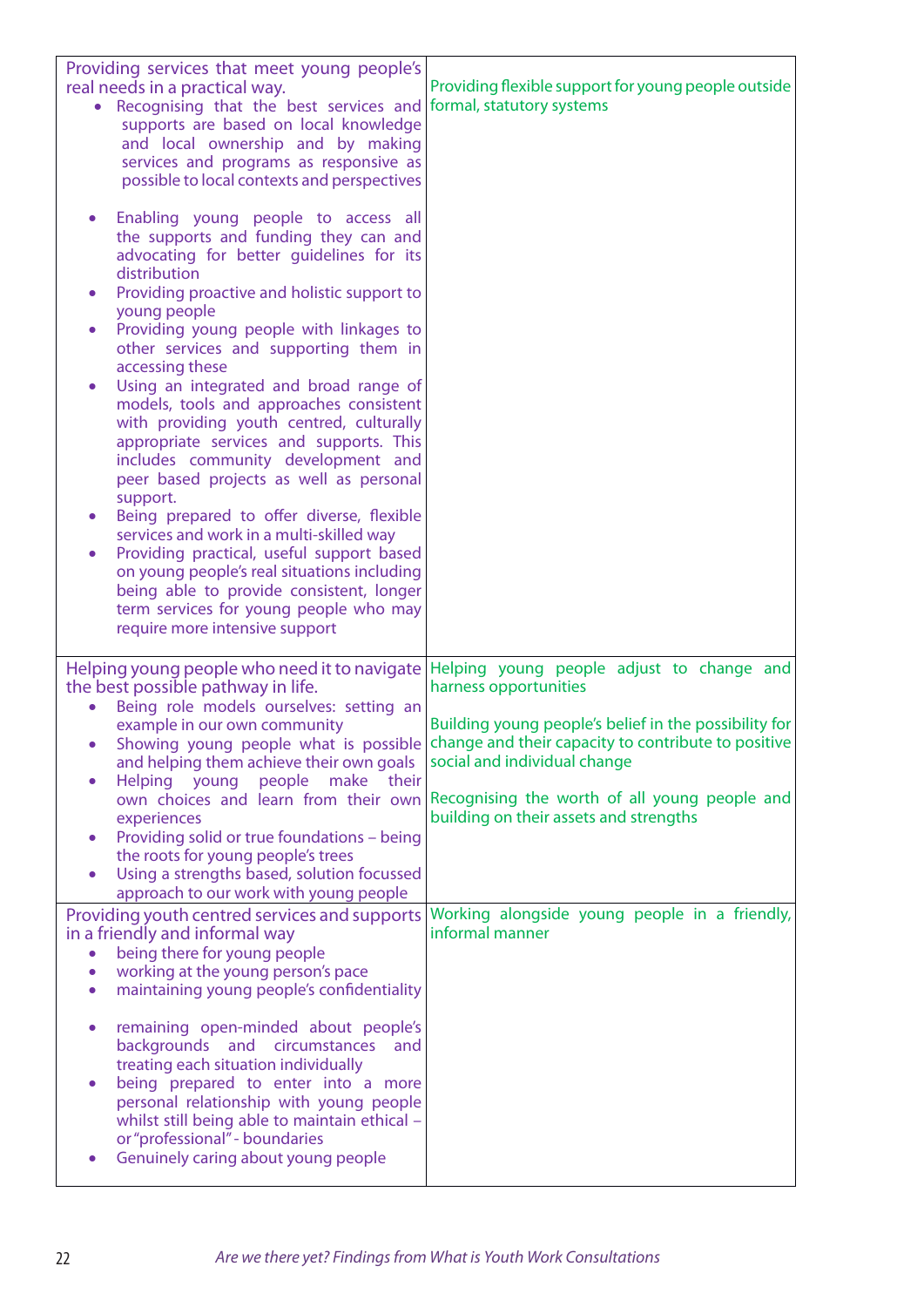| | |
|---|---|
| Providing services that meet young people's real needs in a practical way. <ul><li>Recognising that the best services and supports are based on local knowledge and local ownership and by making services and programs as responsive as possible to local contexts and perspectives</li><li>Enabling young people to access all the supports and funding they can and advocating for better guidelines for its distribution</li><li>Providing proactive and holistic support to young people</li><li>Providing young people with linkages to other services and supporting them in accessing these</li><li>Using an integrated and broad range of models, tools and approaches consistent with providing youth centred, culturally appropriate services and supports. This includes community development and peer based projects as well as personal support.</li><li>Being prepared to offer diverse, flexible services and work in a multi-skilled way</li><li>Providing practical, useful support based on young people's real situations including being able to provide consistent, longer term services for young people who may require more intensive support</li></ul> | Providing flexible support for young people outside formal, statutory systems |
| Helping young people who need it to navigate the best possible pathway in life. <ul><li>Being role models ourselves: setting an example in our own community</li><li>Showing young people what is possible and helping them achieve their own goals</li><li>Helping young people make their own choices and learn from their own experiences</li><li>Providing solid or true foundations – being the roots for young people's trees</li><li>Using a strengths based, solution focussed approach to our work with young people</li></ul> | Helping young people adjust to change and harness opportunities<br><br>Building young people's belief in the possibility for change and their capacity to contribute to positive social and individual change<br><br>Recognising the worth of all young people and building on their assets and strengths |
| Providing youth centred services and supports in a friendly and informal way <ul><li>being there for young people</li><li>working at the young person's pace</li><li>maintaining young people's confidentiality</li><li>remaining open-minded about people's backgrounds and circumstances and treating each situation individually</li><li>being prepared to enter into a more personal relationship with young people whilst still being able to maintain ethical – or "professional" - boundaries</li><li>Genuinely caring about young people</li></ul> | Working alongside young people in a friendly, informal manner |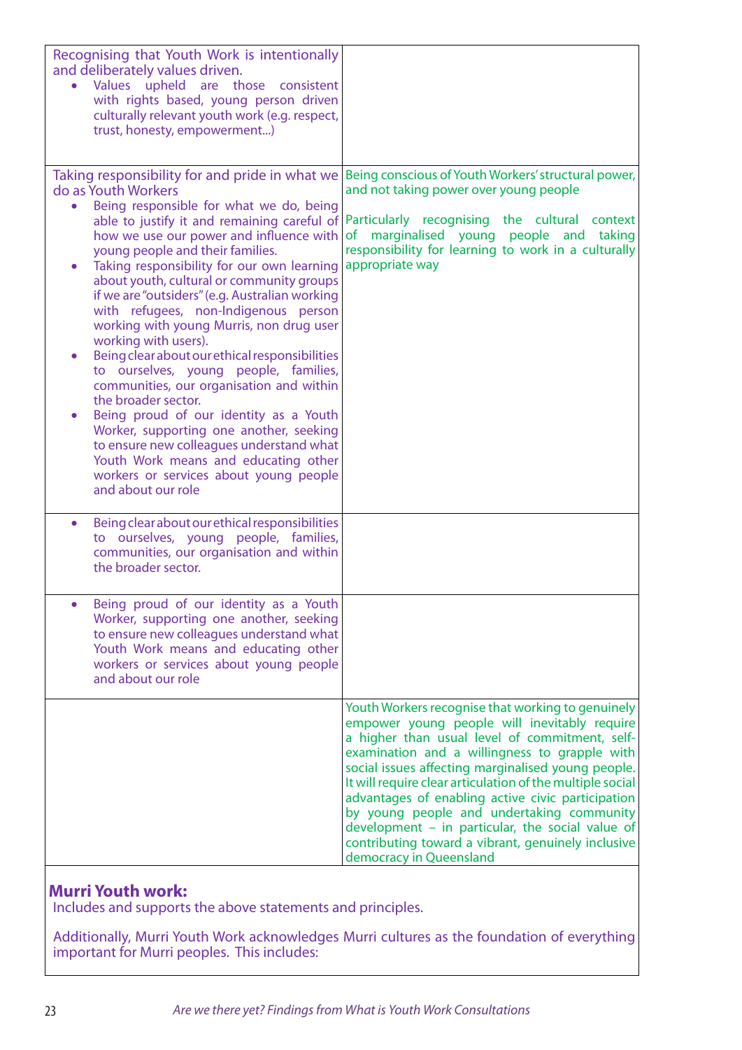| | |
|---|---|
| Recognising that Youth Work is intentionally and deliberately values driven.<br>• Values upheld are those consistent with rights based, young person driven culturally relevant youth work (e.g. respect, trust, honesty, empowerment...) | |
| Taking responsibility for and pride in what we do as Youth Workers<br>• Being responsible for what we do, being able to justify it and remaining careful of how we use our power and influence with young people and their families.<br>• Taking responsibility for our own learning about youth, cultural or community groups if we are "outsiders" (e.g. Australian working with refugees, non-Indigenous person working with young Murris, non drug user working with users).<br>• Being clear about our ethical responsibilities to ourselves, young people, families, communities, our organisation and within the broader sector.<br>• Being proud of our identity as a Youth Worker, supporting one another, seeking to ensure new colleagues understand what Youth Work means and educating other workers or services about young people and about our role | Being conscious of Youth Workers' structural power, and not taking power over young people<br><br>Particularly recognising the cultural context of marginalised young people and taking responsibility for learning to work in a culturally appropriate way |
| • Being clear about our ethical responsibilities to ourselves, young people, families, communities, our organisation and within the broader sector. | |
| • Being proud of our identity as a Youth Worker, supporting one another, seeking to ensure new colleagues understand what Youth Work means and educating other workers or services about young people and about our role | |
| | Youth Workers recognise that working to genuinely empower young people will inevitably require a higher than usual level of commitment, self-examination and a willingness to grapple with social issues affecting marginalised young people. It will require clear articulation of the multiple social advantages of enabling active civic participation by young people and undertaking community development – in particular, the social value of contributing toward a vibrant, genuinely inclusive democracy in Queensland |

**Murri Youth work:**

Includes and supports the above statements and principles.

Additionally, Murri Youth Work acknowledges Murri cultures as the foundation of everything important for Murri peoples. This includes: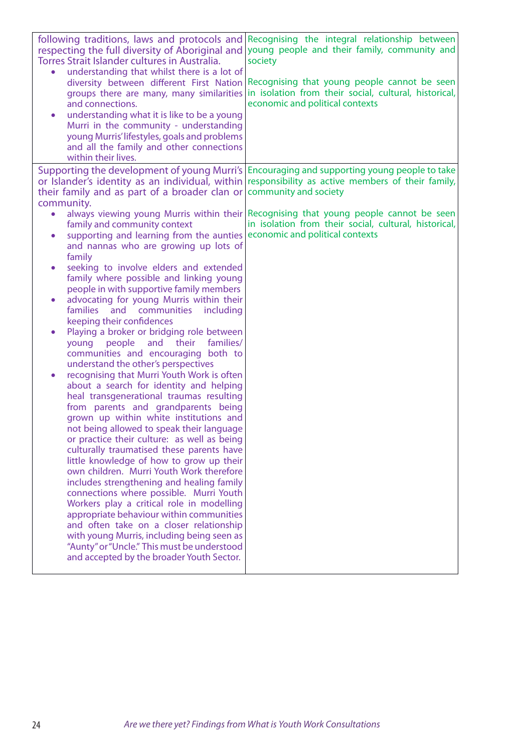| | |
|---|---|
| following traditions, laws and protocols and respecting the full diversity of Aboriginal and Torres Strait Islander cultures in Australia.<br>• understanding that whilst there is a lot of diversity between different First Nation groups there are many, many similarities and connections.<br>• understanding what it is like to be a young Murri in the community - understanding young Murris' lifestyles, goals and problems and all the family and other connections within their lives. | Recognising the integral relationship between young people and their family, community and society<br><br>Recognising that young people cannot be seen in isolation from their social, cultural, historical, economic and political contexts |
| Supporting the development of young Murri's or Islander's identity as an individual, within their family and as part of a broader clan or community.<br>• always viewing young Murris within their family and community context<br>• supporting and learning from the aunties and nannas who are growing up lots of family<br>• seeking to involve elders and extended family where possible and linking young people in with supportive family members<br>• advocating for young Murris within their families and communities including keeping their confidences<br>• Playing a broker or bridging role between young people and their families/ communities and encouraging both to understand the other's perspectives<br>• recognising that Murri Youth Work is often about a search for identity and helping heal transgenerational traumas resulting from parents and grandparents being grown up within white institutions and not being allowed to speak their language or practice their culture: as well as being culturally traumatised these parents have little knowledge of how to grow up their own children. Murri Youth Work therefore includes strengthening and healing family connections where possible. Murri Youth Workers play a critical role in modelling appropriate behaviour within communities and often take on a closer relationship with young Murris, including being seen as "Aunty" or "Uncle." This must be understood and accepted by the broader Youth Sector. | Encouraging and supporting young people to take responsibility as active members of their family, community and society<br><br>Recognising that young people cannot be seen in isolation from their social, cultural, historical, economic and political contexts |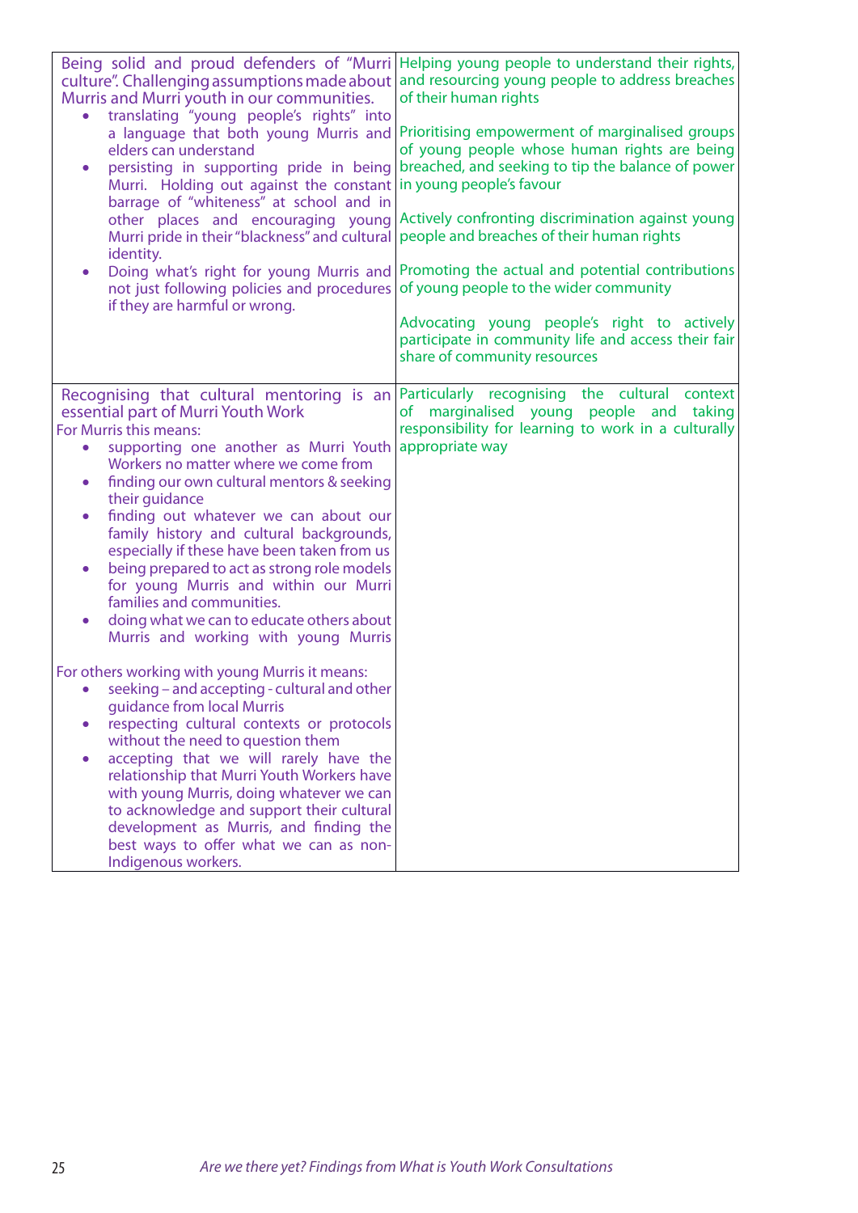| | |
|---|---|
| Being solid and proud defenders of "Murri culture". Challenging assumptions made about Murris and Murri youth in our communities.<br>• translating "young people's rights" into a language that both young Murris and elders can understand<br>• persisting in supporting pride in being Murri. Holding out against the constant barrage of "whiteness" at school and in other places and encouraging young Murri pride in their "blackness" and cultural identity.<br>• Doing what's right for young Murris and not just following policies and procedures if they are harmful or wrong. | Helping young people to understand their rights, and resourcing young people to address breaches of their human rights<br><br>Prioritising empowerment of marginalised groups of young people whose human rights are being breached, and seeking to tip the balance of power in young people's favour<br><br>Actively confronting discrimination against young people and breaches of their human rights<br><br>Promoting the actual and potential contributions of young people to the wider community<br><br>Advocating young people's right to actively participate in community life and access their fair share of community resources |
| Recognising that cultural mentoring is an essential part of Murri Youth Work<br>For Murris this means:<br>• supporting one another as Murri Youth Workers no matter where we come from<br>• finding our own cultural mentors & seeking their guidance<br>• finding out whatever we can about our family history and cultural backgrounds, especially if these have been taken from us<br>• being prepared to act as strong role models for young Murris and within our Murri families and communities.<br>• doing what we can to educate others about Murris and working with young Murris<br><br>For others working with young Murris it means:<br>• seeking – and accepting - cultural and other guidance from local Murris<br>• respecting cultural contexts or protocols without the need to question them<br>• accepting that we will rarely have the relationship that Murri Youth Workers have with young Murris, doing whatever we can to acknowledge and support their cultural development as Murris, and finding the best ways to offer what we can as non-Indigenous workers. | Particularly recognising the cultural context of marginalised young people and taking responsibility for learning to work in a culturally appropriate way |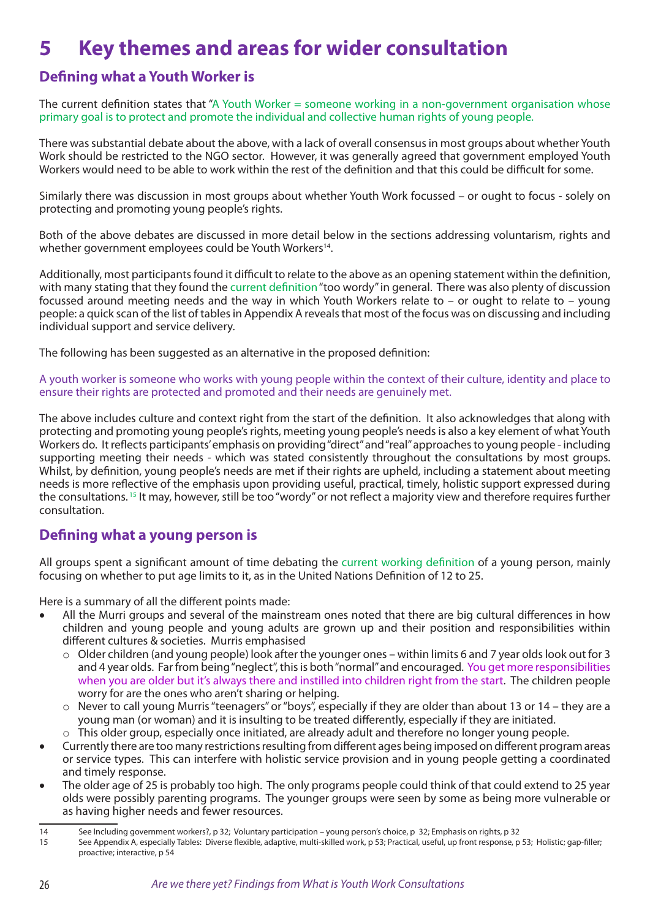# 5 Key themes and areas for wider consultation

## Defining what a Youth Worker is

The current definition states that "A Youth Worker = someone working in a non-government organisation whose primary goal is to protect and promote the individual and collective human rights of young people.

There was substantial debate about the above, with a lack of overall consensus in most groups about whether Youth Work should be restricted to the NGO sector. However, it was generally agreed that government employed Youth Workers would need to be able to work within the rest of the definition and that this could be difficult for some.

Similarly there was discussion in most groups about whether Youth Work focussed – or ought to focus - solely on protecting and promoting young people's rights.

Both of the above debates are discussed in more detail below in the sections addressing voluntarism, rights and whether government employees could be Youth Workers[14].

Additionally, most participants found it difficult to relate to the above as an opening statement within the definition, with many stating that they found the current definition "too wordy" in general. There was also plenty of discussion focussed around meeting needs and the way in which Youth Workers relate to – or ought to relate to – young people: a quick scan of the list of tables in Appendix A reveals that most of the focus was on discussing and including individual support and service delivery.

The following has been suggested as an alternative in the proposed definition:

A youth worker is someone who works with young people within the context of their culture, identity and place to ensure their rights are protected and promoted and their needs are genuinely met.

The above includes culture and context right from the start of the definition. It also acknowledges that along with protecting and promoting young people's rights, meeting young people's needs is also a key element of what Youth Workers do. It reflects participants' emphasis on providing "direct" and "real" approaches to young people - including supporting meeting their needs - which was stated consistently throughout the consultations by most groups. Whilst, by definition, young people's needs are met if their rights are upheld, including a statement about meeting needs is more reflective of the emphasis upon providing useful, practical, timely, holistic support expressed during the consultations.[15] It may, however, still be too "wordy" or not reflect a majority view and therefore requires further consultation.

## Defining what a young person is

All groups spent a significant amount of time debating the current working definition of a young person, mainly focusing on whether to put age limits to it, as in the United Nations Definition of 12 to 25.

Here is a summary of all the different points made:

- All the Murri groups and several of the mainstream ones noted that there are big cultural differences in how children and young people and young adults are grown up and their position and responsibilities within different cultures & societies. Murris emphasised
  - Older children (and young people) look after the younger ones – within limits 6 and 7 year olds look out for 3 and 4 year olds. Far from being "neglect", this is both "normal" and encouraged. You get more responsibilities when you are older but it's always there and instilled into children right from the start. The children people worry for are the ones who aren't sharing or helping.
  - Never to call young Murris "teenagers" or "boys", especially if they are older than about 13 or 14 – they are a young man (or woman) and it is insulting to be treated differently, especially if they are initiated.
  - This older group, especially once initiated, are already adult and therefore no longer young people.
- Currently there are too many restrictions resulting from different ages being imposed on different program areas or service types. This can interfere with holistic service provision and in young people getting a coordinated and timely response.
- The older age of 25 is probably too high. The only programs people could think of that could extend to 25 year olds were possibly parenting programs. The younger groups were seen by some as being more vulnerable or as having higher needs and fewer resources.

---

14 See Including government workers?, p 32; Voluntary participation – young person's choice, p 32; Emphasis on rights, p 32

15 See Appendix A, especially Tables: Diverse flexible, adaptive, multi-skilled work, p 53; Practical, useful, up front response, p 53; Holistic; gap-filler; proactive; interactive, p 54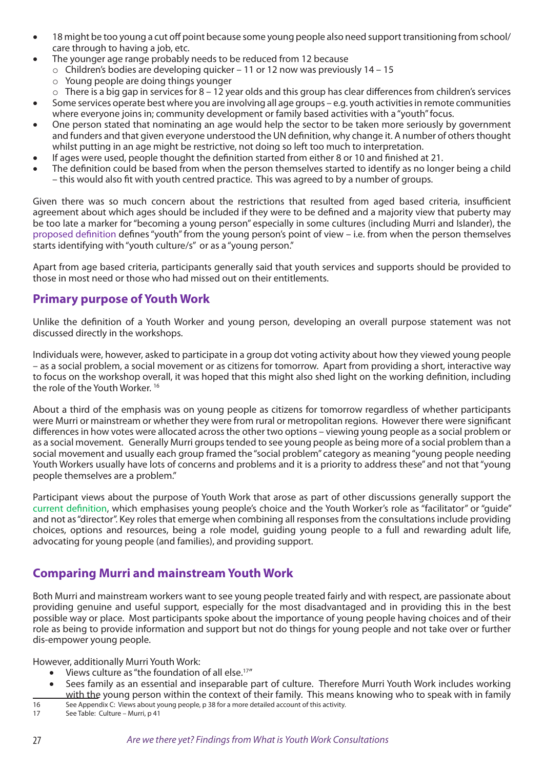- 18 might be too young a cut off point because some young people also need support transitioning from school/ care through to having a job, etc.
- The younger age range probably needs to be reduced from 12 because
  - Children's bodies are developing quicker – 11 or 12 now was previously 14 – 15
  - Young people are doing things younger
  - There is a big gap in services for 8 – 12 year olds and this group has clear differences from children's services
- Some services operate best where you are involving all age groups – e.g. youth activities in remote communities where everyone joins in; community development or family based activities with a "youth" focus.
- One person stated that nominating an age would help the sector to be taken more seriously by government and funders and that given everyone understood the UN definition, why change it. A number of others thought whilst putting in an age might be restrictive, not doing so left too much to interpretation.
- If ages were used, people thought the definition started from either 8 or 10 and finished at 21.
- The definition could be based from when the person themselves started to identify as no longer being a child – this would also fit with youth centred practice. This was agreed to by a number of groups.

Given there was so much concern about the restrictions that resulted from aged based criteria, insufficient agreement about which ages should be included if they were to be defined and a majority view that puberty may be too late a marker for "becoming a young person" especially in some cultures (including Murri and Islander), the proposed definition defines "youth" from the young person's point of view – i.e. from when the person themselves starts identifying with "youth culture/s" or as a "young person."

Apart from age based criteria, participants generally said that youth services and supports should be provided to those in most need or those who had missed out on their entitlements.

## Primary purpose of Youth Work

Unlike the definition of a Youth Worker and young person, developing an overall purpose statement was not discussed directly in the workshops.

Individuals were, however, asked to participate in a group dot voting activity about how they viewed young people – as a social problem, a social movement or as citizens for tomorrow. Apart from providing a short, interactive way to focus on the workshop overall, it was hoped that this might also shed light on the working definition, including the role of the Youth Worker. [16]

About a third of the emphasis was on young people as citizens for tomorrow regardless of whether participants were Murri or mainstream or whether they were from rural or metropolitan regions. However there were significant differences in how votes were allocated across the other two options – viewing young people as a social problem or as a social movement. Generally Murri groups tended to see young people as being more of a social problem than a social movement and usually each group framed the "social problem" category as meaning "young people needing Youth Workers usually have lots of concerns and problems and it is a priority to address these" and not that "young people themselves are a problem."

Participant views about the purpose of Youth Work that arose as part of other discussions generally support the current definition, which emphasises young people's choice and the Youth Worker's role as "facilitator" or "guide" and not as "director". Key roles that emerge when combining all responses from the consultations include providing choices, options and resources, being a role model, guiding young people to a full and rewarding adult life, advocating for young people (and families), and providing support.

## Comparing Murri and mainstream Youth Work

Both Murri and mainstream workers want to see young people treated fairly and with respect, are passionate about providing genuine and useful support, especially for the most disadvantaged and in providing this in the best possible way or place. Most participants spoke about the importance of young people having choices and of their role as being to provide information and support but not do things for young people and not take over or further dis-empower young people.

However, additionally Murri Youth Work:

- Views culture as "the foundation of all else.[17]"
- Sees family as an essential and inseparable part of culture. Therefore Murri Youth Work includes working with the young person within the context of their family. This means knowing who to speak with in family

---

16 See Appendix C: Views about young people, p 38 for a more detailed account of this activity.

17 See Table: Culture – Murri, p 41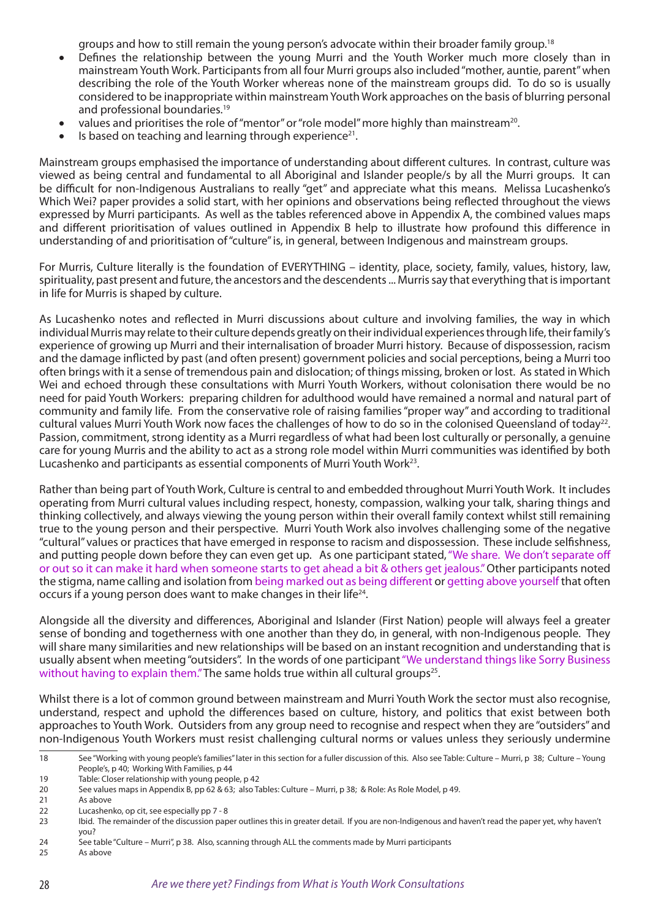groups and how to still remain the young person's advocate within their broader family group.[18]

- Defines the relationship between the young Murri and the Youth Worker much more closely than in mainstream Youth Work. Participants from all four Murri groups also included "mother, auntie, parent" when describing the role of the Youth Worker whereas none of the mainstream groups did. To do so is usually considered to be inappropriate within mainstream Youth Work approaches on the basis of blurring personal and professional boundaries.[19]
- values and prioritises the role of "mentor" or "role model" more highly than mainstream[20].
- Is based on teaching and learning through experience[21].

Mainstream groups emphasised the importance of understanding about different cultures. In contrast, culture was viewed as being central and fundamental to all Aboriginal and Islander people/s by all the Murri groups. It can be difficult for non-Indigenous Australians to really "get" and appreciate what this means. Melissa Lucashenko's Which Wei? paper provides a solid start, with her opinions and observations being reflected throughout the views expressed by Murri participants. As well as the tables referenced above in Appendix A, the combined values maps and different prioritisation of values outlined in Appendix B help to illustrate how profound this difference in understanding of and prioritisation of "culture" is, in general, between Indigenous and mainstream groups.

For Murris, Culture literally is the foundation of EVERYTHING – identity, place, society, family, values, history, law, spirituality, past present and future, the ancestors and the descendents ... Murris say that everything that is important in life for Murris is shaped by culture.

As Lucashenko notes and reflected in Murri discussions about culture and involving families, the way in which individual Murris may relate to their culture depends greatly on their individual experiences through life, their family's experience of growing up Murri and their internalisation of broader Murri history. Because of dispossession, racism and the damage inflicted by past (and often present) government policies and social perceptions, being a Murri too often brings with it a sense of tremendous pain and dislocation; of things missing, broken or lost. As stated in Which Wei and echoed through these consultations with Murri Youth Workers, without colonisation there would be no need for paid Youth Workers: preparing children for adulthood would have remained a normal and natural part of community and family life. From the conservative role of raising families "proper way" and according to traditional cultural values Murri Youth Work now faces the challenges of how to do so in the colonised Queensland of today[22]. Passion, commitment, strong identity as a Murri regardless of what had been lost culturally or personally, a genuine care for young Murris and the ability to act as a strong role model within Murri communities was identified by both Lucashenko and participants as essential components of Murri Youth Work[23].

Rather than being part of Youth Work, Culture is central to and embedded throughout Murri Youth Work. It includes operating from Murri cultural values including respect, honesty, compassion, walking your talk, sharing things and thinking collectively, and always viewing the young person within their overall family context whilst still remaining true to the young person and their perspective. Murri Youth Work also involves challenging some of the negative "cultural" values or practices that have emerged in response to racism and dispossession. These include selfishness, and putting people down before they can even get up. As one participant stated, "We share. We don't separate off or out so it can make it hard when someone starts to get ahead a bit & others get jealous." Other participants noted the stigma, name calling and isolation from being marked out as being different or getting above yourself that often occurs if a young person does want to make changes in their life[24].

Alongside all the diversity and differences, Aboriginal and Islander (First Nation) people will always feel a greater sense of bonding and togetherness with one another than they do, in general, with non-Indigenous people. They will share many similarities and new relationships will be based on an instant recognition and understanding that is usually absent when meeting "outsiders". In the words of one participant "We understand things like Sorry Business without having to explain them." The same holds true within all cultural groups[25].

Whilst there is a lot of common ground between mainstream and Murri Youth Work the sector must also recognise, understand, respect and uphold the differences based on culture, history, and politics that exist between both approaches to Youth Work. Outsiders from any group need to recognise and respect when they are "outsiders" and non-Indigenous Youth Workers must resist challenging cultural norms or values unless they seriously undermine

---

18 See "Working with young people's families" later in this section for a fuller discussion of this. Also see Table: Culture – Murri, p 38; Culture – Young People's, p 40; Working With Families, p 44

19 Table: Closer relationship with young people, p 42

20 See values maps in Appendix B, pp 62 & 63; also Tables: Culture – Murri, p 38; & Role: As Role Model, p 49.

21 As above

22 Lucashenko, op cit, see especially pp 7 - 8

23 Ibid. The remainder of the discussion paper outlines this in greater detail. If you are non-Indigenous and haven't read the paper yet, why haven't you?

24 See table "Culture – Murri", p 38. Also, scanning through ALL the comments made by Murri participants

25 As above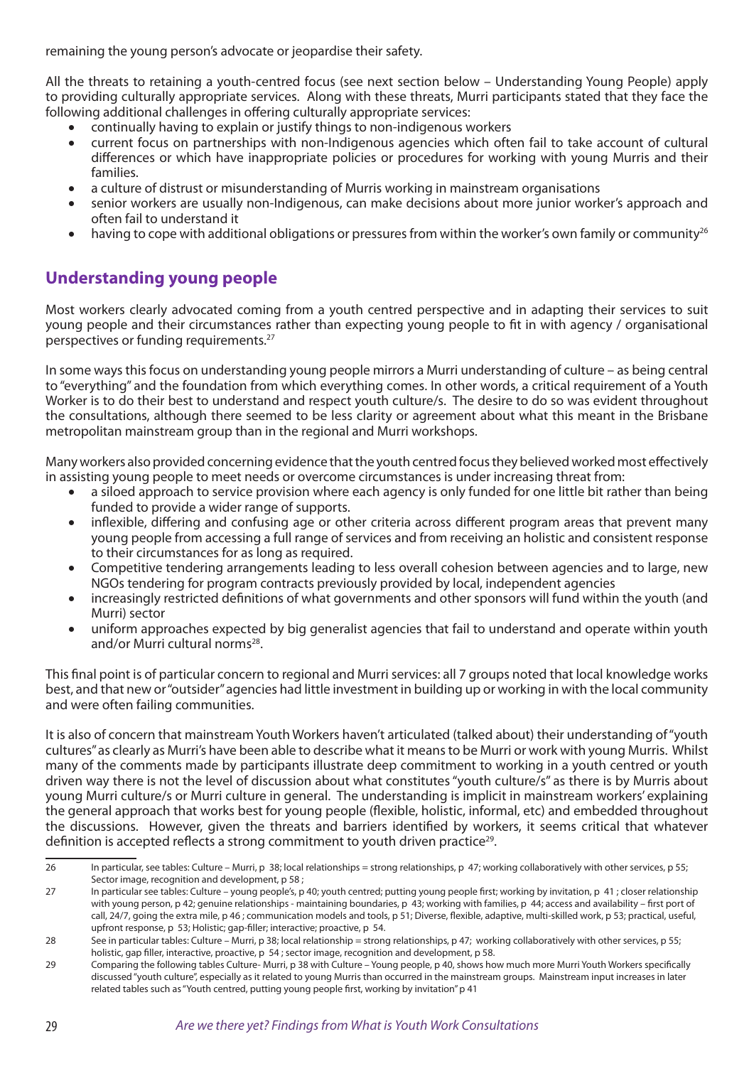remaining the young person's advocate or jeopardise their safety.

All the threats to retaining a youth-centred focus (see next section below – Understanding Young People) apply to providing culturally appropriate services. Along with these threats, Murri participants stated that they face the following additional challenges in offering culturally appropriate services:

- continually having to explain or justify things to non-indigenous workers
- current focus on partnerships with non-Indigenous agencies which often fail to take account of cultural differences or which have inappropriate policies or procedures for working with young Murris and their families.
- a culture of distrust or misunderstanding of Murris working in mainstream organisations
- senior workers are usually non-Indigenous, can make decisions about more junior worker's approach and often fail to understand it
- having to cope with additional obligations or pressures from within the worker's own family or community[26]

## Understanding young people

Most workers clearly advocated coming from a youth centred perspective and in adapting their services to suit young people and their circumstances rather than expecting young people to fit in with agency / organisational perspectives or funding requirements.[27]

In some ways this focus on understanding young people mirrors a Murri understanding of culture – as being central to "everything" and the foundation from which everything comes. In other words, a critical requirement of a Youth Worker is to do their best to understand and respect youth culture/s. The desire to do so was evident throughout the consultations, although there seemed to be less clarity or agreement about what this meant in the Brisbane metropolitan mainstream group than in the regional and Murri workshops.

Many workers also provided concerning evidence that the youth centred focus they believed worked most effectively in assisting young people to meet needs or overcome circumstances is under increasing threat from:

- a siloed approach to service provision where each agency is only funded for one little bit rather than being funded to provide a wider range of supports.
- inflexible, differing and confusing age or other criteria across different program areas that prevent many young people from accessing a full range of services and from receiving an holistic and consistent response to their circumstances for as long as required.
- Competitive tendering arrangements leading to less overall cohesion between agencies and to large, new NGOs tendering for program contracts previously provided by local, independent agencies
- increasingly restricted definitions of what governments and other sponsors will fund within the youth (and Murri) sector
- uniform approaches expected by big generalist agencies that fail to understand and operate within youth and/or Murri cultural norms[28].

This final point is of particular concern to regional and Murri services: all 7 groups noted that local knowledge works best, and that new or "outsider" agencies had little investment in building up or working in with the local community and were often failing communities.

It is also of concern that mainstream Youth Workers haven't articulated (talked about) their understanding of "youth cultures" as clearly as Murri's have been able to describe what it means to be Murri or work with young Murris. Whilst many of the comments made by participants illustrate deep commitment to working in a youth centred or youth driven way there is not the level of discussion about what constitutes "youth culture/s" as there is by Murris about young Murri culture/s or Murri culture in general. The understanding is implicit in mainstream workers' explaining the general approach that works best for young people (flexible, holistic, informal, etc) and embedded throughout the discussions. However, given the threats and barriers identified by workers, it seems critical that whatever definition is accepted reflects a strong commitment to youth driven practice[29].

---

26 In particular, see tables: Culture – Murri, p 38; local relationships = strong relationships, p 47; working collaboratively with other services, p 55; Sector image, recognition and development, p 58 ;

27 In particular see tables: Culture – young people's, p 40; youth centred; putting young people first; working by invitation, p 41 ; closer relationship with young person, p 42; genuine relationships - maintaining boundaries, p 43; working with families, p 44; access and availability – first port of call, 24/7, going the extra mile, p 46 ; communication models and tools, p 51; Diverse, flexible, adaptive, multi-skilled work, p 53; practical, useful, upfront response, p 53; Holistic; gap-filler; interactive; proactive, p 54.

28 See in particular tables: Culture – Murri, p 38; local relationship = strong relationships, p 47; working collaboratively with other services, p 55; holistic, gap filler, interactive, proactive, p 54 ; sector image, recognition and development, p 58.

29 Comparing the following tables Culture- Murri, p 38 with Culture – Young people, p 40, shows how much more Murri Youth Workers specifically discussed "youth culture", especially as it related to young Murris than occurred in the mainstream groups. Mainstream input increases in later related tables such as "Youth centred, putting young people first, working by invitation" p 41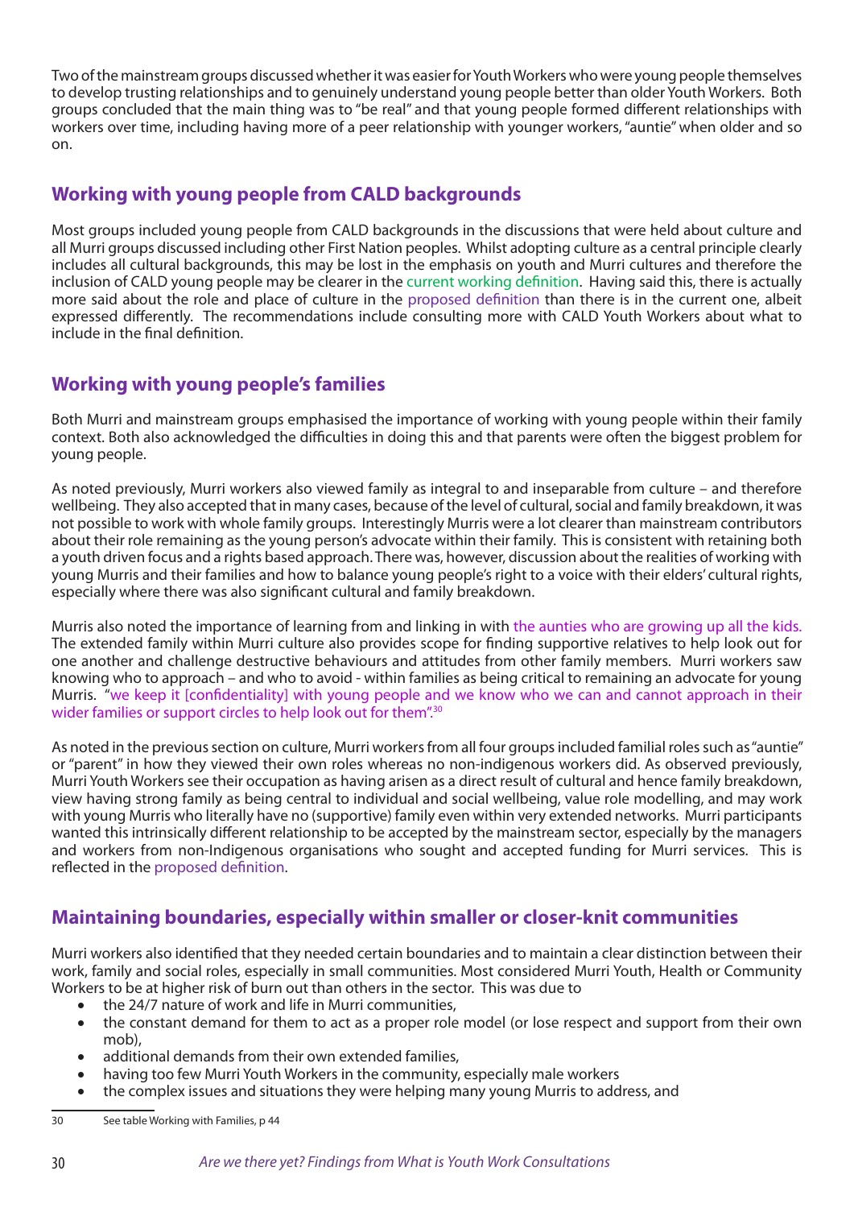Two of the mainstream groups discussed whether it was easier for Youth Workers who were young people themselves to develop trusting relationships and to genuinely understand young people better than older Youth Workers. Both groups concluded that the main thing was to "be real" and that young people formed different relationships with workers over time, including having more of a peer relationship with younger workers, "auntie" when older and so on.

## Working with young people from CALD backgrounds

Most groups included young people from CALD backgrounds in the discussions that were held about culture and all Murri groups discussed including other First Nation peoples. Whilst adopting culture as a central principle clearly includes all cultural backgrounds, this may be lost in the emphasis on youth and Murri cultures and therefore the inclusion of CALD young people may be clearer in the current working definition. Having said this, there is actually more said about the role and place of culture in the proposed definition than there is in the current one, albeit expressed differently. The recommendations include consulting more with CALD Youth Workers about what to include in the final definition.

## Working with young people's families

Both Murri and mainstream groups emphasised the importance of working with young people within their family context. Both also acknowledged the difficulties in doing this and that parents were often the biggest problem for young people.

As noted previously, Murri workers also viewed family as integral to and inseparable from culture – and therefore wellbeing. They also accepted that in many cases, because of the level of cultural, social and family breakdown, it was not possible to work with whole family groups. Interestingly Murris were a lot clearer than mainstream contributors about their role remaining as the young person's advocate within their family. This is consistent with retaining both a youth driven focus and a rights based approach. There was, however, discussion about the realities of working with young Murris and their families and how to balance young people's right to a voice with their elders' cultural rights, especially where there was also significant cultural and family breakdown.

Murris also noted the importance of learning from and linking in with the aunties who are growing up all the kids. The extended family within Murri culture also provides scope for finding supportive relatives to help look out for one another and challenge destructive behaviours and attitudes from other family members. Murri workers saw knowing who to approach – and who to avoid - within families as being critical to remaining an advocate for young Murris. "we keep it [confidentiality] with young people and we know who we can and cannot approach in their wider families or support circles to help look out for them".[30]

As noted in the previous section on culture, Murri workers from all four groups included familial roles such as "auntie" or "parent" in how they viewed their own roles whereas no non-indigenous workers did. As observed previously, Murri Youth Workers see their occupation as having arisen as a direct result of cultural and hence family breakdown, view having strong family as being central to individual and social wellbeing, value role modelling, and may work with young Murris who literally have no (supportive) family even within very extended networks. Murri participants wanted this intrinsically different relationship to be accepted by the mainstream sector, especially by the managers and workers from non-Indigenous organisations who sought and accepted funding for Murri services. This is reflected in the proposed definition.

## Maintaining boundaries, especially within smaller or closer-knit communities

Murri workers also identified that they needed certain boundaries and to maintain a clear distinction between their work, family and social roles, especially in small communities. Most considered Murri Youth, Health or Community Workers to be at higher risk of burn out than others in the sector. This was due to

- the 24/7 nature of work and life in Murri communities,
- the constant demand for them to act as a proper role model (or lose respect and support from their own mob),
- additional demands from their own extended families,
- having too few Murri Youth Workers in the community, especially male workers
- the complex issues and situations they were helping many young Murris to address, and

---

30 See table Working with Families, p 44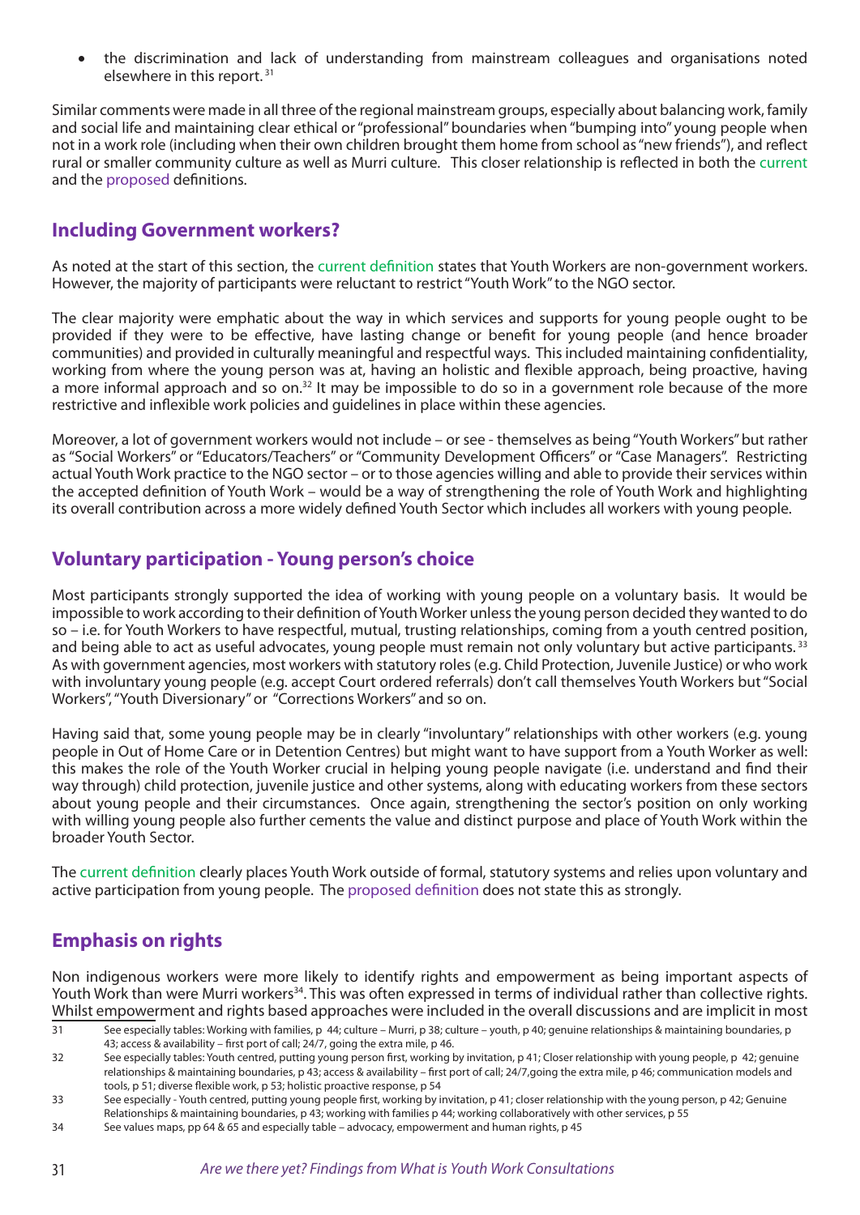- the discrimination and lack of understanding from mainstream colleagues and organisations noted elsewhere in this report. [31]

Similar comments were made in all three of the regional mainstream groups, especially about balancing work, family and social life and maintaining clear ethical or "professional" boundaries when "bumping into" young people when not in a work role (including when their own children brought them home from school as "new friends"), and reflect rural or smaller community culture as well as Murri culture. This closer relationship is reflected in both the current and the proposed definitions.

## Including Government workers?

As noted at the start of this section, the current definition states that Youth Workers are non-government workers. However, the majority of participants were reluctant to restrict "Youth Work" to the NGO sector.

The clear majority were emphatic about the way in which services and supports for young people ought to be provided if they were to be effective, have lasting change or benefit for young people (and hence broader communities) and provided in culturally meaningful and respectful ways. This included maintaining confidentiality, working from where the young person was at, having an holistic and flexible approach, being proactive, having a more informal approach and so on.[32] It may be impossible to do so in a government role because of the more restrictive and inflexible work policies and guidelines in place within these agencies.

Moreover, a lot of government workers would not include – or see - themselves as being "Youth Workers" but rather as "Social Workers" or "Educators/Teachers" or "Community Development Officers" or "Case Managers". Restricting actual Youth Work practice to the NGO sector – or to those agencies willing and able to provide their services within the accepted definition of Youth Work – would be a way of strengthening the role of Youth Work and highlighting its overall contribution across a more widely defined Youth Sector which includes all workers with young people.

## Voluntary participation - Young person's choice

Most participants strongly supported the idea of working with young people on a voluntary basis. It would be impossible to work according to their definition of Youth Worker unless the young person decided they wanted to do so – i.e. for Youth Workers to have respectful, mutual, trusting relationships, coming from a youth centred position, and being able to act as useful advocates, young people must remain not only voluntary but active participants.[33] As with government agencies, most workers with statutory roles (e.g. Child Protection, Juvenile Justice) or who work with involuntary young people (e.g. accept Court ordered referrals) don't call themselves Youth Workers but "Social Workers", "Youth Diversionary" or "Corrections Workers" and so on.

Having said that, some young people may be in clearly "involuntary" relationships with other workers (e.g. young people in Out of Home Care or in Detention Centres) but might want to have support from a Youth Worker as well: this makes the role of the Youth Worker crucial in helping young people navigate (i.e. understand and find their way through) child protection, juvenile justice and other systems, along with educating workers from these sectors about young people and their circumstances. Once again, strengthening the sector's position on only working with willing young people also further cements the value and distinct purpose and place of Youth Work within the broader Youth Sector.

The current definition clearly places Youth Work outside of formal, statutory systems and relies upon voluntary and active participation from young people. The proposed definition does not state this as strongly.

## Emphasis on rights

Non indigenous workers were more likely to identify rights and empowerment as being important aspects of Youth Work than were Murri workers[34]. This was often expressed in terms of individual rather than collective rights. Whilst empowerment and rights based approaches were included in the overall discussions and are implicit in most

---

31 See especially tables: Working with families, p 44; culture – Murri, p 38; culture – youth, p 40; genuine relationships & maintaining boundaries, p 43; access & availability – first port of call; 24/7, going the extra mile, p 46.

32 See especially tables: Youth centred, putting young person first, working by invitation, p 41; Closer relationship with young people, p 42; genuine relationships & maintaining boundaries, p 43; access & availability – first port of call; 24/7,going the extra mile, p 46; communication models and tools, p 51; diverse flexible work, p 53; holistic proactive response, p 54

33 See especially - Youth centred, putting young people first, working by invitation, p 41; closer relationship with the young person, p 42; Genuine Relationships & maintaining boundaries, p 43; working with families p 44; working collaboratively with other services, p 55

34 See values maps, pp 64 & 65 and especially table – advocacy, empowerment and human rights, p 45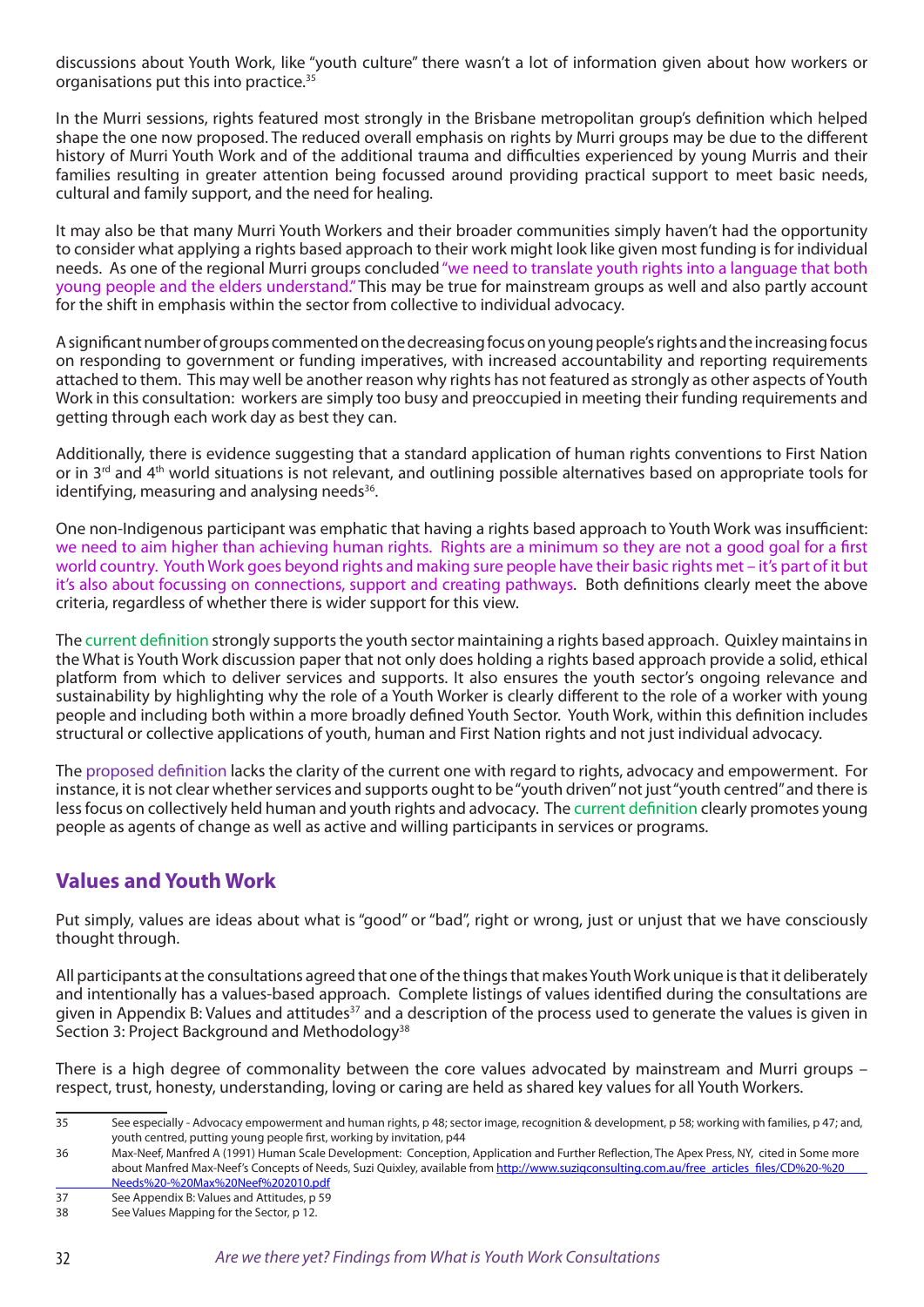discussions about Youth Work, like "youth culture" there wasn't a lot of information given about how workers or organisations put this into practice.[35]

In the Murri sessions, rights featured most strongly in the Brisbane metropolitan group's definition which helped shape the one now proposed. The reduced overall emphasis on rights by Murri groups may be due to the different history of Murri Youth Work and of the additional trauma and difficulties experienced by young Murris and their families resulting in greater attention being focussed around providing practical support to meet basic needs, cultural and family support, and the need for healing.

It may also be that many Murri Youth Workers and their broader communities simply haven't had the opportunity to consider what applying a rights based approach to their work might look like given most funding is for individual needs. As one of the regional Murri groups concluded "we need to translate youth rights into a language that both young people and the elders understand." This may be true for mainstream groups as well and also partly account for the shift in emphasis within the sector from collective to individual advocacy.

A significant number of groups commented on the decreasing focus on young people's rights and the increasing focus on responding to government or funding imperatives, with increased accountability and reporting requirements attached to them. This may well be another reason why rights has not featured as strongly as other aspects of Youth Work in this consultation: workers are simply too busy and preoccupied in meeting their funding requirements and getting through each work day as best they can.

Additionally, there is evidence suggesting that a standard application of human rights conventions to First Nation or in 3rd and 4th world situations is not relevant, and outlining possible alternatives based on appropriate tools for identifying, measuring and analysing needs[36].

One non-Indigenous participant was emphatic that having a rights based approach to Youth Work was insufficient: we need to aim higher than achieving human rights. Rights are a minimum so they are not a good goal for a first world country. Youth Work goes beyond rights and making sure people have their basic rights met – it's part of it but it's also about focussing on connections, support and creating pathways. Both definitions clearly meet the above criteria, regardless of whether there is wider support for this view.

The current definition strongly supports the youth sector maintaining a rights based approach. Quixley maintains in the What is Youth Work discussion paper that not only does holding a rights based approach provide a solid, ethical platform from which to deliver services and supports. It also ensures the youth sector's ongoing relevance and sustainability by highlighting why the role of a Youth Worker is clearly different to the role of a worker with young people and including both within a more broadly defined Youth Sector. Youth Work, within this definition includes structural or collective applications of youth, human and First Nation rights and not just individual advocacy.

The proposed definition lacks the clarity of the current one with regard to rights, advocacy and empowerment. For instance, it is not clear whether services and supports ought to be "youth driven" not just "youth centred" and there is less focus on collectively held human and youth rights and advocacy. The current definition clearly promotes young people as agents of change as well as active and willing participants in services or programs.

## Values and Youth Work

Put simply, values are ideas about what is "good" or "bad", right or wrong, just or unjust that we have consciously thought through.

All participants at the consultations agreed that one of the things that makes Youth Work unique is that it deliberately and intentionally has a values-based approach. Complete listings of values identified during the consultations are given in Appendix B: Values and attitudes[37] and a description of the process used to generate the values is given in Section 3: Project Background and Methodology[38]

There is a high degree of commonality between the core values advocated by mainstream and Murri groups – respect, trust, honesty, understanding, loving or caring are held as shared key values for all Youth Workers.

---

35 See especially - Advocacy empowerment and human rights, p 48; sector image, recognition & development, p 58; working with families, p 47; and, youth centred, putting young people first, working by invitation, p44

36 Max-Neef, Manfred A (1991) Human Scale Development: Conception, Application and Further Reflection, The Apex Press, NY, cited in Some more about Manfred Max-Neef's Concepts of Needs, Suzi Quixley, available from http://www.suziqconsulting.com.au/free_articles_files/CD%20-%20Needs%20-%20Max%20Neef%202010.pdf

37 See Appendix B: Values and Attitudes, p 59

38 See Values Mapping for the Sector, p 12.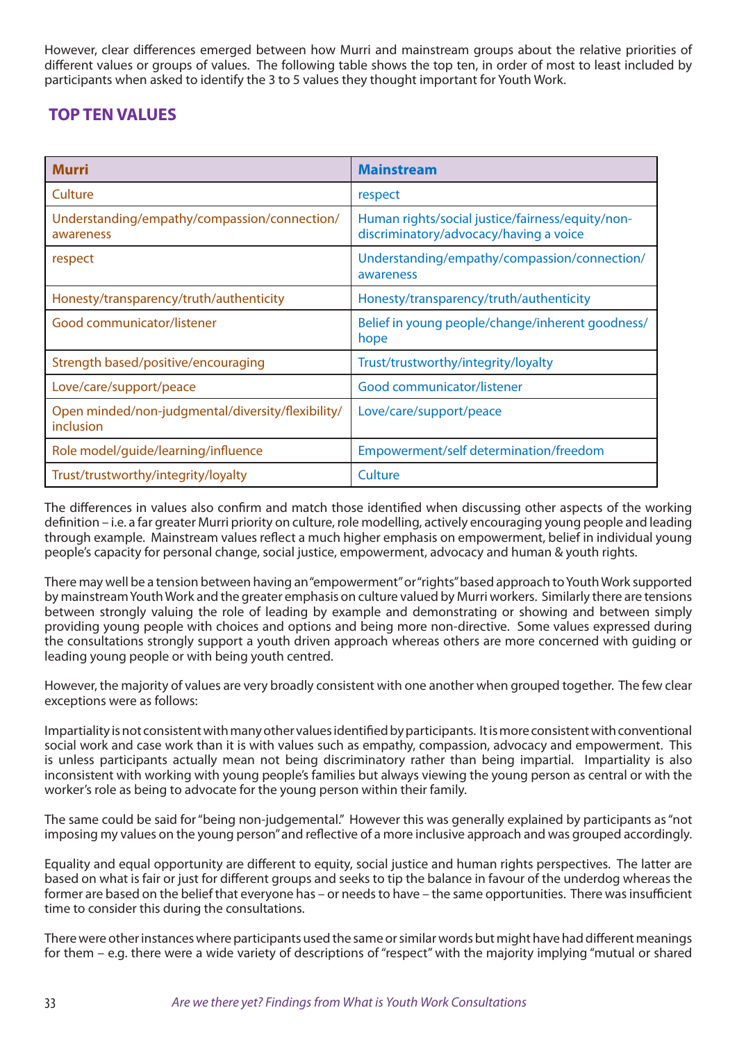However, clear differences emerged between how Murri and mainstream groups about the relative priorities of different values or groups of values. The following table shows the top ten, in order of most to least included by participants when asked to identify the 3 to 5 values they thought important for Youth Work.

## TOP TEN VALUES

| Murri | Mainstream |
|---|---|
| Culture | respect |
| Understanding/empathy/compassion/connection/awareness | Human rights/social justice/fairness/equity/non-discriminatory/advocacy/having a voice |
| respect | Understanding/empathy/compassion/connection/awareness |
| Honesty/transparency/truth/authenticity | Honesty/transparency/truth/authenticity |
| Good communicator/listener | Belief in young people/change/inherent goodness/hope |
| Strength based/positive/encouraging | Trust/trustworthy/integrity/loyalty |
| Love/care/support/peace | Good communicator/listener |
| Open minded/non-judgmental/diversity/flexibility/inclusion | Love/care/support/peace |
| Role model/guide/learning/influence | Empowerment/self determination/freedom |
| Trust/trustworthy/integrity/loyalty | Culture |

The differences in values also confirm and match those identified when discussing other aspects of the working definition – i.e. a far greater Murri priority on culture, role modelling, actively encouraging young people and leading through example. Mainstream values reflect a much higher emphasis on empowerment, belief in individual young people's capacity for personal change, social justice, empowerment, advocacy and human & youth rights.

There may well be a tension between having an "empowerment" or "rights" based approach to Youth Work supported by mainstream Youth Work and the greater emphasis on culture valued by Murri workers. Similarly there are tensions between strongly valuing the role of leading by example and demonstrating or showing and between simply providing young people with choices and options and being more non-directive. Some values expressed during the consultations strongly support a youth driven approach whereas others are more concerned with guiding or leading young people or with being youth centred.

However, the majority of values are very broadly consistent with one another when grouped together. The few clear exceptions were as follows:

Impartiality is not consistent with many other values identified by participants. It is more consistent with conventional social work and case work than it is with values such as empathy, compassion, advocacy and empowerment. This is unless participants actually mean not being discriminatory rather than being impartial. Impartiality is also inconsistent with working with young people's families but always viewing the young person as central or with the worker's role as being to advocate for the young person within their family.

The same could be said for "being non-judgemental." However this was generally explained by participants as "not imposing my values on the young person" and reflective of a more inclusive approach and was grouped accordingly.

Equality and equal opportunity are different to equity, social justice and human rights perspectives. The latter are based on what is fair or just for different groups and seeks to tip the balance in favour of the underdog whereas the former are based on the belief that everyone has – or needs to have – the same opportunities. There was insufficient time to consider this during the consultations.

There were other instances where participants used the same or similar words but might have had different meanings for them – e.g. there were a wide variety of descriptions of "respect" with the majority implying "mutual or shared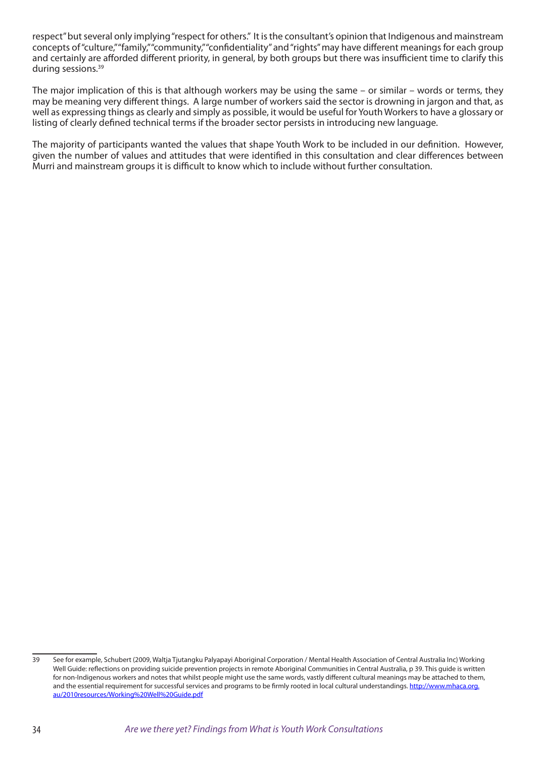respect" but several only implying "respect for others." It is the consultant's opinion that Indigenous and mainstream concepts of "culture," "family," "community," "confidentiality" and "rights" may have different meanings for each group and certainly are afforded different priority, in general, by both groups but there was insufficient time to clarify this during sessions.[39]

The major implication of this is that although workers may be using the same – or similar – words or terms, they may be meaning very different things. A large number of workers said the sector is drowning in jargon and that, as well as expressing things as clearly and simply as possible, it would be useful for Youth Workers to have a glossary or listing of clearly defined technical terms if the broader sector persists in introducing new language.

The majority of participants wanted the values that shape Youth Work to be included in our definition. However, given the number of values and attitudes that were identified in this consultation and clear differences between Murri and mainstream groups it is difficult to know which to include without further consultation.

---

39 See for example, Schubert (2009, Waltja Tjutangku Palyapayi Aboriginal Corporation / Mental Health Association of Central Australia Inc) Working Well Guide: reflections on providing suicide prevention projects in remote Aboriginal Communities in Central Australia, p 39. This guide is written for non-Indigenous workers and notes that whilst people might use the same words, vastly different cultural meanings may be attached to them, and the essential requirement for successful services and programs to be firmly rooted in local cultural understandings. http://www.mhaca.org.au/2010resources/Working%20Well%20Guide.pdf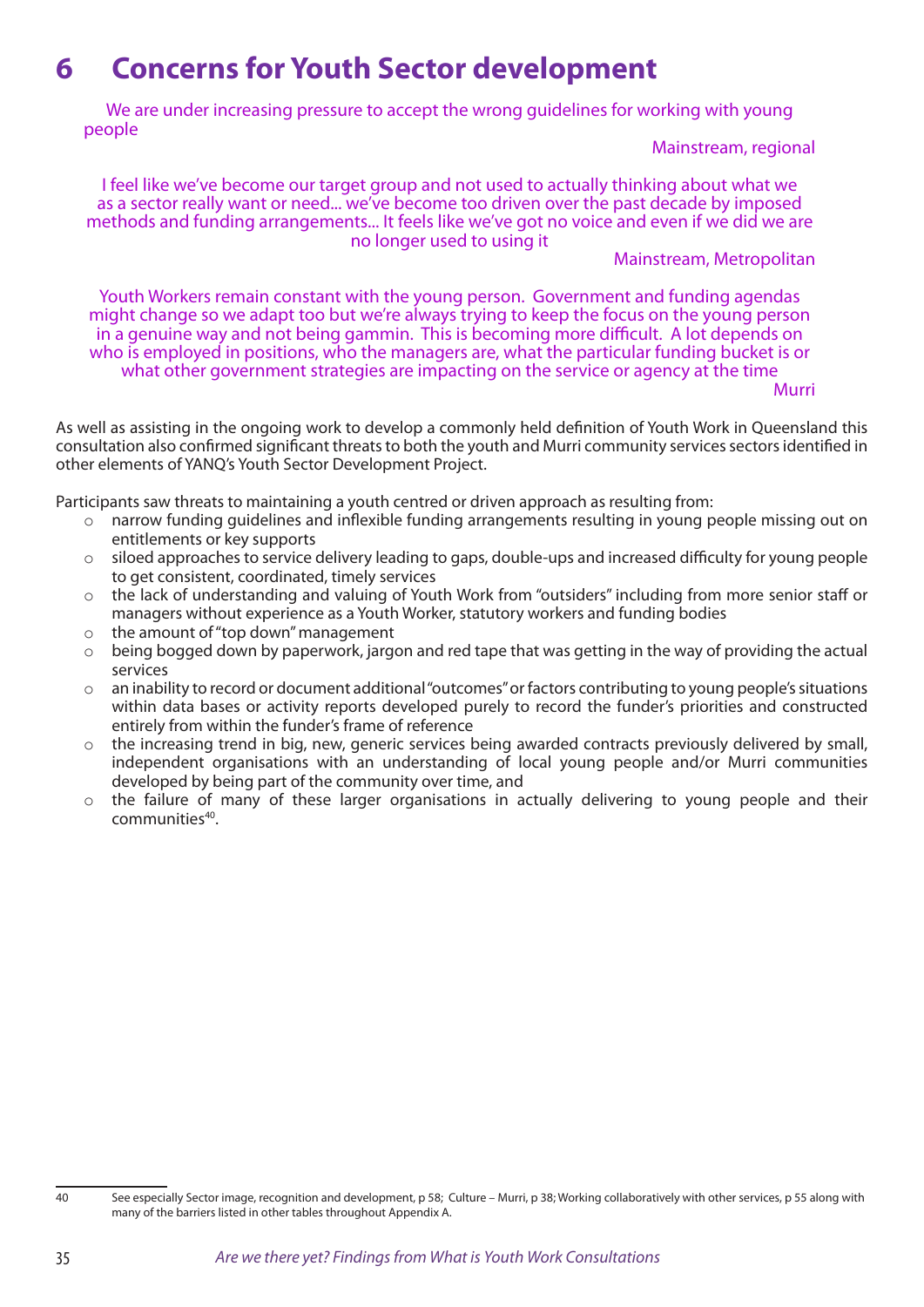# 6 Concerns for Youth Sector development

> We are under increasing pressure to accept the wrong guidelines for working with young people
>
> Mainstream, regional

> I feel like we've become our target group and not used to actually thinking about what we as a sector really want or need... we've become too driven over the past decade by imposed methods and funding arrangements... It feels like we've got no voice and even if we did we are no longer used to using it
>
> Mainstream, Metropolitan

> Youth Workers remain constant with the young person. Government and funding agendas might change so we adapt too but we're always trying to keep the focus on the young person in a genuine way and not being gammin. This is becoming more difficult. A lot depends on who is employed in positions, who the managers are, what the particular funding bucket is or what other government strategies are impacting on the service or agency at the time
>
> Murri

As well as assisting in the ongoing work to develop a commonly held definition of Youth Work in Queensland this consultation also confirmed significant threats to both the youth and Murri community services sectors identified in other elements of YANQ's Youth Sector Development Project.

Participants saw threats to maintaining a youth centred or driven approach as resulting from:

- narrow funding guidelines and inflexible funding arrangements resulting in young people missing out on entitlements or key supports
- siloed approaches to service delivery leading to gaps, double-ups and increased difficulty for young people to get consistent, coordinated, timely services
- the lack of understanding and valuing of Youth Work from "outsiders" including from more senior staff or managers without experience as a Youth Worker, statutory workers and funding bodies
- the amount of "top down" management
- being bogged down by paperwork, jargon and red tape that was getting in the way of providing the actual services
- an inability to record or document additional "outcomes" or factors contributing to young people's situations within data bases or activity reports developed purely to record the funder's priorities and constructed entirely from within the funder's frame of reference
- the increasing trend in big, new, generic services being awarded contracts previously delivered by small, independent organisations with an understanding of local young people and/or Murri communities developed by being part of the community over time, and
- the failure of many of these larger organisations in actually delivering to young people and their communities[40].

---

40 See especially Sector image, recognition and development, p 58; Culture – Murri, p 38; Working collaboratively with other services, p 55 along with many of the barriers listed in other tables throughout Appendix A.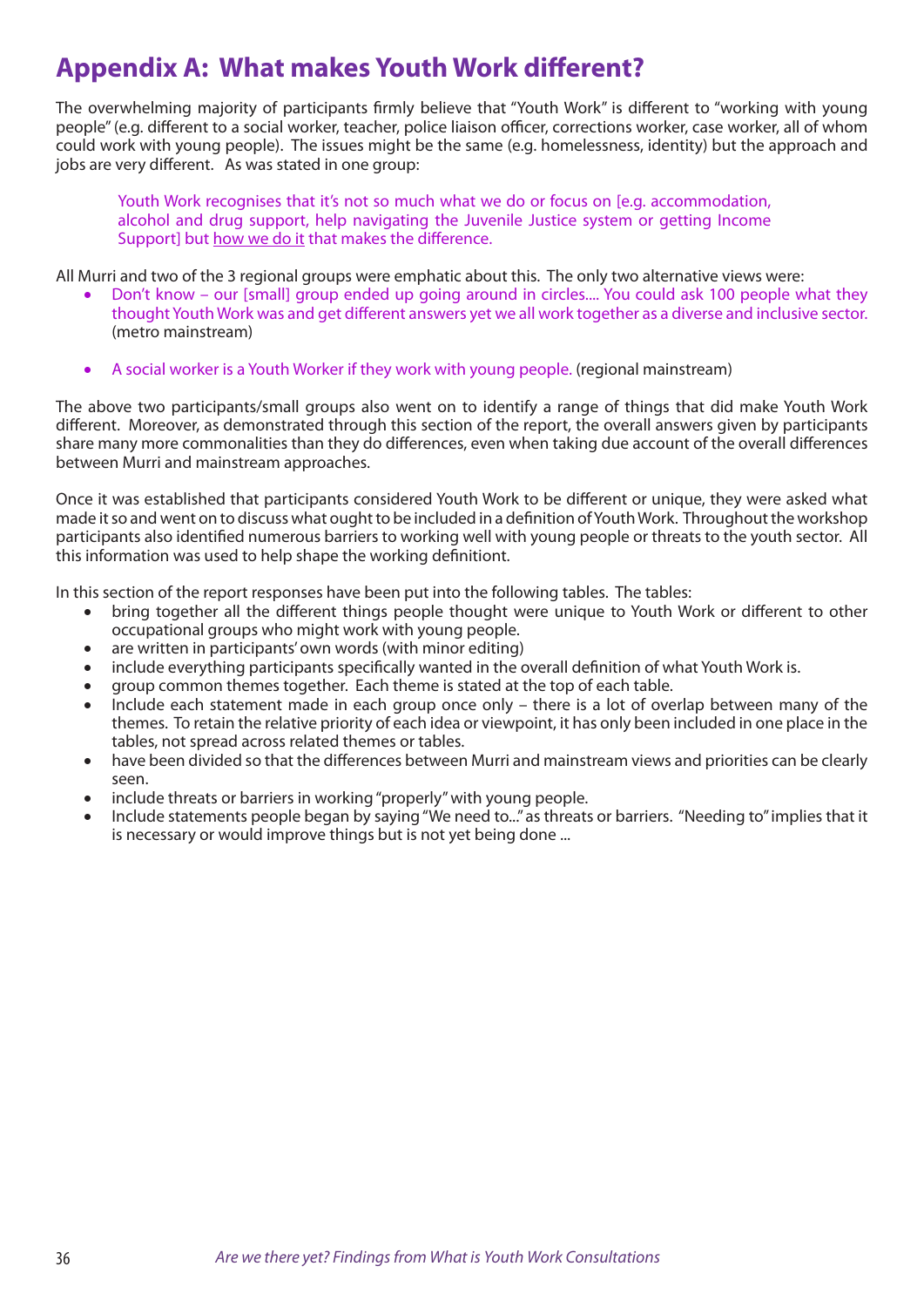# Appendix A: What makes Youth Work different?

The overwhelming majority of participants firmly believe that "Youth Work" is different to "working with young people" (e.g. different to a social worker, teacher, police liaison officer, corrections worker, case worker, all of whom could work with young people). The issues might be the same (e.g. homelessness, identity) but the approach and jobs are very different. As was stated in one group:

> Youth Work recognises that it's not so much what we do or focus on [e.g. accommodation, alcohol and drug support, help navigating the Juvenile Justice system or getting Income Support] but <u>how we do it</u> that makes the difference.

All Murri and two of the 3 regional groups were emphatic about this. The only two alternative views were:

- Don't know – our [small] group ended up going around in circles.... You could ask 100 people what they thought Youth Work was and get different answers yet we all work together as a diverse and inclusive sector. (metro mainstream)
- A social worker is a Youth Worker if they work with young people. (regional mainstream)

The above two participants/small groups also went on to identify a range of things that did make Youth Work different. Moreover, as demonstrated through this section of the report, the overall answers given by participants share many more commonalities than they do differences, even when taking due account of the overall differences between Murri and mainstream approaches.

Once it was established that participants considered Youth Work to be different or unique, they were asked what made it so and went on to discuss what ought to be included in a definition of Youth Work. Throughout the workshop participants also identified numerous barriers to working well with young people or threats to the youth sector. All this information was used to help shape the working definitiont.

In this section of the report responses have been put into the following tables. The tables:

- bring together all the different things people thought were unique to Youth Work or different to other occupational groups who might work with young people.
- are written in participants' own words (with minor editing)
- include everything participants specifically wanted in the overall definition of what Youth Work is.
- group common themes together. Each theme is stated at the top of each table.
- Include each statement made in each group once only – there is a lot of overlap between many of the themes. To retain the relative priority of each idea or viewpoint, it has only been included in one place in the tables, not spread across related themes or tables.
- have been divided so that the differences between Murri and mainstream views and priorities can be clearly seen.
- include threats or barriers in working "properly" with young people.
- Include statements people began by saying "We need to..." as threats or barriers. "Needing to" implies that it is necessary or would improve things but is not yet being done ...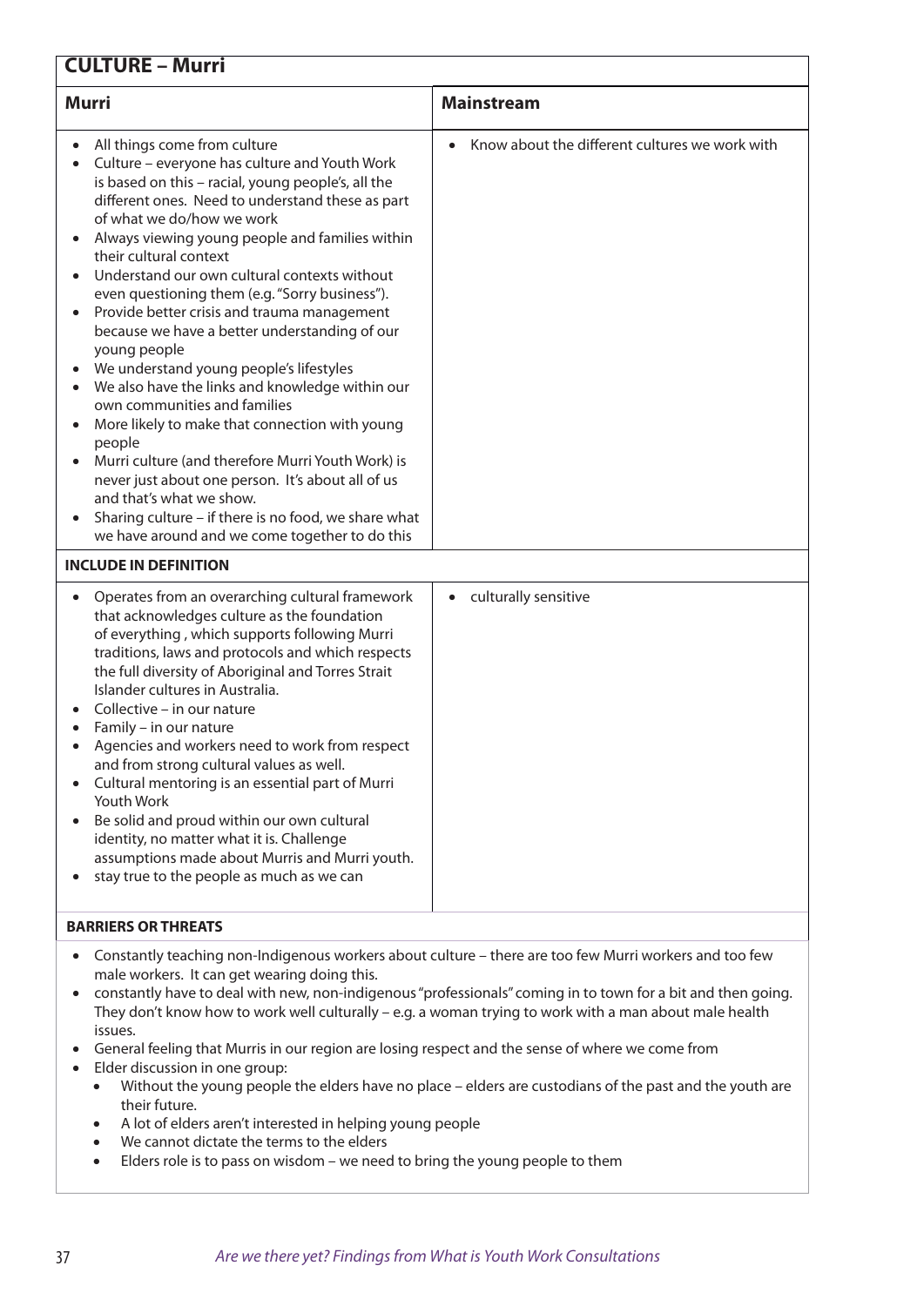## CULTURE – Murri

| Murri | Mainstream |
|---|---|
| • All things come from culture<br>• Culture – everyone has culture and Youth Work is based on this – racial, young people's, all the different ones. Need to understand these as part of what we do/how we work<br>• Always viewing young people and families within their cultural context<br>• Understand our own cultural contexts without even questioning them (e.g. "Sorry business").<br>• Provide better crisis and trauma management because we have a better understanding of our young people<br>• We understand young people's lifestyles<br>• We also have the links and knowledge within our own communities and families<br>• More likely to make that connection with young people<br>• Murri culture (and therefore Murri Youth Work) is never just about one person. It's about all of us and that's what we show.<br>• Sharing culture – if there is no food, we share what we have around and we come together to do this | • Know about the different cultures we work with |
| **INCLUDE IN DEFINITION** | |
| • Operates from an overarching cultural framework that acknowledges culture as the foundation of everything , which supports following Murri traditions, laws and protocols and which respects the full diversity of Aboriginal and Torres Strait Islander cultures in Australia.<br>• Collective – in our nature<br>• Family – in our nature<br>• Agencies and workers need to work from respect and from strong cultural values as well.<br>• Cultural mentoring is an essential part of Murri Youth Work<br>• Be solid and proud within our own cultural identity, no matter what it is. Challenge assumptions made about Murris and Murri youth.<br>• stay true to the people as much as we can | • culturally sensitive |

**BARRIERS OR THREATS**

- Constantly teaching non-Indigenous workers about culture – there are too few Murri workers and too few male workers. It can get wearing doing this.
- constantly have to deal with new, non-indigenous "professionals" coming in to town for a bit and then going. They don't know how to work well culturally – e.g. a woman trying to work with a man about male health issues.
- General feeling that Murris in our region are losing respect and the sense of where we come from
- Elder discussion in one group:
  - Without the young people the elders have no place – elders are custodians of the past and the youth are their future.
  - A lot of elders aren't interested in helping young people
  - We cannot dictate the terms to the elders
  - Elders role is to pass on wisdom – we need to bring the young people to them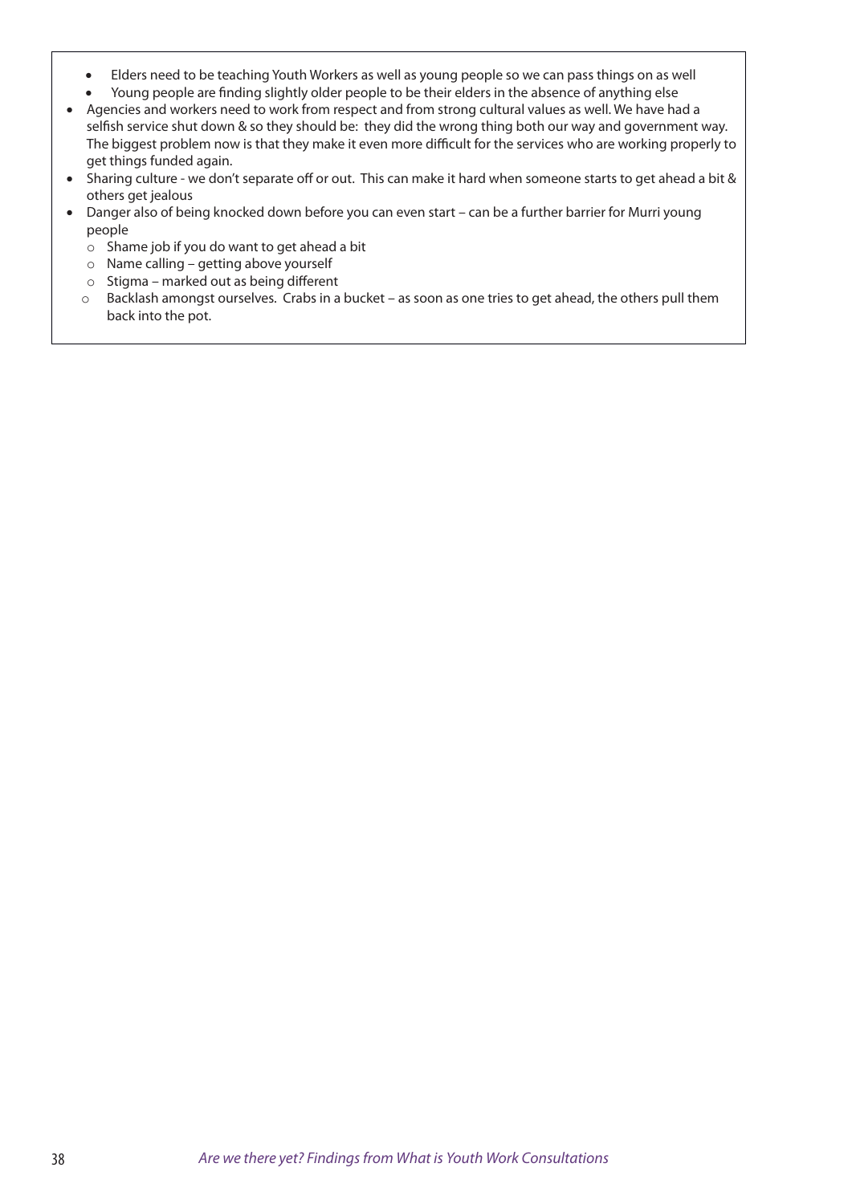- Elders need to be teaching Youth Workers as well as young people so we can pass things on as well
- Young people are finding slightly older people to be their elders in the absence of anything else

- Agencies and workers need to work from respect and from strong cultural values as well. We have had a selfish service shut down & so they should be: they did the wrong thing both our way and government way. The biggest problem now is that they make it even more difficult for the services who are working properly to get things funded again.
- Sharing culture - we don't separate off or out. This can make it hard when someone starts to get ahead a bit & others get jealous
- Danger also of being knocked down before you can even start – can be a further barrier for Murri young people
  - Shame job if you do want to get ahead a bit
  - Name calling – getting above yourself
  - Stigma – marked out as being different
  - Backlash amongst ourselves. Crabs in a bucket – as soon as one tries to get ahead, the others pull them back into the pot.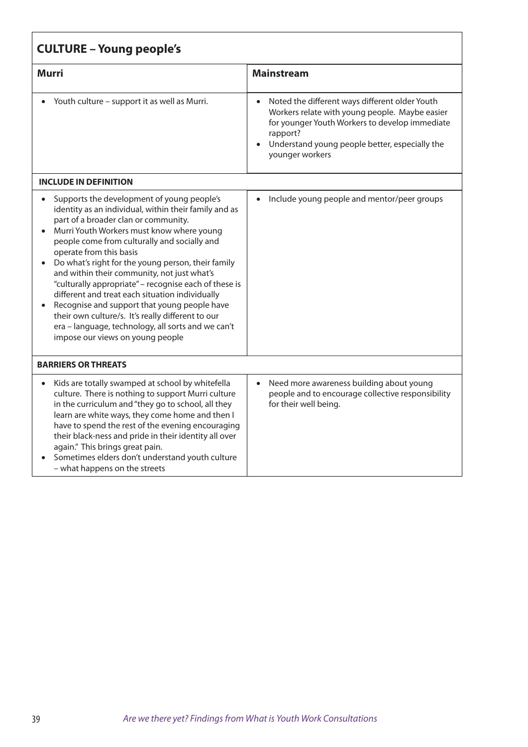| CULTURE – Young people's | |
|---|---|
| **Murri** | **Mainstream** |
| • Youth culture – support it as well as Murri. | • Noted the different ways different older Youth Workers relate with young people. Maybe easier for younger Youth Workers to develop immediate rapport?<br>• Understand young people better, especially the younger workers |
| **INCLUDE IN DEFINITION** | |
| • Supports the development of young people's identity as an individual, within their family and as part of a broader clan or community.<br>• Murri Youth Workers must know where young people come from culturally and socially and operate from this basis<br>• Do what's right for the young person, their family and within their community, not just what's "culturally appropriate" – recognise each of these is different and treat each situation individually<br>• Recognise and support that young people have their own culture/s. It's really different to our era – language, technology, all sorts and we can't impose our views on young people | • Include young people and mentor/peer groups |
| **BARRIERS OR THREATS** | |
| • Kids are totally swamped at school by whitefella culture. There is nothing to support Murri culture in the curriculum and "they go to school, all they learn are white ways, they come home and then I have to spend the rest of the evening encouraging their black-ness and pride in their identity all over again." This brings great pain.<br>• Sometimes elders don't understand youth culture – what happens on the streets | • Need more awareness building about young people and to encourage collective responsibility for their well being. |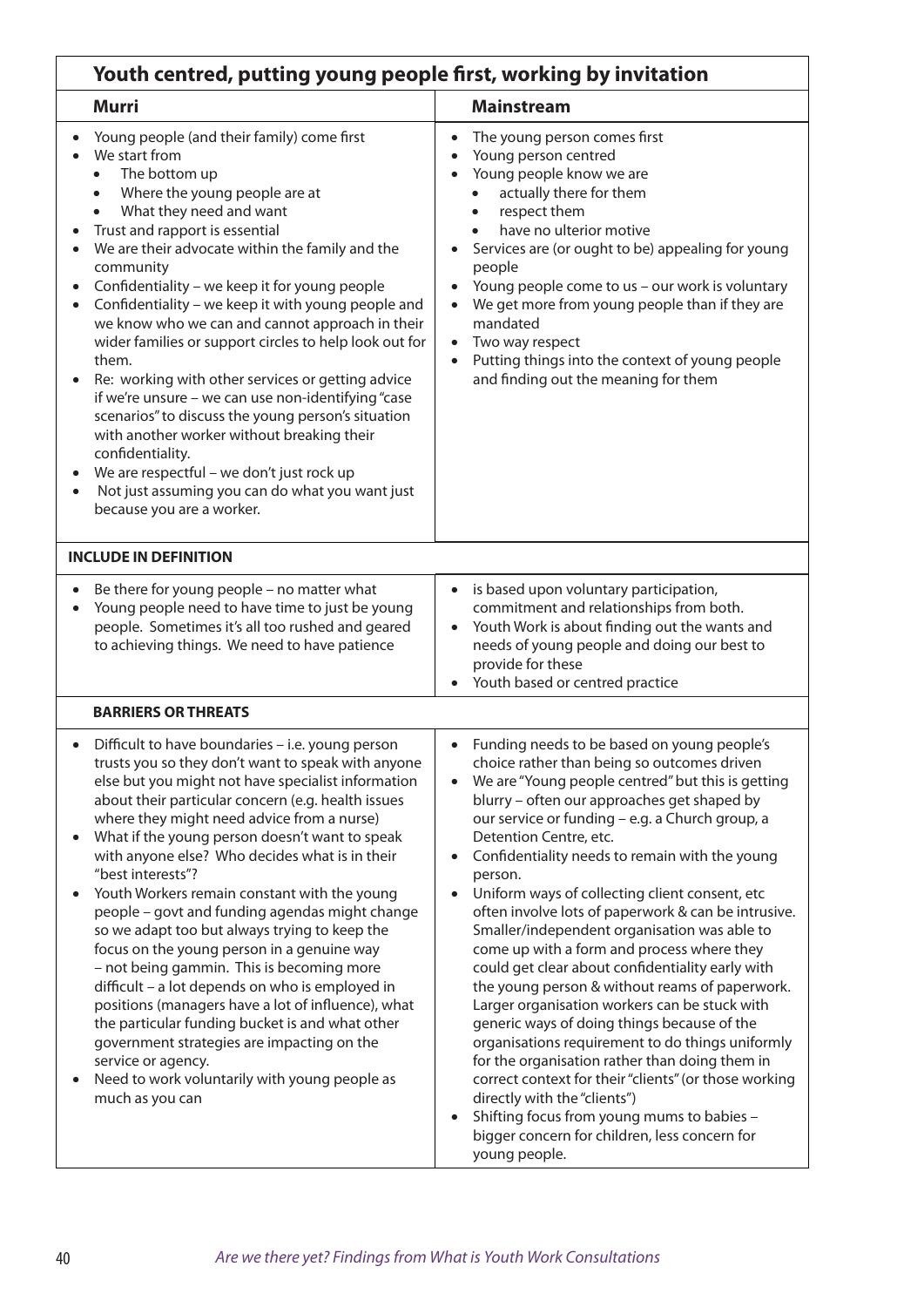## Youth centred, putting young people first, working by invitation

| Murri | Mainstream |
|---|---|
| • Young people (and their family) come first<br>• We start from<br>&nbsp;&nbsp;• The bottom up<br>&nbsp;&nbsp;• Where the young people are at<br>&nbsp;&nbsp;• What they need and want<br>• Trust and rapport is essential<br>• We are their advocate within the family and the community<br>• Confidentiality – we keep it for young people<br>• Confidentiality – we keep it with young people and we know who we can and cannot approach in their wider families or support circles to help look out for them.<br>• Re: working with other services or getting advice if we're unsure – we can use non-identifying "case scenarios" to discuss the young person's situation with another worker without breaking their confidentiality.<br>• We are respectful – we don't just rock up<br>• Not just assuming you can do what you want just because you are a worker. | • The young person comes first<br>• Young person centred<br>• Young people know we are<br>&nbsp;&nbsp;• actually there for them<br>&nbsp;&nbsp;• respect them<br>&nbsp;&nbsp;• have no ulterior motive<br>• Services are (or ought to be) appealing for young people<br>• Young people come to us – our work is voluntary<br>• We get more from young people than if they are mandated<br>• Two way respect<br>• Putting things into the context of young people and finding out the meaning for them |
| **INCLUDE IN DEFINITION** | |
| • Be there for young people – no matter what<br>• Young people need to have time to just be young people. Sometimes it's all too rushed and geared to achieving things. We need to have patience | • is based upon voluntary participation, commitment and relationships from both.<br>• Youth Work is about finding out the wants and needs of young people and doing our best to provide for these<br>• Youth based or centred practice |
| **BARRIERS OR THREATS** | |
| • Difficult to have boundaries – i.e. young person trusts you so they don't want to speak with anyone else but you might not have specialist information about their particular concern (e.g. health issues where they might need advice from a nurse)<br>• What if the young person doesn't want to speak with anyone else? Who decides what is in their "best interests"?<br>• Youth Workers remain constant with the young people – govt and funding agendas might change so we adapt too but always trying to keep the focus on the young person in a genuine way – not being gammin. This is becoming more difficult – a lot depends on who is employed in positions (managers have a lot of influence), what the particular funding bucket is and what other government strategies are impacting on the service or agency.<br>• Need to work voluntarily with young people as much as you can | • Funding needs to be based on young people's choice rather than being so outcomes driven<br>• We are "Young people centred" but this is getting blurry – often our approaches get shaped by our service or funding – e.g. a Church group, a Detention Centre, etc.<br>• Confidentiality needs to remain with the young person.<br>• Uniform ways of collecting client consent, etc often involve lots of paperwork & can be intrusive. Smaller/independent organisation was able to come up with a form and process where they could get clear about confidentiality early with the young person & without reams of paperwork. Larger organisation workers can be stuck with generic ways of doing things because of the organisations requirement to do things uniformly for the organisation rather than doing them in correct context for their "clients" (or those working directly with the "clients")<br>• Shifting focus from young mums to babies – bigger concern for children, less concern for young people. |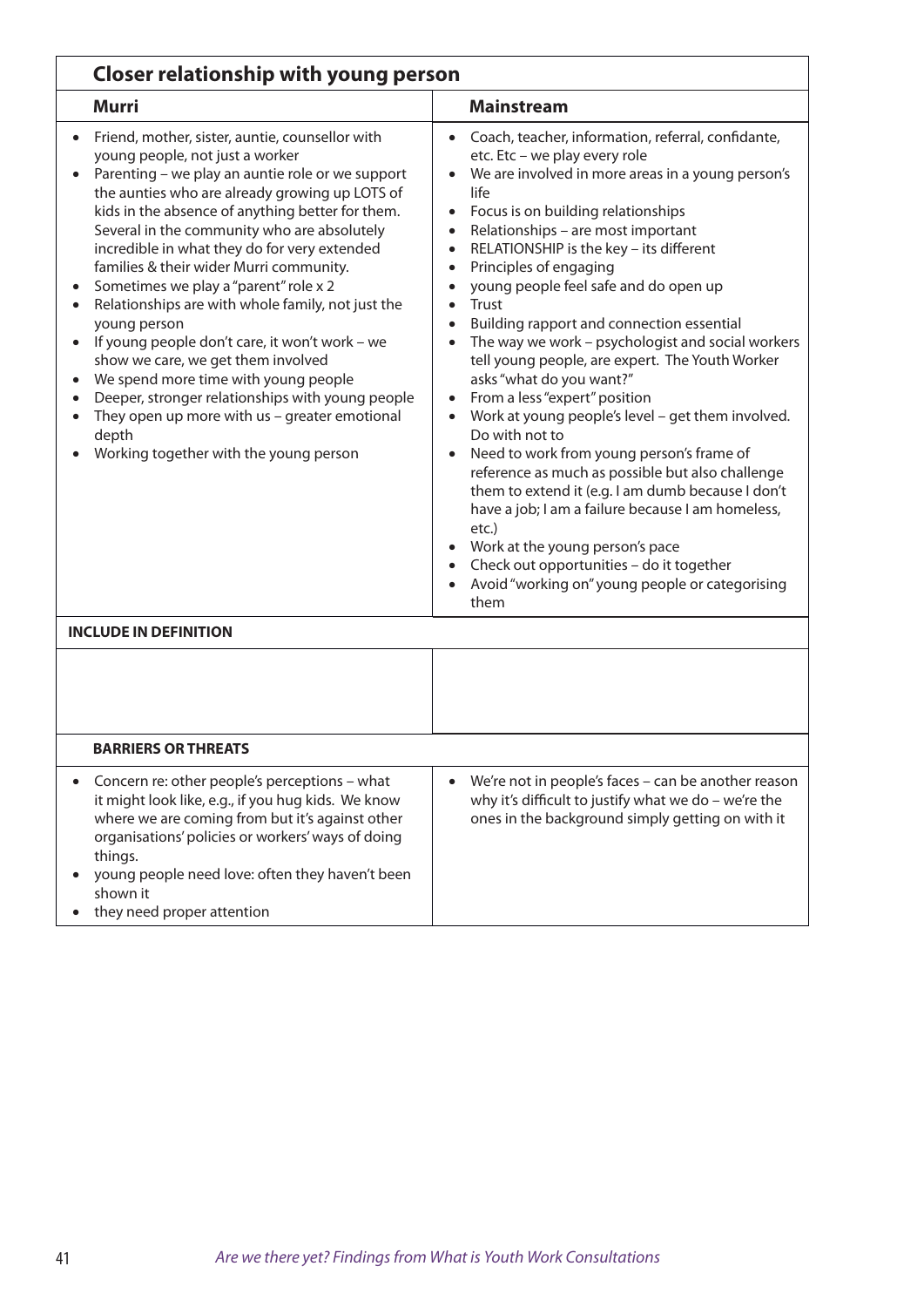| **Closer relationship with young person** | |
|---|---|
| **Murri** | **Mainstream** |
| • Friend, mother, sister, auntie, counsellor with young people, not just a worker<br>• Parenting – we play an auntie role or we support the aunties who are already growing up LOTS of kids in the absence of anything better for them. Several in the community who are absolutely incredible in what they do for very extended families & their wider Murri community.<br>• Sometimes we play a "parent" role x 2<br>• Relationships are with whole family, not just the young person<br>• If young people don't care, it won't work – we show we care, we get them involved<br>• We spend more time with young people<br>• Deeper, stronger relationships with young people<br>• They open up more with us – greater emotional depth<br>• Working together with the young person | • Coach, teacher, information, referral, confidante, etc. Etc – we play every role<br>• We are involved in more areas in a young person's life<br>• Focus is on building relationships<br>• Relationships – are most important<br>• RELATIONSHIP is the key – its different<br>• Principles of engaging<br>• young people feel safe and do open up<br>• Trust<br>• Building rapport and connection essential<br>• The way we work – psychologist and social workers tell young people, are expert. The Youth Worker asks "what do you want?"<br>• From a less "expert" position<br>• Work at young people's level – get them involved. Do with not to<br>• Need to work from young person's frame of reference as much as possible but also challenge them to extend it (e.g. I am dumb because I don't have a job; I am a failure because I am homeless, etc.)<br>• Work at the young person's pace<br>• Check out opportunities – do it together<br>• Avoid "working on" young people or categorising them |
| **INCLUDE IN DEFINITION** | |
| | |
| **BARRIERS OR THREATS** | |
| • Concern re: other people's perceptions – what it might look like, e.g., if you hug kids. We know where we are coming from but it's against other organisations' policies or workers' ways of doing things.<br>• young people need love: often they haven't been shown it<br>• they need proper attention | • We're not in people's faces – can be another reason why it's difficult to justify what we do – we're the ones in the background simply getting on with it |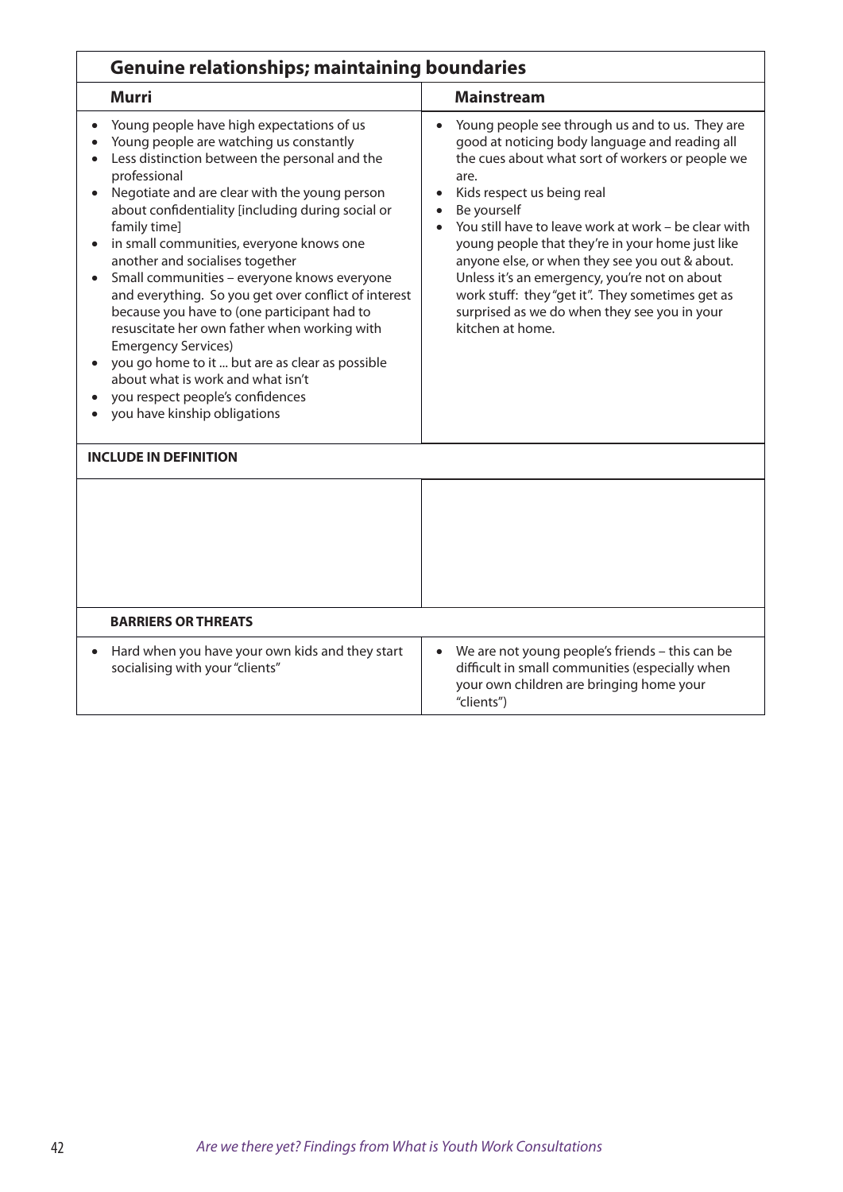## Genuine relationships; maintaining boundaries

| Murri | Mainstream |
|---|---|
| • Young people have high expectations of us<br>• Young people are watching us constantly<br>• Less distinction between the personal and the professional<br>• Negotiate and are clear with the young person about confidentiality [including during social or family time]<br>• in small communities, everyone knows one another and socialises together<br>• Small communities – everyone knows everyone and everything. So you get over conflict of interest because you have to (one participant had to resuscitate her own father when working with Emergency Services)<br>• you go home to it ... but are as clear as possible about what is work and what isn't<br>• you respect people's confidences<br>• you have kinship obligations | • Young people see through us and to us. They are good at noticing body language and reading all the cues about what sort of workers or people we are.<br>• Kids respect us being real<br>• Be yourself<br>• You still have to leave work at work – be clear with young people that they're in your home just like anyone else, or when they see you out & about. Unless it's an emergency, you're not on about work stuff: they "get it". They sometimes get as surprised as we do when they see you in your kitchen at home. |
| **INCLUDE IN DEFINITION** | |
| | |
| **BARRIERS OR THREATS** | |
| • Hard when you have your own kids and they start socialising with your "clients" | • We are not young people's friends – this can be difficult in small communities (especially when your own children are bringing home your "clients") |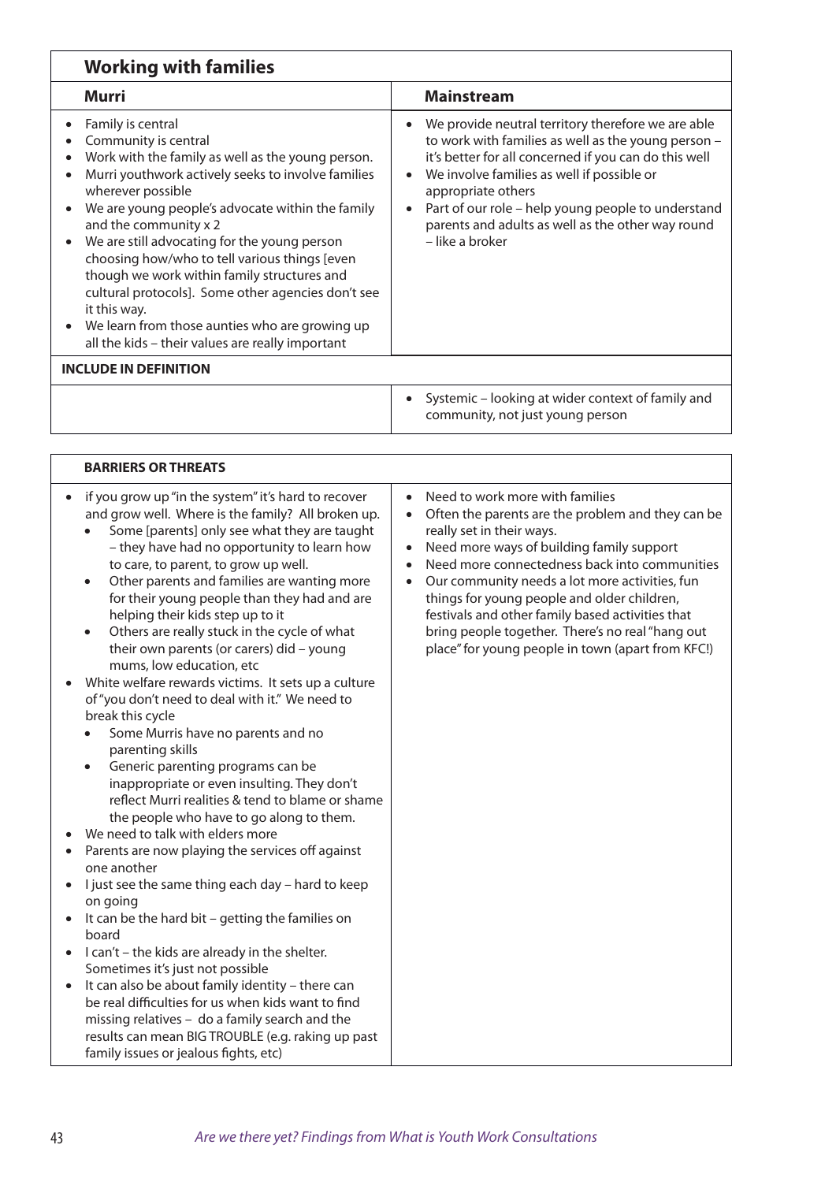## Working with families

| Murri | Mainstream |
|---|---|
| • Family is central<br>• Community is central<br>• Work with the family as well as the young person.<br>• Murri youthwork actively seeks to involve families wherever possible<br>• We are young people's advocate within the family and the community x 2<br>• We are still advocating for the young person choosing how/who to tell various things [even though we work within family structures and cultural protocols]. Some other agencies don't see it this way.<br>• We learn from those aunties who are growing up all the kids – their values are really important | • We provide neutral territory therefore we are able to work with families as well as the young person – it's better for all concerned if you can do this well<br>• We involve families as well if possible or appropriate others<br>• Part of our role – help young people to understand parents and adults as well as the other way round – like a broker |
| **INCLUDE IN DEFINITION** | |
| | • Systemic – looking at wider context of family and community, not just young person |

| BARRIERS OR THREATS | |
|---|---|
| • if you grow up "in the system" it's hard to recover and grow well. Where is the family? All broken up.<br>&nbsp;&nbsp;&nbsp;&nbsp;• Some [parents] only see what they are taught – they have had no opportunity to learn how to care, to parent, to grow up well.<br>&nbsp;&nbsp;&nbsp;&nbsp;• Other parents and families are wanting more for their young people than they had and are helping their kids step up to it<br>&nbsp;&nbsp;&nbsp;&nbsp;• Others are really stuck in the cycle of what their own parents (or carers) did – young mums, low education, etc<br>• White welfare rewards victims. It sets up a culture of "you don't need to deal with it." We need to break this cycle<br>&nbsp;&nbsp;&nbsp;&nbsp;• Some Murris have no parents and no parenting skills<br>&nbsp;&nbsp;&nbsp;&nbsp;• Generic parenting programs can be inappropriate or even insulting. They don't reflect Murri realities & tend to blame or shame the people who have to go along to them.<br>• We need to talk with elders more<br>• Parents are now playing the services off against one another<br>• I just see the same thing each day – hard to keep on going<br>• It can be the hard bit – getting the families on board<br>• I can't – the kids are already in the shelter. Sometimes it's just not possible<br>• It can also be about family identity – there can be real difficulties for us when kids want to find missing relatives – do a family search and the results can mean BIG TROUBLE (e.g. raking up past family issues or jealous fights, etc) | • Need to work more with families<br>• Often the parents are the problem and they can be really set in their ways.<br>• Need more ways of building family support<br>• Need more connectedness back into communities<br>• Our community needs a lot more activities, fun things for young people and older children, festivals and other family based activities that bring people together. There's no real "hang out place" for young people in town (apart from KFC!) |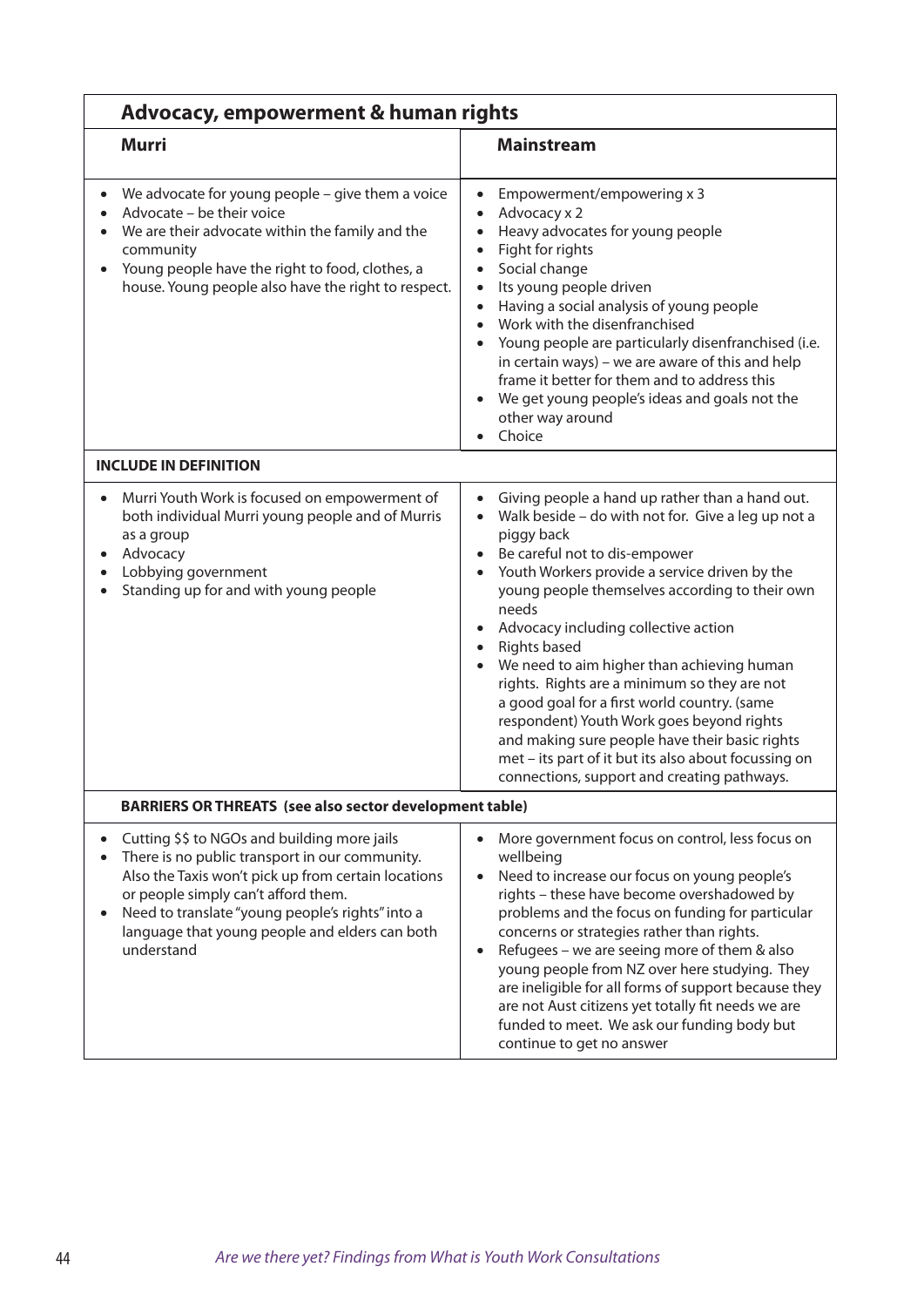| Advocacy, empowerment & human rights | |
|---|---|
| **Murri** | **Mainstream** |
| • We advocate for young people – give them a voice<br>• Advocate – be their voice<br>• We are their advocate within the family and the community<br>• Young people have the right to food, clothes, a house. Young people also have the right to respect. | • Empowerment/empowering x 3<br>• Advocacy x 2<br>• Heavy advocates for young people<br>• Fight for rights<br>• Social change<br>• Its young people driven<br>• Having a social analysis of young people<br>• Work with the disenfranchised<br>• Young people are particularly disenfranchised (i.e. in certain ways) – we are aware of this and help frame it better for them and to address this<br>• We get young people's ideas and goals not the other way around<br>• Choice |
| **INCLUDE IN DEFINITION** | |
| • Murri Youth Work is focused on empowerment of both individual Murri young people and of Murris as a group<br>• Advocacy<br>• Lobbying government<br>• Standing up for and with young people | • Giving people a hand up rather than a hand out.<br>• Walk beside – do with not for. Give a leg up not a piggy back<br>• Be careful not to dis-empower<br>• Youth Workers provide a service driven by the young people themselves according to their own needs<br>• Advocacy including collective action<br>• Rights based<br>• We need to aim higher than achieving human rights. Rights are a minimum so they are not a good goal for a first world country. (same respondent) Youth Work goes beyond rights and making sure people have their basic rights met – its part of it but its also about focussing on connections, support and creating pathways. |
| **BARRIERS OR THREATS (see also sector development table)** | |
| • Cutting $$ to NGOs and building more jails<br>• There is no public transport in our community. Also the Taxis won't pick up from certain locations or people simply can't afford them.<br>• Need to translate "young people's rights" into a language that young people and elders can both understand | • More government focus on control, less focus on wellbeing<br>• Need to increase our focus on young people's rights – these have become overshadowed by problems and the focus on funding for particular concerns or strategies rather than rights.<br>• Refugees – we are seeing more of them & also young people from NZ over here studying. They are ineligible for all forms of support because they are not Aust citizens yet totally fit needs we are funded to meet. We ask our funding body but continue to get no answer |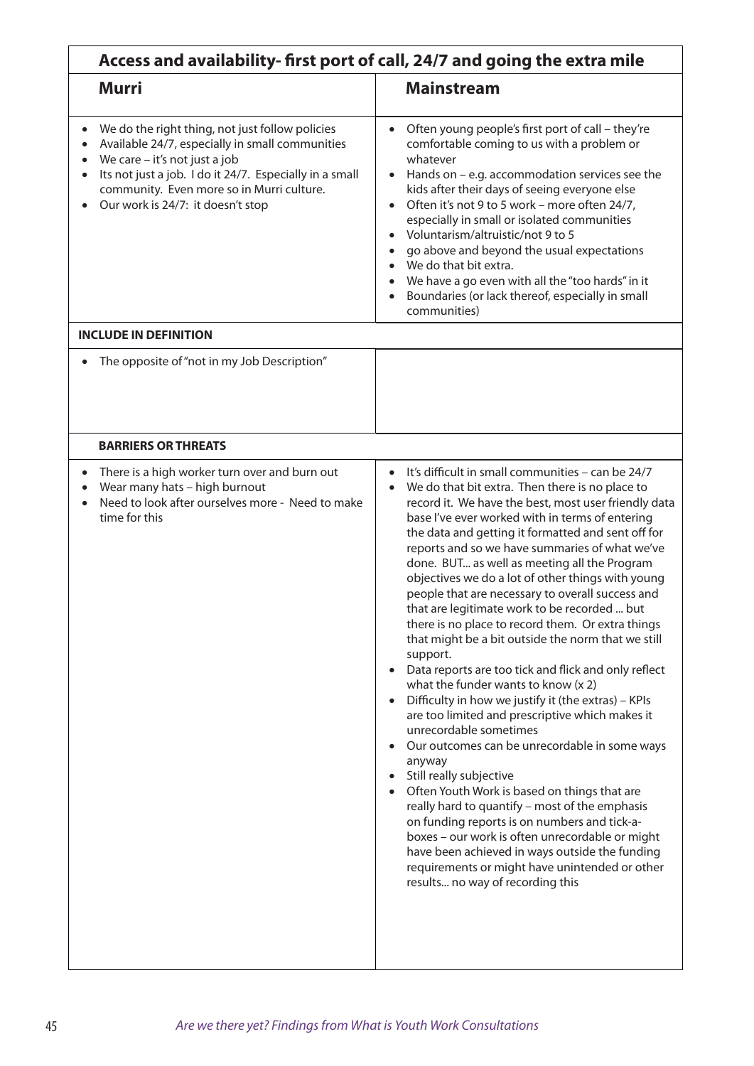| Access and availability- first port of call, 24/7 and going the extra mile | |
|---|---|
| **Murri** | **Mainstream** |
| • We do the right thing, not just follow policies<br>• Available 24/7, especially in small communities<br>• We care – it's not just a job<br>• Its not just a job. I do it 24/7. Especially in a small community. Even more so in Murri culture.<br>• Our work is 24/7: it doesn't stop | • Often young people's first port of call – they're comfortable coming to us with a problem or whatever<br>• Hands on – e.g. accommodation services see the kids after their days of seeing everyone else<br>• Often it's not 9 to 5 work – more often 24/7, especially in small or isolated communities<br>• Voluntarism/altruistic/not 9 to 5<br>• go above and beyond the usual expectations<br>• We do that bit extra.<br>• We have a go even with all the "too hards" in it<br>• Boundaries (or lack thereof, especially in small communities) |
| **INCLUDE IN DEFINITION** | |
| • The opposite of "not in my Job Description" | |
| **BARRIERS OR THREATS** | |
| • There is a high worker turn over and burn out<br>• Wear many hats – high burnout<br>• Need to look after ourselves more - Need to make time for this | • It's difficult in small communities – can be 24/7<br>• We do that bit extra. Then there is no place to record it. We have the best, most user friendly data base I've ever worked with in terms of entering the data and getting it formatted and sent off for reports and so we have summaries of what we've done. BUT... as well as meeting all the Program objectives we do a lot of other things with young people that are necessary to overall success and that are legitimate work to be recorded ... but there is no place to record them. Or extra things that might be a bit outside the norm that we still support.<br>• Data reports are too tick and flick and only reflect what the funder wants to know (x 2)<br>• Difficulty in how we justify it (the extras) – KPIs are too limited and prescriptive which makes it unrecordable sometimes<br>• Our outcomes can be unrecordable in some ways anyway<br>• Still really subjective<br>• Often Youth Work is based on things that are really hard to quantify – most of the emphasis on funding reports is on numbers and tick-a-boxes – our work is often unrecordable or might have been achieved in ways outside the funding requirements or might have unintended or other results... no way of recording this |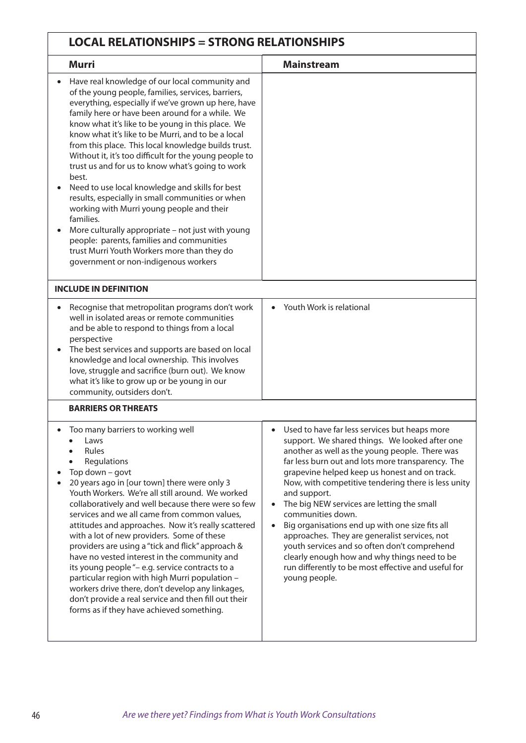## LOCAL RELATIONSHIPS = STRONG RELATIONSHIPS

| Murri | Mainstream |
|---|---|
| • Have real knowledge of our local community and of the young people, families, services, barriers, everything, especially if we've grown up here, have family here or have been around for a while. We know what it's like to be young in this place. We know what it's like to be Murri, and to be a local from this place. This local knowledge builds trust. Without it, it's too difficult for the young people to trust us and for us to know what's going to work best.<br>• Need to use local knowledge and skills for best results, especially in small communities or when working with Murri young people and their families.<br>• More culturally appropriate – not just with young people: parents, families and communities trust Murri Youth Workers more than they do government or non-indigenous workers | |
| **INCLUDE IN DEFINITION** | |
| • Recognise that metropolitan programs don't work well in isolated areas or remote communities and be able to respond to things from a local perspective<br>• The best services and supports are based on local knowledge and local ownership. This involves love, struggle and sacrifice (burn out). We know what it's like to grow up or be young in our community, outsiders don't. | • Youth Work is relational |
| **BARRIERS OR THREATS** | |
| • Too many barriers to working well<br>&nbsp;&nbsp;• Laws<br>&nbsp;&nbsp;• Rules<br>&nbsp;&nbsp;• Regulations<br>• Top down – govt<br>• 20 years ago in [our town] there were only 3 Youth Workers. We're all still around. We worked collaboratively and well because there were so few services and we all came from common values, attitudes and approaches. Now it's really scattered with a lot of new providers. Some of these providers are using a "tick and flick" approach & have no vested interest in the community and its young people "– e.g. service contracts to a particular region with high Murri population – workers drive there, don't develop any linkages, don't provide a real service and then fill out their forms as if they have achieved something. | • Used to have far less services but heaps more support. We shared things. We looked after one another as well as the young people. There was far less burn out and lots more transparency. The grapevine helped keep us honest and on track. Now, with competitive tendering there is less unity and support.<br>• The big NEW services are letting the small communities down.<br>• Big organisations end up with one size fits all approaches. They are generalist services, not youth services and so often don't comprehend clearly enough how and why things need to be run differently to be most effective and useful for young people. |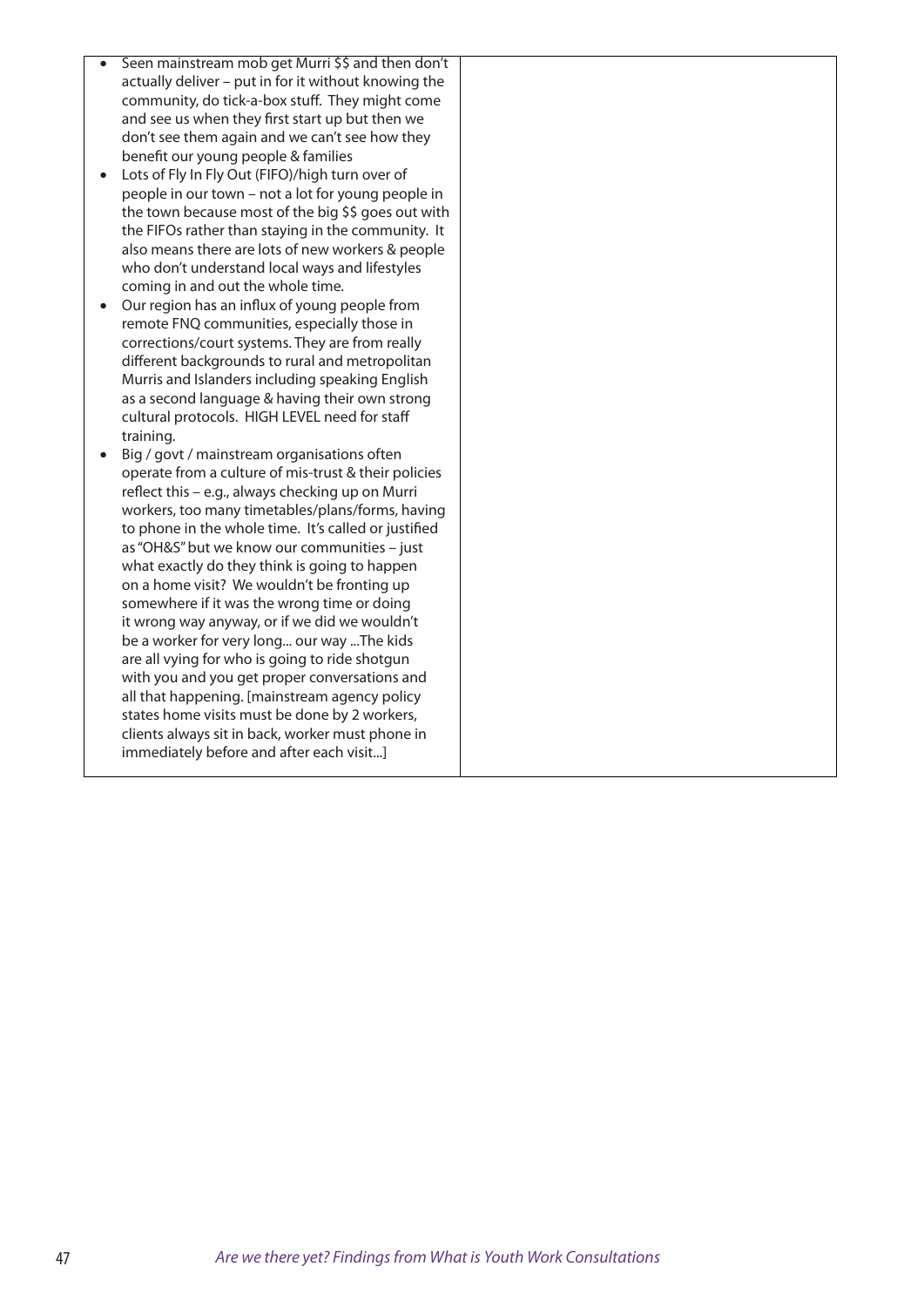| | |
|---|---|
| • Seen mainstream mob get Murri $$ and then don't actually deliver – put in for it without knowing the community, do tick-a-box stuff. They might come and see us when they first start up but then we don't see them again and we can't see how they benefit our young people & families<br>• Lots of Fly In Fly Out (FIFO)/high turn over of people in our town – not a lot for young people in the town because most of the big $$ goes out with the FIFOs rather than staying in the community. It also means there are lots of new workers & people who don't understand local ways and lifestyles coming in and out the whole time.<br>• Our region has an influx of young people from remote FNQ communities, especially those in corrections/court systems. They are from really different backgrounds to rural and metropolitan Murris and Islanders including speaking English as a second language & having their own strong cultural protocols. HIGH LEVEL need for staff training.<br>• Big / govt / mainstream organisations often operate from a culture of mis-trust & their policies reflect this – e.g., always checking up on Murri workers, too many timetables/plans/forms, having to phone in the whole time. It's called or justified as "OH&S" but we know our communities – just what exactly do they think is going to happen on a home visit? We wouldn't be fronting up somewhere if it was the wrong time or doing it wrong way anyway, or if we did we wouldn't be a worker for very long... our way ...The kids are all vying for who is going to ride shotgun with you and you get proper conversations and all that happening. [mainstream agency policy states home visits must be done by 2 workers, clients always sit in back, worker must phone in immediately before and after each visit...] | |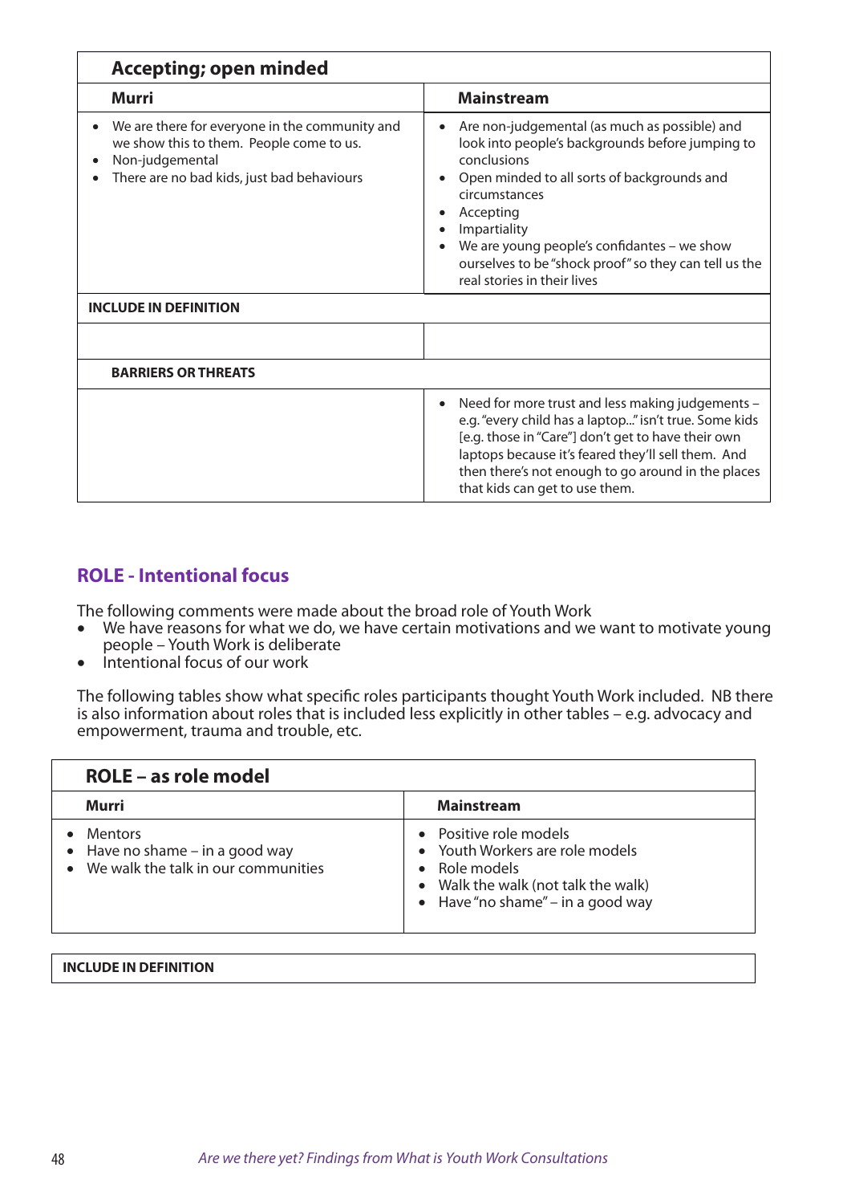| Accepting; open minded | |
|---|---|
| **Murri** | **Mainstream** |
| • We are there for everyone in the community and we show this to them. People come to us.<br>• Non-judgemental<br>• There are no bad kids, just bad behaviours | • Are non-judgemental (as much as possible) and look into people's backgrounds before jumping to conclusions<br>• Open minded to all sorts of backgrounds and circumstances<br>• Accepting<br>• Impartiality<br>• We are young people's confidantes – we show ourselves to be "shock proof" so they can tell us the real stories in their lives |
| **INCLUDE IN DEFINITION** | |
| | |
| **BARRIERS OR THREATS** | |
| | • Need for more trust and less making judgements – e.g. "every child has a laptop..." isn't true. Some kids [e.g. those in "Care"] don't get to have their own laptops because it's feared they'll sell them. And then there's not enough to go around in the places that kids can get to use them. |

## ROLE - Intentional focus

The following comments were made about the broad role of Youth Work

- We have reasons for what we do, we have certain motivations and we want to motivate young people – Youth Work is deliberate
- Intentional focus of our work

The following tables show what specific roles participants thought Youth Work included. NB there is also information about roles that is included less explicitly in other tables – e.g. advocacy and empowerment, trauma and trouble, etc.

| ROLE – as role model | |
|---|---|
| **Murri** | **Mainstream** |
| • Mentors<br>• Have no shame – in a good way<br>• We walk the talk in our communities | • Positive role models<br>• Youth Workers are role models<br>• Role models<br>• Walk the walk (not talk the walk)<br>• Have "no shame" – in a good way |
| **INCLUDE IN DEFINITION** | |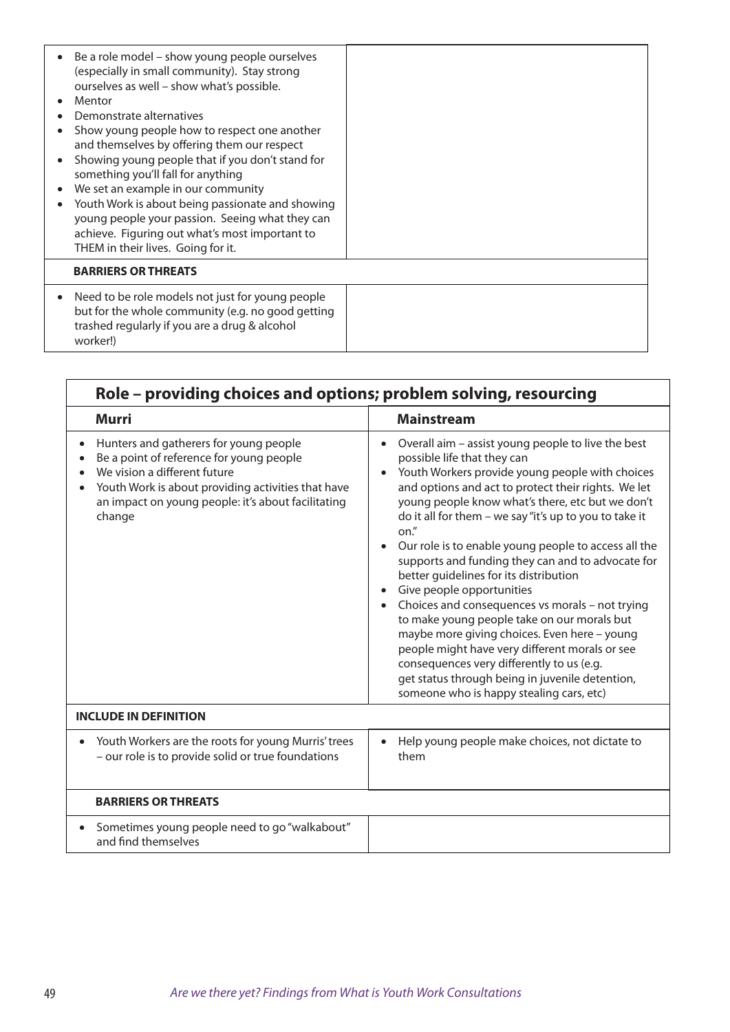| | |
|---|---|
| • Be a role model – show young people ourselves (especially in small community). Stay strong ourselves as well – show what's possible.<br>• Mentor<br>• Demonstrate alternatives<br>• Show young people how to respect one another and themselves by offering them our respect<br>• Showing young people that if you don't stand for something you'll fall for anything<br>• We set an example in our community<br>• Youth Work is about being passionate and showing young people your passion. Seeing what they can achieve. Figuring out what's most important to THEM in their lives. Going for it. | |
| **BARRIERS OR THREATS** | |
| • Need to be role models not just for young people but for the whole community (e.g. no good getting trashed regularly if you are a drug & alcohol worker!) | |

## Role – providing choices and options; problem solving, resourcing

| Murri | Mainstream |
|---|---|
| • Hunters and gatherers for young people<br>• Be a point of reference for young people<br>• We vision a different future<br>• Youth Work is about providing activities that have an impact on young people: it's about facilitating change | • Overall aim – assist young people to live the best possible life that they can<br>• Youth Workers provide young people with choices and options and act to protect their rights. We let young people know what's there, etc but we don't do it all for them – we say "it's up to you to take it on."<br>• Our role is to enable young people to access all the supports and funding they can and to advocate for better guidelines for its distribution<br>• Give people opportunities<br>• Choices and consequences vs morals – not trying to make young people take on our morals but maybe more giving choices. Even here – young people might have very different morals or see consequences very differently to us (e.g. get status through being in juvenile detention, someone who is happy stealing cars, etc) |
| **INCLUDE IN DEFINITION** | |
| • Youth Workers are the roots for young Murris' trees – our role is to provide solid or true foundations | • Help young people make choices, not dictate to them |
| **BARRIERS OR THREATS** | |
| • Sometimes young people need to go "walkabout" and find themselves | |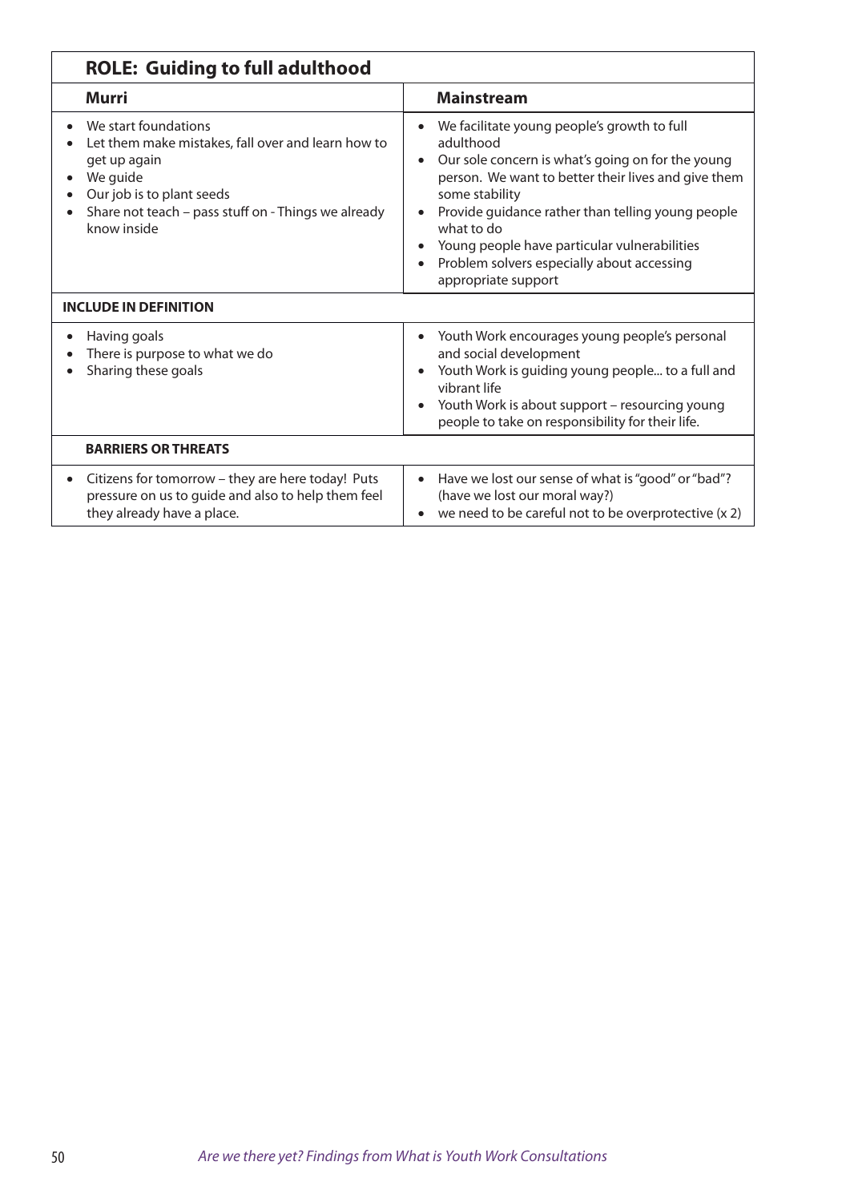| **ROLE: Guiding to full adulthood** | |
|---|---|
| **Murri** | **Mainstream** |
| • We start foundations<br>• Let them make mistakes, fall over and learn how to get up again<br>• We guide<br>• Our job is to plant seeds<br>• Share not teach – pass stuff on - Things we already know inside | • We facilitate young people's growth to full adulthood<br>• Our sole concern is what's going on for the young person. We want to better their lives and give them some stability<br>• Provide guidance rather than telling young people what to do<br>• Young people have particular vulnerabilities<br>• Problem solvers especially about accessing appropriate support |
| **INCLUDE IN DEFINITION** | |
| • Having goals<br>• There is purpose to what we do<br>• Sharing these goals | • Youth Work encourages young people's personal and social development<br>• Youth Work is guiding young people... to a full and vibrant life<br>• Youth Work is about support – resourcing young people to take on responsibility for their life. |
| **BARRIERS OR THREATS** | |
| • Citizens for tomorrow – they are here today! Puts pressure on us to guide and also to help them feel they already have a place. | • Have we lost our sense of what is "good" or "bad"? (have we lost our moral way?)<br>• we need to be careful not to be overprotective (x 2) |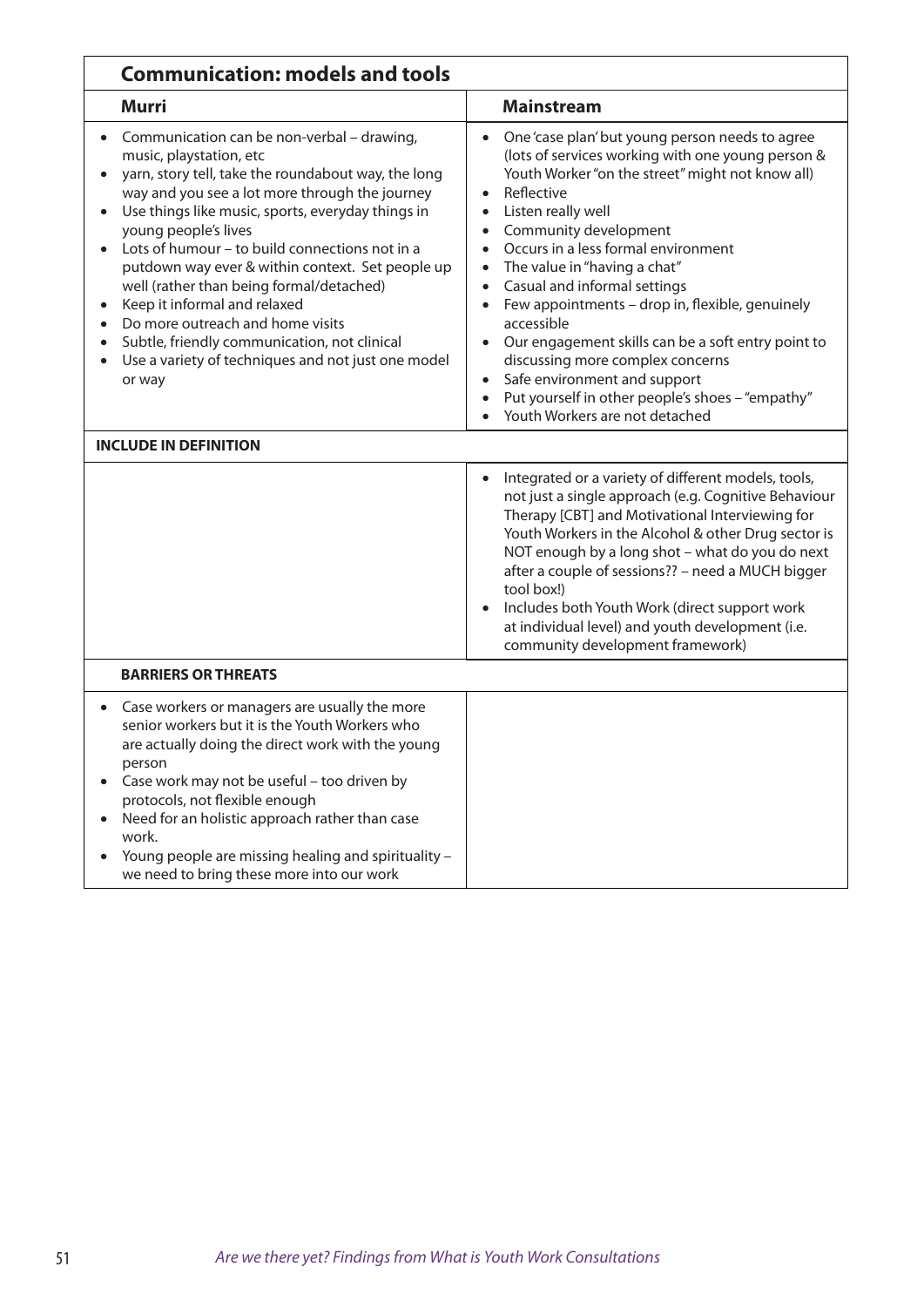| **Communication: models and tools** | |
|---|---|
| **Murri** | **Mainstream** |
| • Communication can be non-verbal – drawing, music, playstation, etc<br>• yarn, story tell, take the roundabout way, the long way and you see a lot more through the journey<br>• Use things like music, sports, everyday things in young people's lives<br>• Lots of humour – to build connections not in a putdown way ever & within context. Set people up well (rather than being formal/detached)<br>• Keep it informal and relaxed<br>• Do more outreach and home visits<br>• Subtle, friendly communication, not clinical<br>• Use a variety of techniques and not just one model or way | • One 'case plan' but young person needs to agree (lots of services working with one young person & Youth Worker "on the street" might not know all)<br>• Reflective<br>• Listen really well<br>• Community development<br>• Occurs in a less formal environment<br>• The value in "having a chat"<br>• Casual and informal settings<br>• Few appointments – drop in, flexible, genuinely accessible<br>• Our engagement skills can be a soft entry point to discussing more complex concerns<br>• Safe environment and support<br>• Put yourself in other people's shoes – "empathy"<br>• Youth Workers are not detached |
| **INCLUDE IN DEFINITION** | |
| | • Integrated or a variety of different models, tools, not just a single approach (e.g. Cognitive Behaviour Therapy [CBT] and Motivational Interviewing for Youth Workers in the Alcohol & other Drug sector is NOT enough by a long shot – what do you do next after a couple of sessions?? – need a MUCH bigger tool box!)<br>• Includes both Youth Work (direct support work at individual level) and youth development (i.e. community development framework) |
| **BARRIERS OR THREATS** | |
| • Case workers or managers are usually the more senior workers but it is the Youth Workers who are actually doing the direct work with the young person<br>• Case work may not be useful – too driven by protocols, not flexible enough<br>• Need for an holistic approach rather than case work.<br>• Young people are missing healing and spirituality – we need to bring these more into our work | |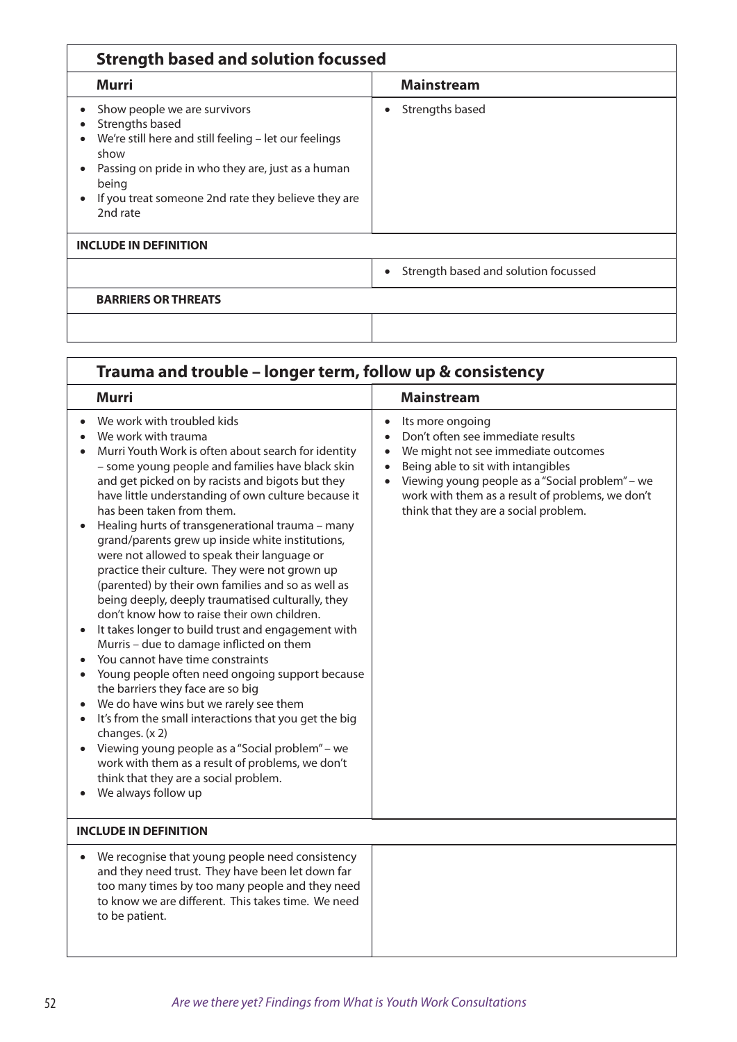## Strength based and solution focussed

| Murri | Mainstream |
|---|---|
| • Show people we are survivors<br>• Strengths based<br>• We're still here and still feeling – let our feelings show<br>• Passing on pride in who they are, just as a human being<br>• If you treat someone 2nd rate they believe they are 2nd rate | • Strengths based |
| **INCLUDE IN DEFINITION** | |
| | • Strength based and solution focussed |
| **BARRIERS OR THREATS** | |
| | |

## Trauma and trouble – longer term, follow up & consistency

| Murri | Mainstream |
|---|---|
| • We work with troubled kids<br>• We work with trauma<br>• Murri Youth Work is often about search for identity – some young people and families have black skin and get picked on by racists and bigots but they have little understanding of own culture because it has been taken from them.<br>• Healing hurts of transgenerational trauma – many grand/parents grew up inside white institutions, were not allowed to speak their language or practice their culture. They were not grown up (parented) by their own families and so as well as being deeply, deeply traumatised culturally, they don't know how to raise their own children.<br>• It takes longer to build trust and engagement with Murris – due to damage inflicted on them<br>• You cannot have time constraints<br>• Young people often need ongoing support because the barriers they face are so big<br>• We do have wins but we rarely see them<br>• It's from the small interactions that you get the big changes. (x 2)<br>• Viewing young people as a "Social problem" – we work with them as a result of problems, we don't think that they are a social problem.<br>• We always follow up | • Its more ongoing<br>• Don't often see immediate results<br>• We might not see immediate outcomes<br>• Being able to sit with intangibles<br>• Viewing young people as a "Social problem" – we work with them as a result of problems, we don't think that they are a social problem. |
| **INCLUDE IN DEFINITION** | |
| • We recognise that young people need consistency and they need trust. They have been let down far too many times by too many people and they need to know we are different. This takes time. We need to be patient. | |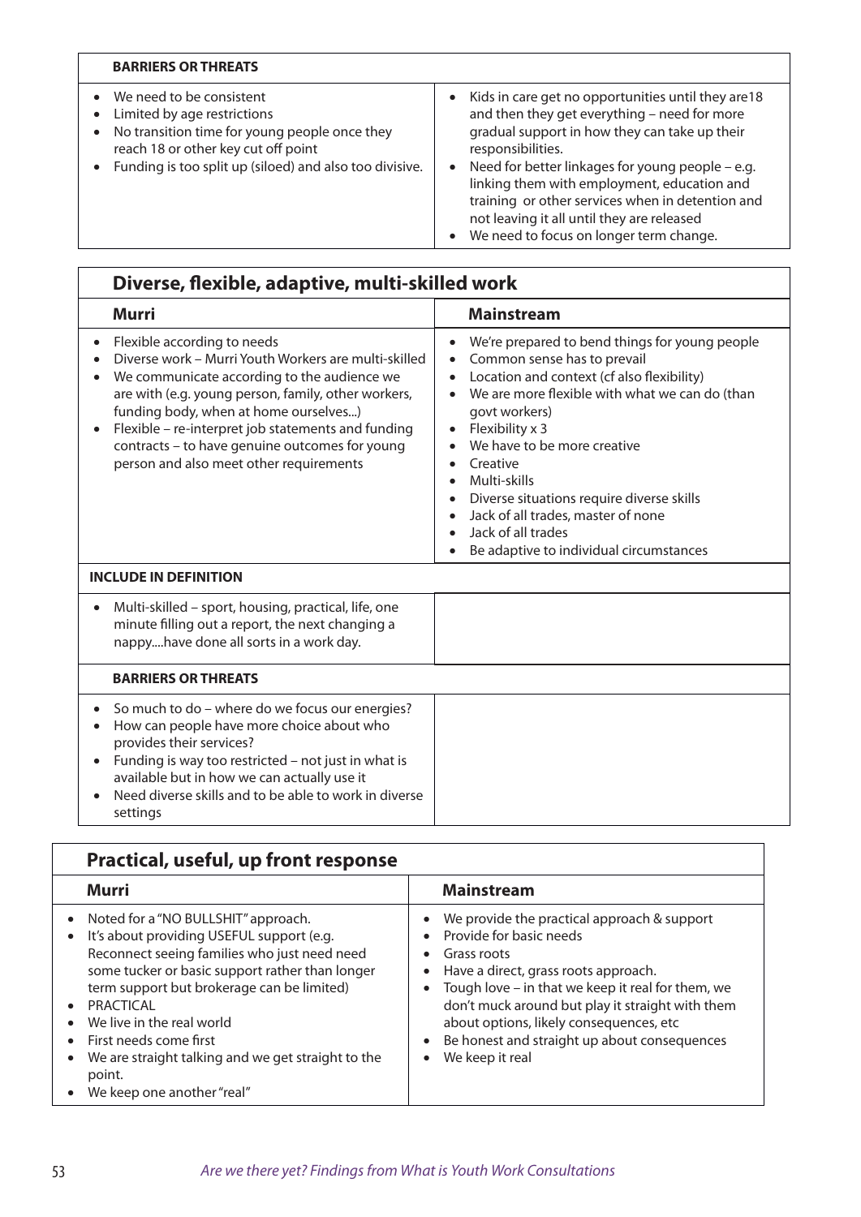| BARRIERS OR THREATS | |
|---|---|
| • We need to be consistent<br>• Limited by age restrictions<br>• No transition time for young people once they reach 18 or other key cut off point<br>• Funding is too split up (siloed) and also too divisive. | • Kids in care get no opportunities until they are18 and then they get everything – need for more gradual support in how they can take up their responsibilities.<br>• Need for better linkages for young people – e.g. linking them with employment, education and training or other services when in detention and not leaving it all until they are released<br>• We need to focus on longer term change. |

## Diverse, flexible, adaptive, multi-skilled work

| Murri | Mainstream |
|---|---|
| • Flexible according to needs<br>• Diverse work – Murri Youth Workers are multi-skilled<br>• We communicate according to the audience we are with (e.g. young person, family, other workers, funding body, when at home ourselves...)<br>• Flexible – re-interpret job statements and funding contracts – to have genuine outcomes for young person and also meet other requirements | • We're prepared to bend things for young people<br>• Common sense has to prevail<br>• Location and context (cf also flexibility)<br>• We are more flexible with what we can do (than govt workers)<br>• Flexibility x 3<br>• We have to be more creative<br>• Creative<br>• Multi-skills<br>• Diverse situations require diverse skills<br>• Jack of all trades, master of none<br>• Jack of all trades<br>• Be adaptive to individual circumstances |
| **INCLUDE IN DEFINITION** | |
| • Multi-skilled – sport, housing, practical, life, one minute filling out a report, the next changing a nappy....have done all sorts in a work day. | |
| **BARRIERS OR THREATS** | |
| • So much to do – where do we focus our energies?<br>• How can people have more choice about who provides their services?<br>• Funding is way too restricted – not just in what is available but in how we can actually use it<br>• Need diverse skills and to be able to work in diverse settings | |

## Practical, useful, up front response

| Murri | Mainstream |
|---|---|
| • Noted for a "NO BULLSHIT" approach.<br>• It's about providing USEFUL support (e.g. Reconnect seeing families who just need need some tucker or basic support rather than longer term support but brokerage can be limited)<br>• PRACTICAL<br>• We live in the real world<br>• First needs come first<br>• We are straight talking and we get straight to the point.<br>• We keep one another "real" | • We provide the practical approach & support<br>• Provide for basic needs<br>• Grass roots<br>• Have a direct, grass roots approach.<br>• Tough love – in that we keep it real for them, we don't muck around but play it straight with them about options, likely consequences, etc<br>• Be honest and straight up about consequences<br>• We keep it real |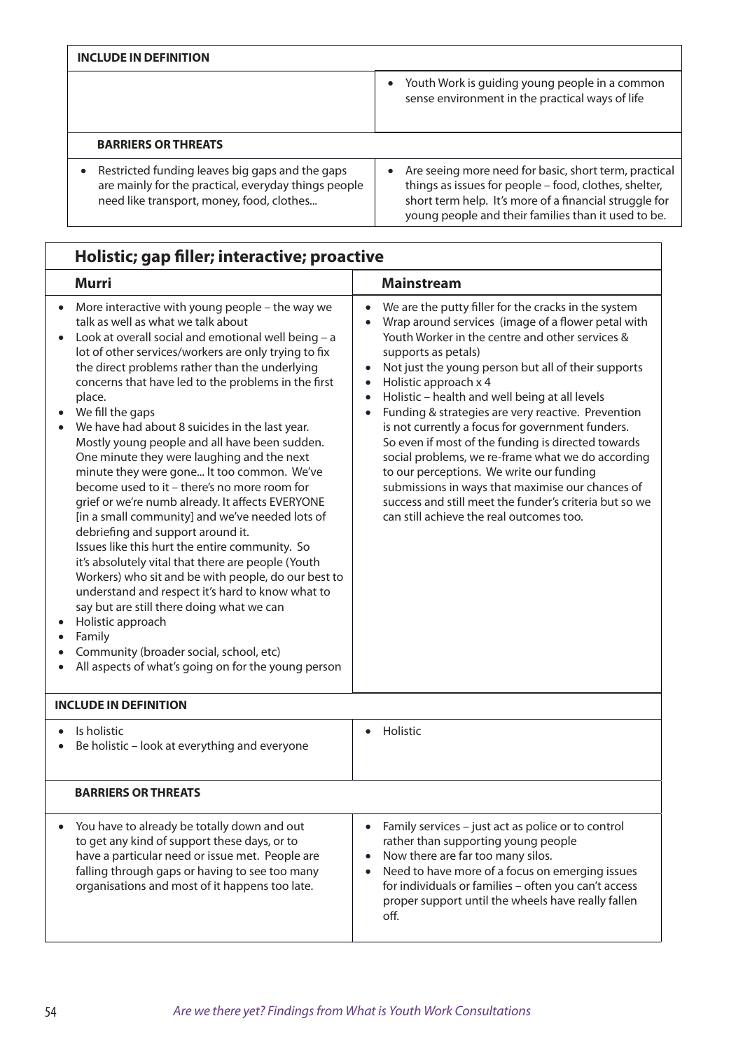| INCLUDE IN DEFINITION | |
|---|---|
| | • Youth Work is guiding young people in a common sense environment in the practical ways of life |
| **BARRIERS OR THREATS** | |
| • Restricted funding leaves big gaps and the gaps are mainly for the practical, everyday things people need like transport, money, food, clothes... | • Are seeing more need for basic, short term, practical things as issues for people – food, clothes, shelter, short term help. It's more of a financial struggle for young people and their families than it used to be. |

## Holistic; gap filler; interactive; proactive

| Murri | Mainstream |
|---|---|
| • More interactive with young people – the way we talk as well as what we talk about<br>• Look at overall social and emotional well being – a lot of other services/workers are only trying to fix the direct problems rather than the underlying concerns that have led to the problems in the first place.<br>• We fill the gaps<br>• We have had about 8 suicides in the last year. Mostly young people and all have been sudden. One minute they were laughing and the next minute they were gone... It too common. We've become used to it – there's no more room for grief or we're numb already. It affects EVERYONE [in a small community] and we've needed lots of debriefing and support around it.<br>Issues like this hurt the entire community. So it's absolutely vital that there are people (Youth Workers) who sit and be with people, do our best to understand and respect it's hard to know what to say but are still there doing what we can<br>• Holistic approach<br>• Family<br>• Community (broader social, school, etc)<br>• All aspects of what's going on for the young person | • We are the putty filler for the cracks in the system<br>• Wrap around services (image of a flower petal with Youth Worker in the centre and other services & supports as petals)<br>• Not just the young person but all of their supports<br>• Holistic approach x 4<br>• Holistic – health and well being at all levels<br>• Funding & strategies are very reactive. Prevention is not currently a focus for government funders. So even if most of the funding is directed towards social problems, we re-frame what we do according to our perceptions. We write our funding submissions in ways that maximise our chances of success and still meet the funder's criteria but so we can still achieve the real outcomes too. |
| **INCLUDE IN DEFINITION** | |
| • Is holistic<br>• Be holistic – look at everything and everyone | • Holistic |
| **BARRIERS OR THREATS** | |
| • You have to already be totally down and out to get any kind of support these days, or to have a particular need or issue met. People are falling through gaps or having to see too many organisations and most of it happens too late. | • Family services – just act as police or to control rather than supporting young people<br>• Now there are far too many silos.<br>• Need to have more of a focus on emerging issues for individuals or families – often you can't access proper support until the wheels have really fallen off. |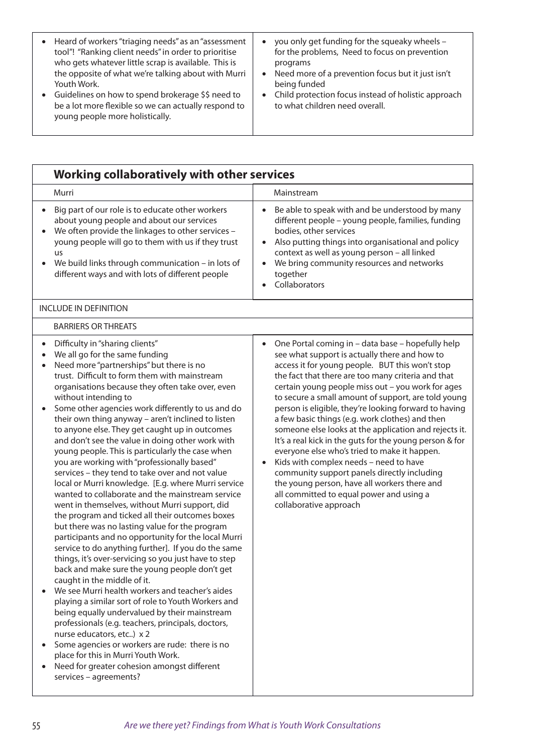| | |
|---|---|
| • Heard of workers "triaging needs" as an "assessment tool"! "Ranking client needs" in order to prioritise who gets whatever little scrap is available. This is the opposite of what we're talking about with Murri Youth Work.<br>• Guidelines on how to spend brokerage $$ need to be a lot more flexible so we can actually respond to young people more holistically. | • you only get funding for the squeaky wheels – for the problems, Need to focus on prevention programs<br>• Need more of a prevention focus but it just isn't being funded<br>• Child protection focus instead of holistic approach to what children need overall. |

## Working collaboratively with other services

| Murri | Mainstream |
|---|---|
| • Big part of our role is to educate other workers about young people and about our services<br>• We often provide the linkages to other services – young people will go to them with us if they trust us<br>• We build links through communication – in lots of different ways and with lots of different people | • Be able to speak with and be understood by many different people – young people, families, funding bodies, other services<br>• Also putting things into organisational and policy context as well as young person – all linked<br>• We bring community resources and networks together<br>• Collaborators |
| INCLUDE IN DEFINITION | |
| BARRIERS OR THREATS | |
| • Difficulty in "sharing clients"<br>• We all go for the same funding<br>• Need more "partnerships" but there is no trust. Difficult to form them with mainstream organisations because they often take over, even without intending to<br>• Some other agencies work differently to us and do their own thing anyway – aren't inclined to listen to anyone else. They get caught up in outcomes and don't see the value in doing other work with young people. This is particularly the case when you are working with "professionally based" services – they tend to take over and not value local or Murri knowledge. [E.g. where Murri service wanted to collaborate and the mainstream service went in themselves, without Murri support, did the program and ticked all their outcomes boxes but there was no lasting value for the program participants and no opportunity for the local Murri service to do anything further]. If you do the same things, it's over-servicing so you just have to step back and make sure the young people don't get caught in the middle of it.<br>• We see Murri health workers and teacher's aides playing a similar sort of role to Youth Workers and being equally undervalued by their mainstream professionals (e.g. teachers, principals, doctors, nurse educators, etc..) x 2<br>• Some agencies or workers are rude: there is no place for this in Murri Youth Work.<br>• Need for greater cohesion amongst different services – agreements? | • One Portal coming in – data base – hopefully help see what support is actually there and how to access it for young people. BUT this won't stop the fact that there are too many criteria and that certain young people miss out – you work for ages to secure a small amount of support, are told young person is eligible, they're looking forward to having a few basic things (e.g. work clothes) and then someone else looks at the application and rejects it. It's a real kick in the guts for the young person & for everyone else who's tried to make it happen.<br>• Kids with complex needs – need to have community support panels directly including the young person, have all workers there and all committed to equal power and using a collaborative approach |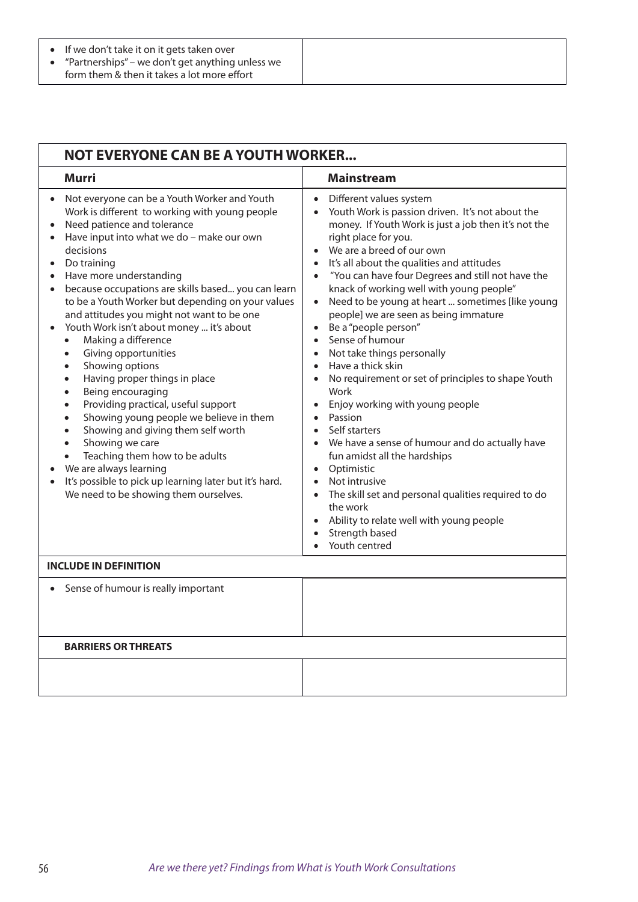| | |
|---|---|
| • If we don't take it on it gets taken over<br>• "Partnerships" – we don't get anything unless we form them & then it takes a lot more effort | |

## NOT EVERYONE CAN BE A YOUTH WORKER...

| Murri | Mainstream |
|---|---|
| • Not everyone can be a Youth Worker and Youth Work is different to working with young people<br>• Need patience and tolerance<br>• Have input into what we do – make our own decisions<br>• Do training<br>• Have more understanding<br>• because occupations are skills based... you can learn to be a Youth Worker but depending on your values and attitudes you might not want to be one<br>• Youth Work isn't about money ... it's about<br>&nbsp;&nbsp;&nbsp;&nbsp;• Making a difference<br>&nbsp;&nbsp;&nbsp;&nbsp;• Giving opportunities<br>&nbsp;&nbsp;&nbsp;&nbsp;• Showing options<br>&nbsp;&nbsp;&nbsp;&nbsp;• Having proper things in place<br>&nbsp;&nbsp;&nbsp;&nbsp;• Being encouraging<br>&nbsp;&nbsp;&nbsp;&nbsp;• Providing practical, useful support<br>&nbsp;&nbsp;&nbsp;&nbsp;• Showing young people we believe in them<br>&nbsp;&nbsp;&nbsp;&nbsp;• Showing and giving them self worth<br>&nbsp;&nbsp;&nbsp;&nbsp;• Showing we care<br>&nbsp;&nbsp;&nbsp;&nbsp;• Teaching them how to be adults<br>• We are always learning<br>• It's possible to pick up learning later but it's hard. We need to be showing them ourselves. | • Different values system<br>• Youth Work is passion driven. It's not about the money. If Youth Work is just a job then it's not the right place for you.<br>• We are a breed of our own<br>• It's all about the qualities and attitudes<br>• "You can have four Degrees and still not have the knack of working well with young people"<br>• Need to be young at heart ... sometimes [like young people] we are seen as being immature<br>• Be a "people person"<br>• Sense of humour<br>• Not take things personally<br>• Have a thick skin<br>• No requirement or set of principles to shape Youth Work<br>• Enjoy working with young people<br>• Passion<br>• Self starters<br>• We have a sense of humour and do actually have fun amidst all the hardships<br>• Optimistic<br>• Not intrusive<br>• The skill set and personal qualities required to do the work<br>• Ability to relate well with young people<br>• Strength based<br>• Youth centred |
| **INCLUDE IN DEFINITION** | |
| • Sense of humour is really important | |
| **BARRIERS OR THREATS** | |
| | |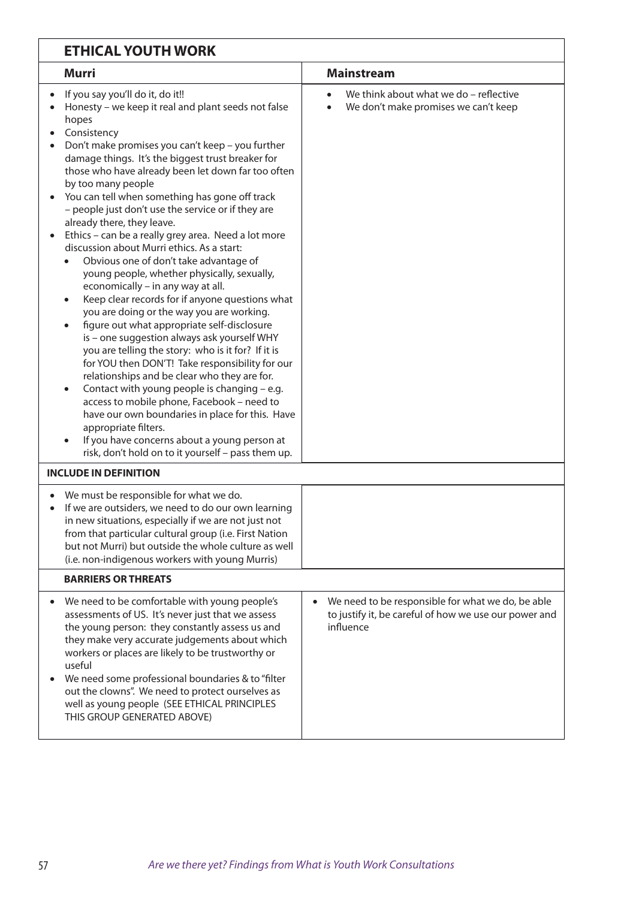## ETHICAL YOUTH WORK

| Murri | Mainstream |
|---|---|
| • If you say you'll do it, do it!!<br>• Honesty – we keep it real and plant seeds not false hopes<br>• Consistency<br>• Don't make promises you can't keep – you further damage things. It's the biggest trust breaker for those who have already been let down far too often by too many people<br>• You can tell when something has gone off track – people just don't use the service or if they are already there, they leave.<br>• Ethics – can be a really grey area. Need a lot more discussion about Murri ethics. As a start:<br>  ◦ Obvious one of don't take advantage of young people, whether physically, sexually, economically – in any way at all.<br>  ◦ Keep clear records for if anyone questions what you are doing or the way you are working.<br>  ◦ figure out what appropriate self-disclosure is – one suggestion always ask yourself WHY you are telling the story: who is it for? If it is for YOU then DON'T! Take responsibility for our relationships and be clear who they are for.<br>  ◦ Contact with young people is changing – e.g. access to mobile phone, Facebook – need to have our own boundaries in place for this. Have appropriate filters.<br>  ◦ If you have concerns about a young person at risk, don't hold on to it yourself – pass them up. | • We think about what we do – reflective<br>• We don't make promises we can't keep |
| **INCLUDE IN DEFINITION** | |
| • We must be responsible for what we do.<br>• If we are outsiders, we need to do our own learning in new situations, especially if we are not just not from that particular cultural group (i.e. First Nation but not Murri) but outside the whole culture as well (i.e. non-indigenous workers with young Murris) | |
| **BARRIERS OR THREATS** | |
| • We need to be comfortable with young people's assessments of US. It's never just that we assess the young person: they constantly assess us and they make very accurate judgements about which workers or places are likely to be trustworthy or useful<br>• We need some professional boundaries & to "filter out the clowns". We need to protect ourselves as well as young people (SEE ETHICAL PRINCIPLES THIS GROUP GENERATED ABOVE) | • We need to be responsible for what we do, be able to justify it, be careful of how we use our power and influence |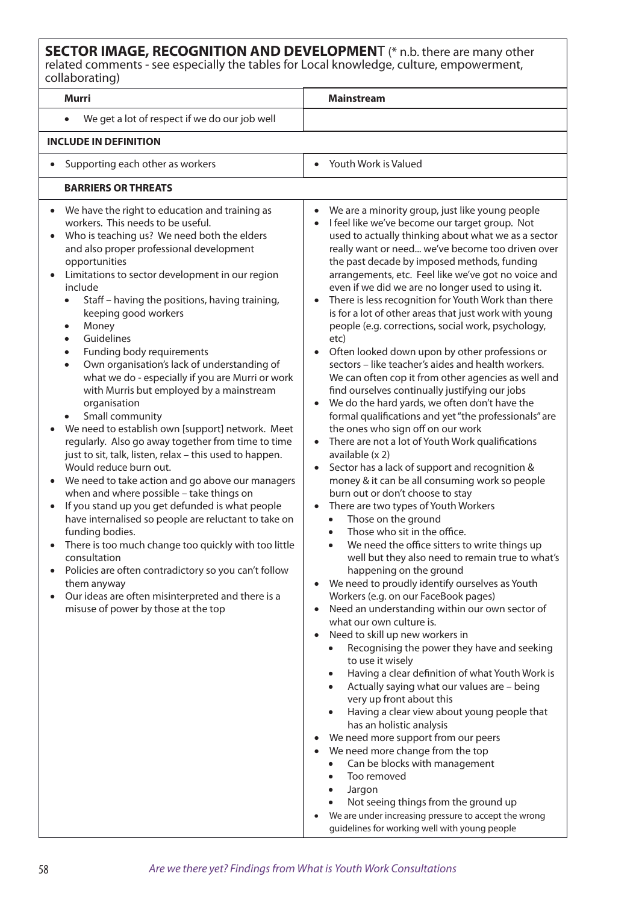## SECTOR IMAGE, RECOGNITION AND DEVELOPMENT (* n.b. there are many other related comments - see especially the tables for Local knowledge, culture, empowerment, collaborating)

| Murri | Mainstream |
|---|---|
| • We get a lot of respect if we do our job well | |
| **INCLUDE IN DEFINITION** | |
| • Supporting each other as workers | • Youth Work is Valued |
| **BARRIERS OR THREATS** | |
| • We have the right to education and training as workers. This needs to be useful.<br>• Who is teaching us? We need both the elders and also proper professional development opportunities<br>• Limitations to sector development in our region include<br>  ◦ Staff – having the positions, having training, keeping good workers<br>  ◦ Money<br>  ◦ Guidelines<br>  ◦ Funding body requirements<br>  ◦ Own organisation's lack of understanding of what we do - especially if you are Murri or work with Murris but employed by a mainstream organisation<br>  ◦ Small community<br>• We need to establish own [support] network. Meet regularly. Also go away together from time to time just to sit, talk, listen, relax – this used to happen. Would reduce burn out.<br>• We need to take action and go above our managers when and where possible – take things on<br>• If you stand up you get defunded is what people have internalised so people are reluctant to take on funding bodies.<br>• There is too much change too quickly with too little consultation<br>• Policies are often contradictory so you can't follow them anyway<br>• Our ideas are often misinterpreted and there is a misuse of power by those at the top | • We are a minority group, just like young people<br>• I feel like we've become our target group. Not used to actually thinking about what we as a sector really want or need... we've become too driven over the past decade by imposed methods, funding arrangements, etc. Feel like we've got no voice and even if we did we are no longer used to using it.<br>• There is less recognition for Youth Work than there is for a lot of other areas that just work with young people (e.g. corrections, social work, psychology, etc)<br>• Often looked down upon by other professions or sectors – like teacher's aides and health workers. We can often cop it from other agencies as well and find ourselves continually justifying our jobs<br>• We do the hard yards, we often don't have the formal qualifications and yet "the professionals" are the ones who sign off on our work<br>• There are not a lot of Youth Work qualifications available (x 2)<br>• Sector has a lack of support and recognition & money & it can be all consuming work so people burn out or don't choose to stay<br>• There are two types of Youth Workers<br>  ◦ Those on the ground<br>  ◦ Those who sit in the office.<br>  ◦ We need the office sitters to write things up well but they also need to remain true to what's happening on the ground<br>• We need to proudly identify ourselves as Youth Workers (e.g. on our FaceBook pages)<br>• Need an understanding within our own sector of what our own culture is.<br>• Need to skill up new workers in<br>  ◦ Recognising the power they have and seeking to use it wisely<br>  ◦ Having a clear definition of what Youth Work is<br>  ◦ Actually saying what our values are – being very up front about this<br>  ◦ Having a clear view about young people that has an holistic analysis<br>• We need more support from our peers<br>• We need more change from the top<br>  ◦ Can be blocks with management<br>  ◦ Too removed<br>  ◦ Jargon<br>  ◦ Not seeing things from the ground up<br>• We are under increasing pressure to accept the wrong guidelines for working well with young people |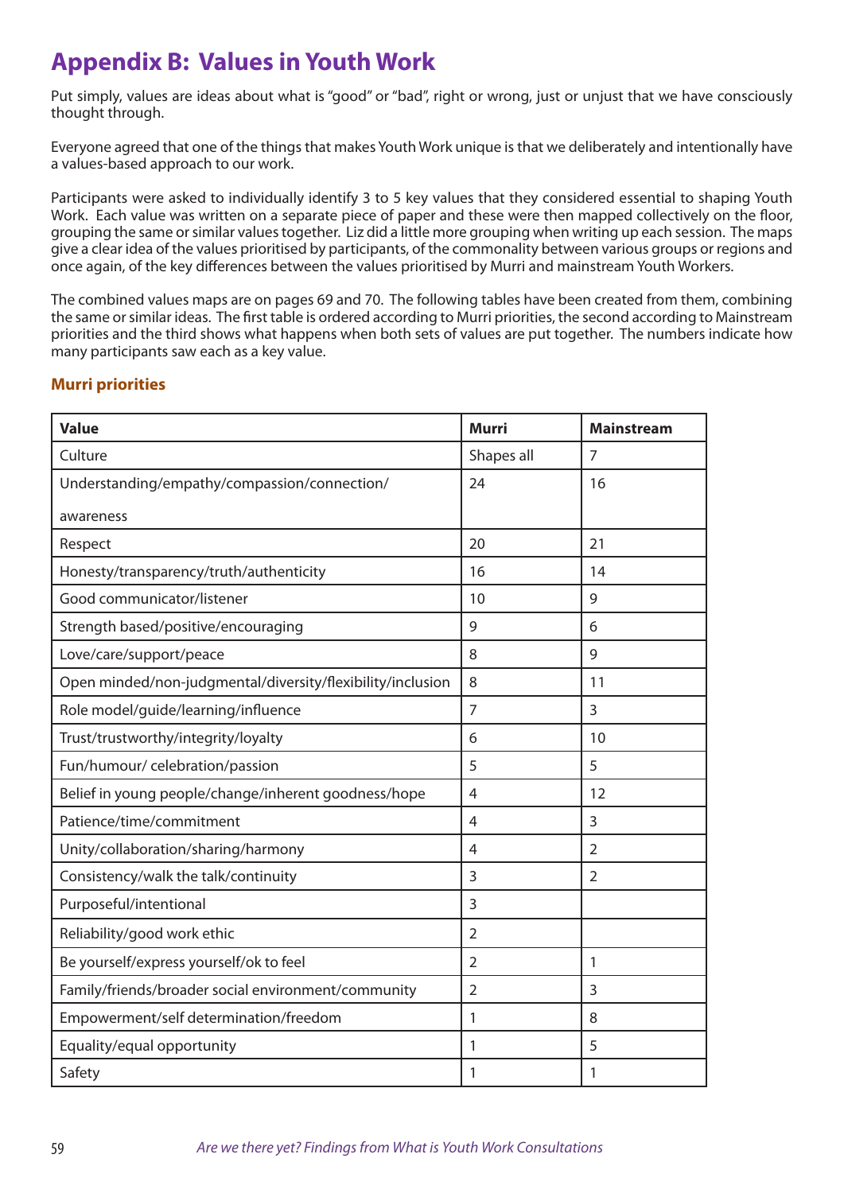# Appendix B: Values in Youth Work

Put simply, values are ideas about what is "good" or "bad", right or wrong, just or unjust that we have consciously thought through.

Everyone agreed that one of the things that makes Youth Work unique is that we deliberately and intentionally have a values-based approach to our work.

Participants were asked to individually identify 3 to 5 key values that they considered essential to shaping Youth Work. Each value was written on a separate piece of paper and these were then mapped collectively on the floor, grouping the same or similar values together. Liz did a little more grouping when writing up each session. The maps give a clear idea of the values prioritised by participants, of the commonality between various groups or regions and once again, of the key differences between the values prioritised by Murri and mainstream Youth Workers.

The combined values maps are on pages 69 and 70. The following tables have been created from them, combining the same or similar ideas. The first table is ordered according to Murri priorities, the second according to Mainstream priorities and the third shows what happens when both sets of values are put together. The numbers indicate how many participants saw each as a key value.

### Murri priorities

| Value | Murri | Mainstream |
|---|---|---|
| Culture | Shapes all | 7 |
| Understanding/empathy/compassion/connection/ awareness | 24 | 16 |
| Respect | 20 | 21 |
| Honesty/transparency/truth/authenticity | 16 | 14 |
| Good communicator/listener | 10 | 9 |
| Strength based/positive/encouraging | 9 | 6 |
| Love/care/support/peace | 8 | 9 |
| Open minded/non-judgmental/diversity/flexibility/inclusion | 8 | 11 |
| Role model/guide/learning/influence | 7 | 3 |
| Trust/trustworthy/integrity/loyalty | 6 | 10 |
| Fun/humour/ celebration/passion | 5 | 5 |
| Belief in young people/change/inherent goodness/hope | 4 | 12 |
| Patience/time/commitment | 4 | 3 |
| Unity/collaboration/sharing/harmony | 4 | 2 |
| Consistency/walk the talk/continuity | 3 | 2 |
| Purposeful/intentional | 3 | |
| Reliability/good work ethic | 2 | |
| Be yourself/express yourself/ok to feel | 2 | 1 |
| Family/friends/broader social environment/community | 2 | 3 |
| Empowerment/self determination/freedom | 1 | 8 |
| Equality/equal opportunity | 1 | 5 |
| Safety | 1 | 1 |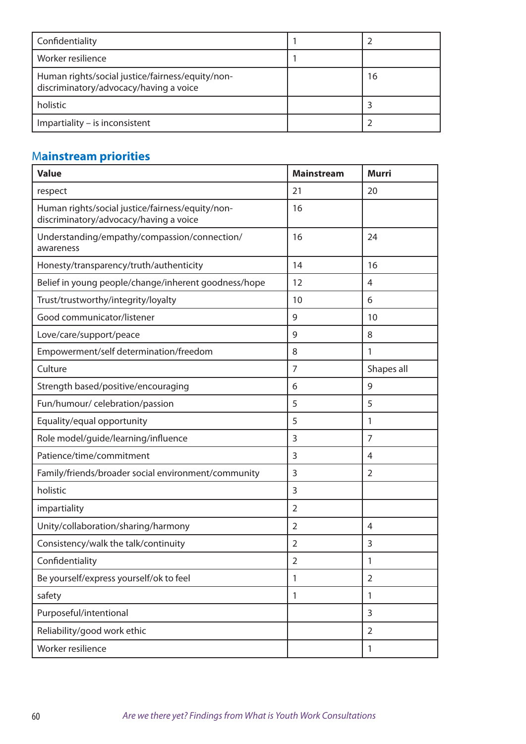| | | |
|---|---|---|
| Confidentiality | 1 | 2 |
| Worker resilience | 1 | |
| Human rights/social justice/fairness/equity/non-discriminatory/advocacy/having a voice | | 16 |
| holistic | | 3 |
| Impartiality – is inconsistent | | 2 |

## Mainstream priorities

| Value | Mainstream | Murri |
|---|---|---|
| respect | 21 | 20 |
| Human rights/social justice/fairness/equity/non-discriminatory/advocacy/having a voice | 16 | |
| Understanding/empathy/compassion/connection/awareness | 16 | 24 |
| Honesty/transparency/truth/authenticity | 14 | 16 |
| Belief in young people/change/inherent goodness/hope | 12 | 4 |
| Trust/trustworthy/integrity/loyalty | 10 | 6 |
| Good communicator/listener | 9 | 10 |
| Love/care/support/peace | 9 | 8 |
| Empowerment/self determination/freedom | 8 | 1 |
| Culture | 7 | Shapes all |
| Strength based/positive/encouraging | 6 | 9 |
| Fun/humour/ celebration/passion | 5 | 5 |
| Equality/equal opportunity | 5 | 1 |
| Role model/guide/learning/influence | 3 | 7 |
| Patience/time/commitment | 3 | 4 |
| Family/friends/broader social environment/community | 3 | 2 |
| holistic | 3 | |
| impartiality | 2 | |
| Unity/collaboration/sharing/harmony | 2 | 4 |
| Consistency/walk the talk/continuity | 2 | 3 |
| Confidentiality | 2 | 1 |
| Be yourself/express yourself/ok to feel | 1 | 2 |
| safety | 1 | 1 |
| Purposeful/intentional | | 3 |
| Reliability/good work ethic | | 2 |
| Worker resilience | | 1 |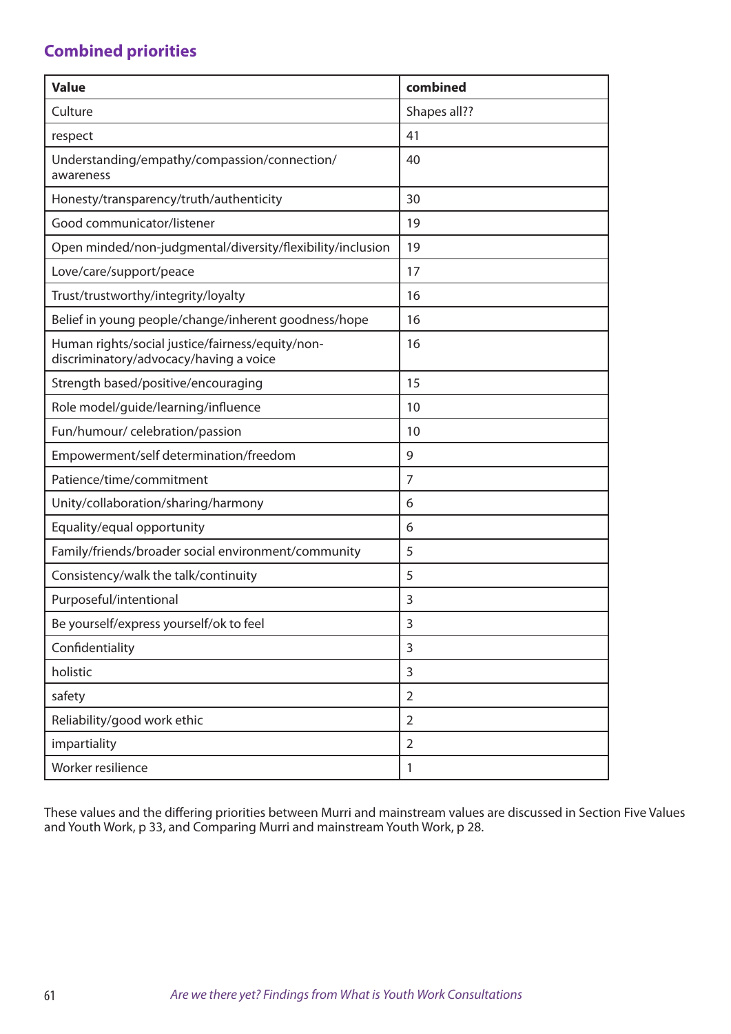## Combined priorities

| Value | combined |
|---|---|
| Culture | Shapes all?? |
| respect | 41 |
| Understanding/empathy/compassion/connection/awareness | 40 |
| Honesty/transparency/truth/authenticity | 30 |
| Good communicator/listener | 19 |
| Open minded/non-judgmental/diversity/flexibility/inclusion | 19 |
| Love/care/support/peace | 17 |
| Trust/trustworthy/integrity/loyalty | 16 |
| Belief in young people/change/inherent goodness/hope | 16 |
| Human rights/social justice/fairness/equity/non-discriminatory/advocacy/having a voice | 16 |
| Strength based/positive/encouraging | 15 |
| Role model/guide/learning/influence | 10 |
| Fun/humour/ celebration/passion | 10 |
| Empowerment/self determination/freedom | 9 |
| Patience/time/commitment | 7 |
| Unity/collaboration/sharing/harmony | 6 |
| Equality/equal opportunity | 6 |
| Family/friends/broader social environment/community | 5 |
| Consistency/walk the talk/continuity | 5 |
| Purposeful/intentional | 3 |
| Be yourself/express yourself/ok to feel | 3 |
| Confidentiality | 3 |
| holistic | 3 |
| safety | 2 |
| Reliability/good work ethic | 2 |
| impartiality | 2 |
| Worker resilience | 1 |

These values and the differing priorities between Murri and mainstream values are discussed in Section Five Values and Youth Work, p 33, and Comparing Murri and mainstream Youth Work, p 28.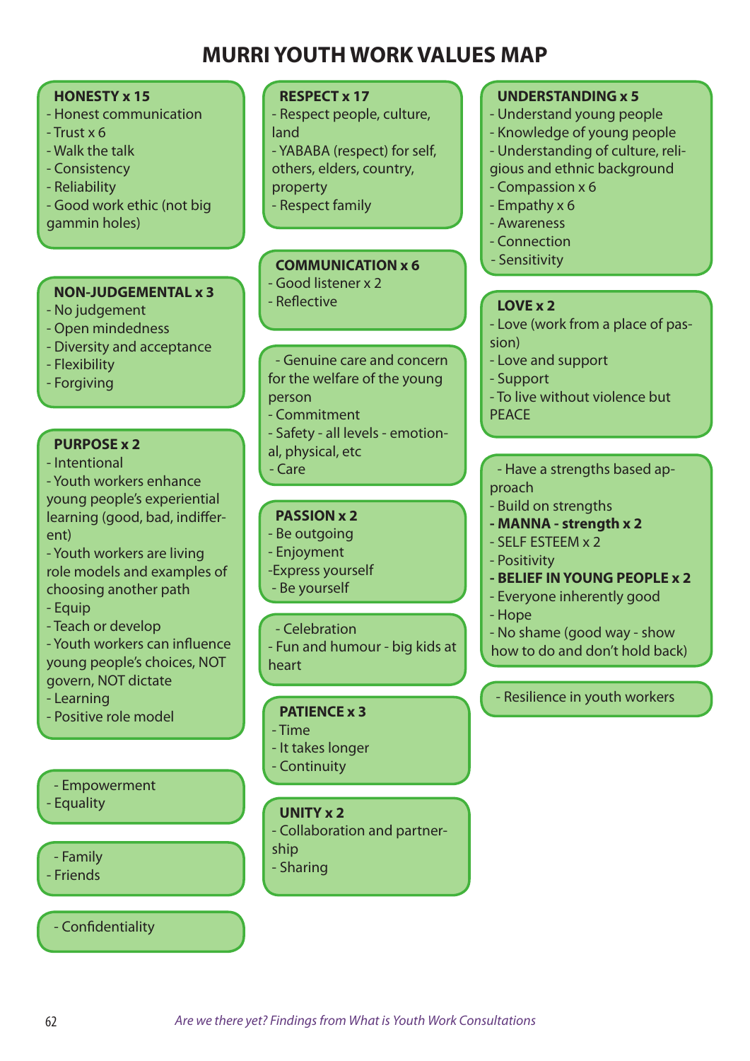# MURRI YOUTH WORK VALUES MAP

**HONESTY x 15**
- Honest communication
- Trust x 6
- Walk the talk
- Consistency
- Reliability
- Good work ethic (not big gammin holes)

**NON-JUDGEMENTAL x 3**
- No judgement
- Open mindedness
- Diversity and acceptance
- Flexibility
- Forgiving

**PURPOSE x 2**
- Intentional
- Youth workers enhance young people's experiential learning (good, bad, indifferent)
- Youth workers are living role models and examples of choosing another path
- Equip
- Teach or develop
- Youth workers can influence young people's choices, NOT govern, NOT dictate
- Learning
- Positive role model

- Empowerment
- Equality

- Family
- Friends

- Confidentiality

**RESPECT x 17**
- Respect people, culture, land
- YABABA (respect) for self, others, elders, country, property
- Respect family

**COMMUNICATION x 6**
- Good listener x 2
- Reflective

- Genuine care and concern for the welfare of the young person
- Commitment
- Safety - all levels - emotional, physical, etc
- Care

**PASSION x 2**
- Be outgoing
- Enjoyment
- Express yourself
- Be yourself

- Celebration
- Fun and humour - big kids at heart

**PATIENCE x 3**
- Time
- It takes longer
- Continuity

**UNITY x 2**
- Collaboration and partnership
- Sharing

**UNDERSTANDING x 5**
- Understand young people
- Knowledge of young people
- Understanding of culture, religious and ethnic background
- Compassion x 6
- Empathy x 6
- Awareness
- Connection
- Sensitivity

**LOVE x 2**
- Love (work from a place of passion)
- Love and support
- Support
- To live without violence but PEACE

- Have a strengths based approach
- Build on strengths
- **MANNA - strength x 2**
- SELF ESTEEM x 2
- Positivity
- **BELIEF IN YOUNG PEOPLE x 2**
- Everyone inherently good
- Hope
- No shame (good way - show how to do and don't hold back)

- Resilience in youth workers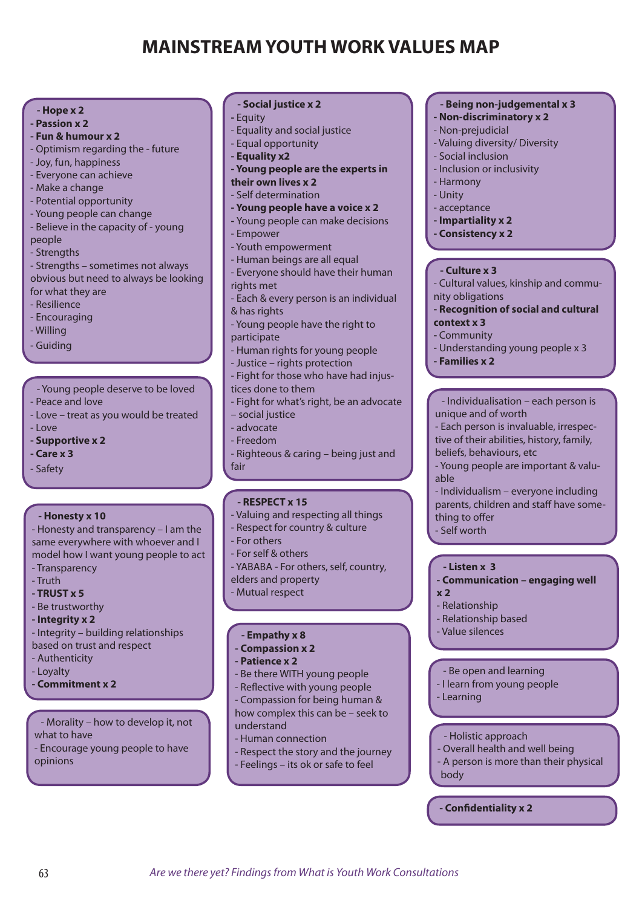# MAINSTREAM YOUTH WORK VALUES MAP

- **Hope x 2**
- **Passion x 2**
- **Fun & humour x 2**
- Optimism regarding the - future
- Joy, fun, happiness
- Everyone can achieve
- Make a change
- Potential opportunity
- Young people can change
- Believe in the capacity of - young people
- Strengths
- Strengths – sometimes not always obvious but need to always be looking for what they are
- Resilience
- Encouraging
- Willing
- Guiding

---

- Young people deserve to be loved
- Peace and love
- Love – treat as you would be treated
- Love
- **Supportive x 2**
- **Care x 3**
- Safety

---

- **Honesty x 10**
- Honesty and transparency – I am the same everywhere with whoever and I model how I want young people to act
- Transparency
- Truth
- **TRUST x 5**
- Be trustworthy
- **Integrity x 2**
- Integrity – building relationships based on trust and respect
- Authenticity
- Loyalty
- **Commitment x 2**

---

- Morality – how to develop it, not what to have
- Encourage young people to have opinions

---

- **Social justice x 2**
- Equity
- Equality and social justice
- Equal opportunity
- **Equality x2**
- **Young people are the experts in their own lives x 2**
- Self determination
- **Young people have a voice x 2**
- Young people can make decisions
- Empower
- Youth empowerment
- Human beings are all equal
- Everyone should have their human rights met
- Each & every person is an individual & has rights
- Young people have the right to participate
- Human rights for young people
- Justice – rights protection
- Fight for those who have had injustices done to them
- Fight for what's right, be an advocate – social justice
- advocate
- Freedom
- Righteous & caring – being just and fair

---

- **RESPECT x 15**
- Valuing and respecting all things
- Respect for country & culture
- For others
- For self & others
- YABABA - For others, self, country, elders and property
- Mutual respect

---

- **Empathy x 8**
- **Compassion x 2**
- **Patience x 2**
- Be there WITH young people
- Reflective with young people
- Compassion for being human & how complex this can be – seek to understand
- Human connection
- Respect the story and the journey
- Feelings – its ok or safe to feel

---

- **Being non-judgemental x 3**
- **Non-discriminatory x 2**
- Non-prejudicial
- Valuing diversity/ Diversity
- Social inclusion
- Inclusion or inclusivity
- Harmony
- Unity
- acceptance
- **Impartiality x 2**
- **Consistency x 2**

---

- **Culture x 3**
- Cultural values, kinship and community obligations
- **Recognition of social and cultural context x 3**
- Community
- Understanding young people x 3
- **Families x 2**

---

- Individualisation – each person is unique and of worth
- Each person is invaluable, irrespective of their abilities, history, family, beliefs, behaviours, etc
- Young people are important & valuable
- Individualism – everyone including parents, children and staff have something to offer
- Self worth

---

- **Listen x 3**
- **Communication – engaging well x 2**
- Relationship
- Relationship based
- Value silences

---

- Be open and learning
- I learn from young people
- Learning

---

- Holistic approach
- Overall health and well being
- A person is more than their physical body

---

- **Confidentiality x 2**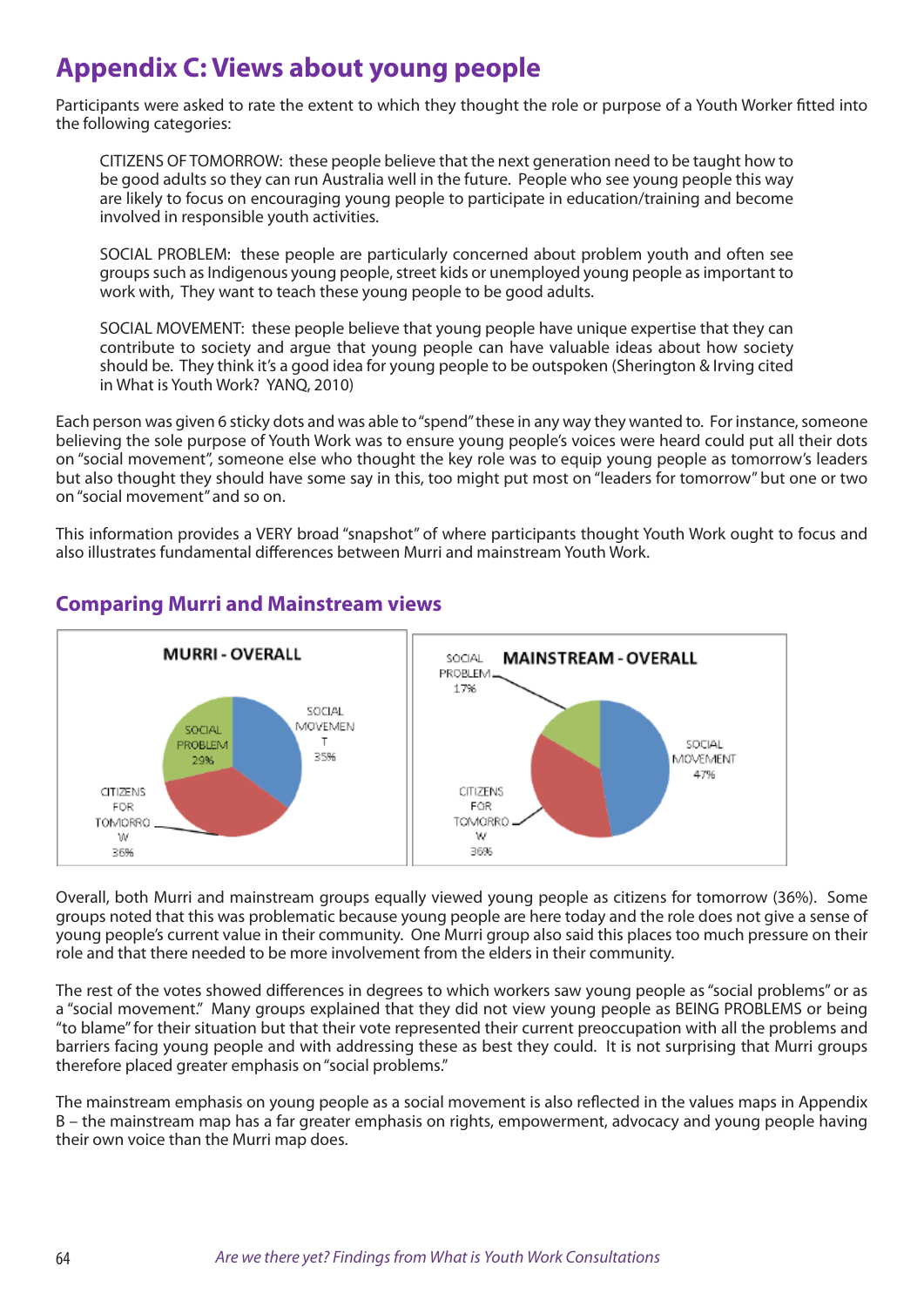# Appendix C: Views about young people

Participants were asked to rate the extent to which they thought the role or purpose of a Youth Worker fitted into the following categories:

> CITIZENS OF TOMORROW: these people believe that the next generation need to be taught how to be good adults so they can run Australia well in the future. People who see young people this way are likely to focus on encouraging young people to participate in education/training and become involved in responsible youth activities.
>
> SOCIAL PROBLEM: these people are particularly concerned about problem youth and often see groups such as Indigenous young people, street kids or unemployed young people as important to work with, They want to teach these young people to be good adults.
>
> SOCIAL MOVEMENT: these people believe that young people have unique expertise that they can contribute to society and argue that young people can have valuable ideas about how society should be. They think it's a good idea for young people to be outspoken (Sherington & Irving cited in What is Youth Work? YANQ, 2010)

Each person was given 6 sticky dots and was able to "spend" these in any way they wanted to. For instance, someone believing the sole purpose of Youth Work was to ensure young people's voices were heard could put all their dots on "social movement", someone else who thought the key role was to equip young people as tomorrow's leaders but also thought they should have some say in this, too might put most on "leaders for tomorrow" but one or two on "social movement" and so on.

This information provides a VERY broad "snapshot" of where participants thought Youth Work ought to focus and also illustrates fundamental differences between Murri and mainstream Youth Work.

## Comparing Murri and Mainstream views

**MURRI - OVERALL**

| Category | % |
|---|---|
| SOCIAL MOVEMENT | 35% |
| CITIZENS FOR TOMORROW | 36% |
| SOCIAL PROBLEM | 29% |

**MAINSTREAM - OVERALL**

| Category | % |
|---|---|
| SOCIAL MOVEMENT | 47% |
| CITIZENS FOR TOMORROW | 36% |
| SOCIAL PROBLEM | 17% |

Overall, both Murri and mainstream groups equally viewed young people as citizens for tomorrow (36%). Some groups noted that this was problematic because young people are here today and the role does not give a sense of young people's current value in their community. One Murri group also said this places too much pressure on their role and that there needed to be more involvement from the elders in their community.

The rest of the votes showed differences in degrees to which workers saw young people as "social problems" or as a "social movement." Many groups explained that they did not view young people as BEING PROBLEMS or being "to blame" for their situation but that their vote represented their current preoccupation with all the problems and barriers facing young people and with addressing these as best they could. It is not surprising that Murri groups therefore placed greater emphasis on "social problems."

The mainstream emphasis on young people as a social movement is also reflected in the values maps in Appendix B – the mainstream map has a far greater emphasis on rights, empowerment, advocacy and young people having their own voice than the Murri map does.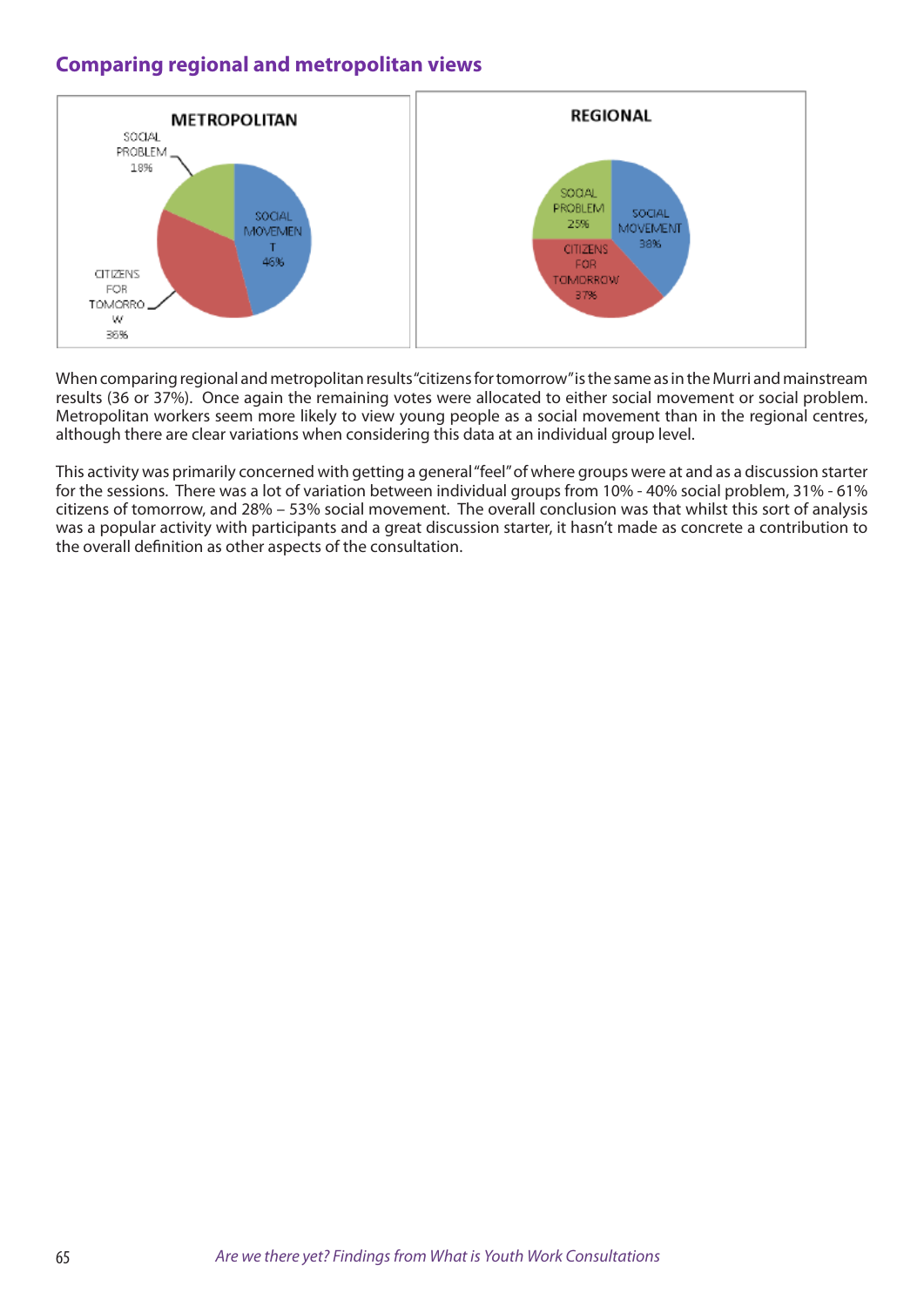## Comparing regional and metropolitan views

**METROPOLITAN**

- SOCIAL PROBLEM 18%
- SOCIAL MOVEMENT 46%
- CITIZENS FOR TOMORROW 36%

**REGIONAL**

- SOCIAL PROBLEM 25%
- SOCIAL MOVEMENT 38%
- CITIZENS FOR TOMORROW 37%

When comparing regional and metropolitan results "citizens for tomorrow" is the same as in the Murri and mainstream results (36 or 37%). Once again the remaining votes were allocated to either social movement or social problem. Metropolitan workers seem more likely to view young people as a social movement than in the regional centres, although there are clear variations when considering this data at an individual group level.

This activity was primarily concerned with getting a general "feel" of where groups were at and as a discussion starter for the sessions. There was a lot of variation between individual groups from 10% - 40% social problem, 31% - 61% citizens of tomorrow, and 28% – 53% social movement. The overall conclusion was that whilst this sort of analysis was a popular activity with participants and a great discussion starter, it hasn't made as concrete a contribution to the overall definition as other aspects of the consultation.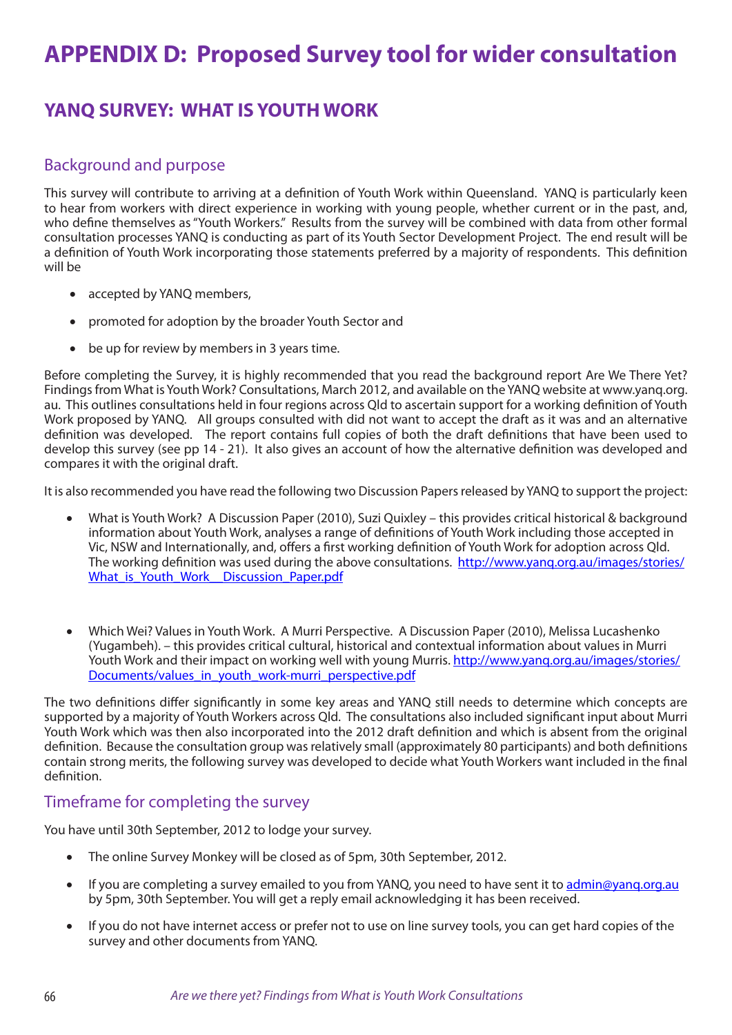# APPENDIX D: Proposed Survey tool for wider consultation

## YANQ SURVEY: WHAT IS YOUTH WORK

### Background and purpose

This survey will contribute to arriving at a definition of Youth Work within Queensland. YANQ is particularly keen to hear from workers with direct experience in working with young people, whether current or in the past, and, who define themselves as "Youth Workers." Results from the survey will be combined with data from other formal consultation processes YANQ is conducting as part of its Youth Sector Development Project. The end result will be a definition of Youth Work incorporating those statements preferred by a majority of respondents. This definition will be

- accepted by YANQ members,
- promoted for adoption by the broader Youth Sector and
- be up for review by members in 3 years time.

Before completing the Survey, it is highly recommended that you read the background report Are We There Yet? Findings from What is Youth Work? Consultations, March 2012, and available on the YANQ website at www.yanq.org.au. This outlines consultations held in four regions across Qld to ascertain support for a working definition of Youth Work proposed by YANQ. All groups consulted with did not want to accept the draft as it was and an alternative definition was developed. The report contains full copies of both the draft definitions that have been used to develop this survey (see pp 14 - 21). It also gives an account of how the alternative definition was developed and compares it with the original draft.

It is also recommended you have read the following two Discussion Papers released by YANQ to support the project:

- What is Youth Work? A Discussion Paper (2010), Suzi Quixley – this provides critical historical & background information about Youth Work, analyses a range of definitions of Youth Work including those accepted in Vic, NSW and Internationally, and, offers a first working definition of Youth Work for adoption across Qld. The working definition was used during the above consultations. http://www.yanq.org.au/images/stories/What_is_Youth_Work__Discussion_Paper.pdf

- Which Wei? Values in Youth Work. A Murri Perspective. A Discussion Paper (2010), Melissa Lucashenko (Yugambeh). – this provides critical cultural, historical and contextual information about values in Murri Youth Work and their impact on working well with young Murris. http://www.yanq.org.au/images/stories/Documents/values_in_youth_work-murri_perspective.pdf

The two definitions differ significantly in some key areas and YANQ still needs to determine which concepts are supported by a majority of Youth Workers across Qld. The consultations also included significant input about Murri Youth Work which was then also incorporated into the 2012 draft definition and which is absent from the original definition. Because the consultation group was relatively small (approximately 80 participants) and both definitions contain strong merits, the following survey was developed to decide what Youth Workers want included in the final definition.

### Timeframe for completing the survey

You have until 30th September, 2012 to lodge your survey.

- The online Survey Monkey will be closed as of 5pm, 30th September, 2012.
- If you are completing a survey emailed to you from YANQ, you need to have sent it to admin@yanq.org.au by 5pm, 30th September. You will get a reply email acknowledging it has been received.
- If you do not have internet access or prefer not to use on line survey tools, you can get hard copies of the survey and other documents from YANQ.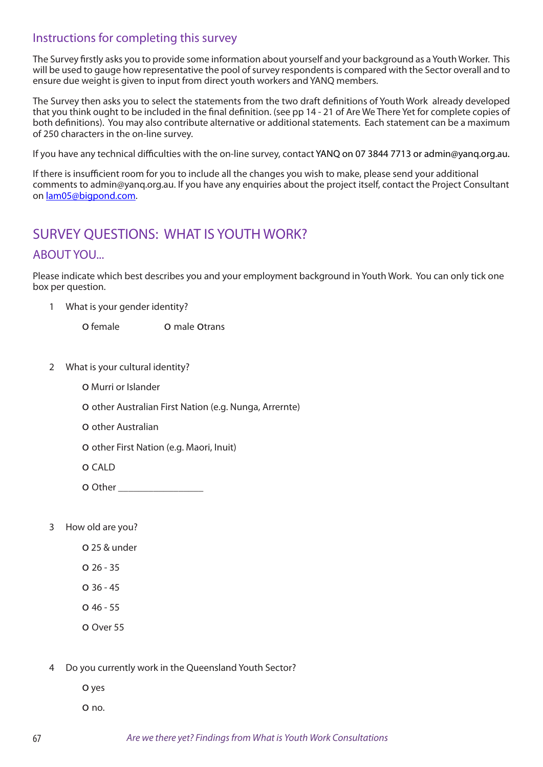## Instructions for completing this survey

The Survey firstly asks you to provide some information about yourself and your background as a Youth Worker. This will be used to gauge how representative the pool of survey respondents is compared with the Sector overall and to ensure due weight is given to input from direct youth workers and YANQ members.

The Survey then asks you to select the statements from the two draft definitions of Youth Work already developed that you think ought to be included in the final definition. (see pp 14 - 21 of Are We There Yet for complete copies of both definitions). You may also contribute alternative or additional statements. Each statement can be a maximum of 250 characters in the on-line survey.

If you have any technical difficulties with the on-line survey, contact YANQ on 07 3844 7713 or admin@yanq.org.au.

If there is insufficient room for you to include all the changes you wish to make, please send your additional comments to admin@yanq.org.au. If you have any enquiries about the project itself, contact the Project Consultant on lam05@bigpond.com.

# SURVEY QUESTIONS: WHAT IS YOUTH WORK?

## ABOUT YOU...

Please indicate which best describes you and your employment background in Youth Work. You can only tick one box per question.

1 What is your gender identity?

O female O male O trans

2 What is your cultural identity?

O Murri or Islander

O other Australian First Nation (e.g. Nunga, Arrernte)

O other Australian

O other First Nation (e.g. Maori, Inuit)

O CALD

O Other _________________

3 How old are you?

O 25 & under

O 26 - 35

O 36 - 45

O 46 - 55

O Over 55

4 Do you currently work in the Queensland Youth Sector?

O yes

O no.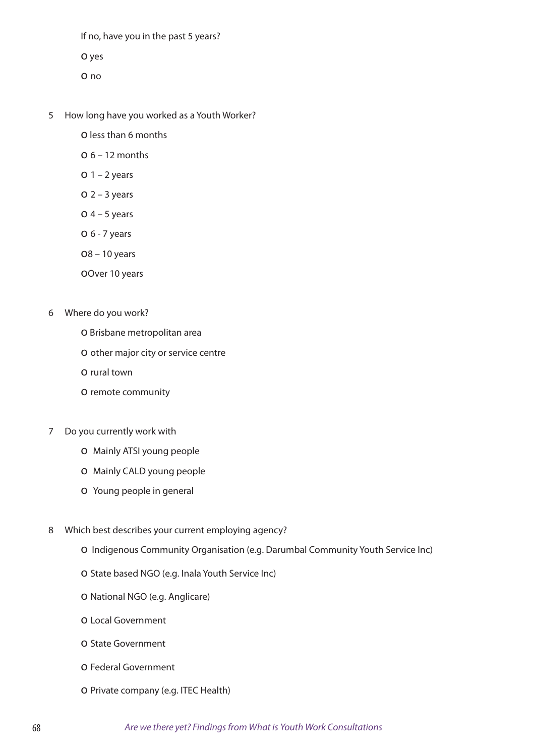If no, have you in the past 5 years?

o yes

o no

5 How long have you worked as a Youth Worker?

o less than 6 months

o 6 – 12 months

o 1 – 2 years

o 2 – 3 years

o 4 – 5 years

o 6 - 7 years

o8 – 10 years

oOver 10 years

6 Where do you work?

o Brisbane metropolitan area

o other major city or service centre

o rural town

o remote community

7 Do you currently work with

o Mainly ATSI young people

o Mainly CALD young people

o Young people in general

8 Which best describes your current employing agency?

o Indigenous Community Organisation (e.g. Darumbal Community Youth Service Inc)

o State based NGO (e.g. Inala Youth Service Inc)

o National NGO (e.g. Anglicare)

o Local Government

o State Government

o Federal Government

o Private company (e.g. ITEC Health)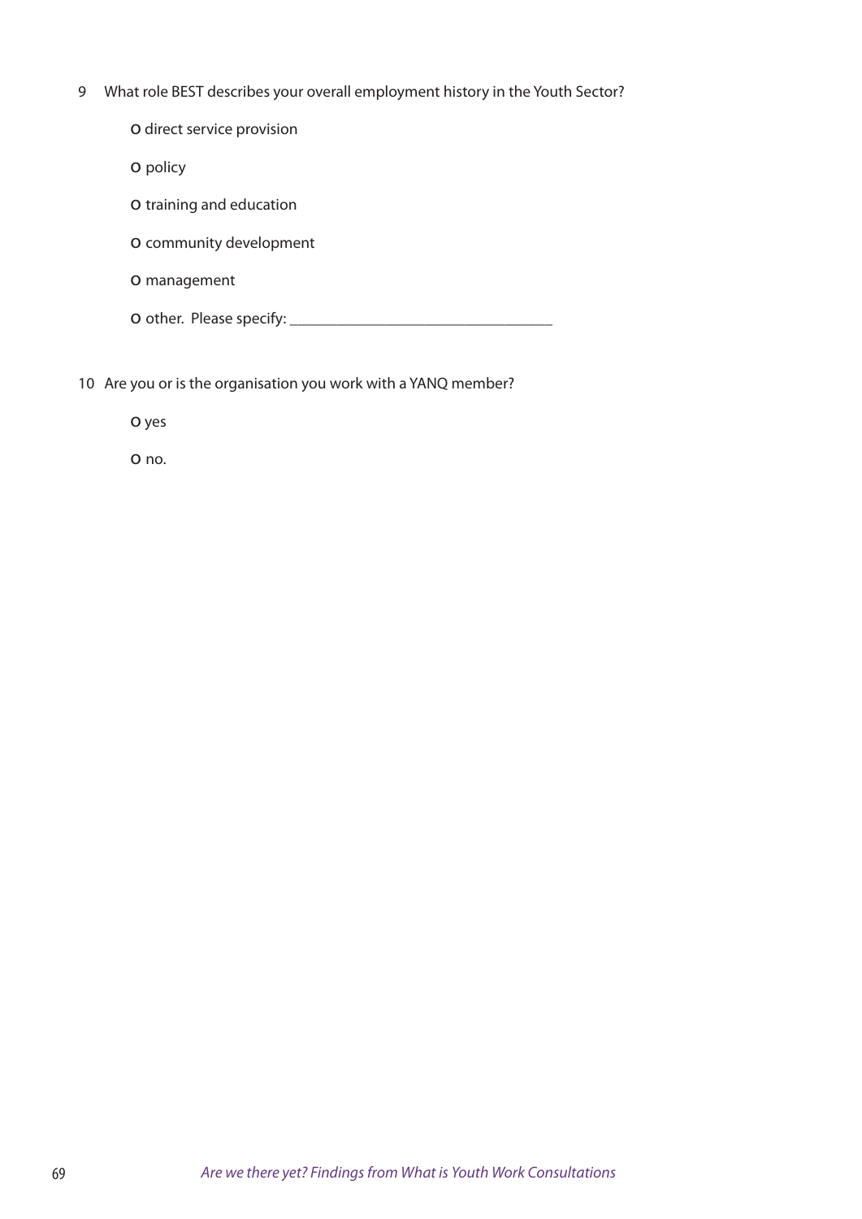9 What role BEST describes your overall employment history in the Youth Sector?

o direct service provision

o policy

o training and education

o community development

o management

o other. Please specify: ___________________________________

10 Are you or is the organisation you work with a YANQ member?

o yes

o no.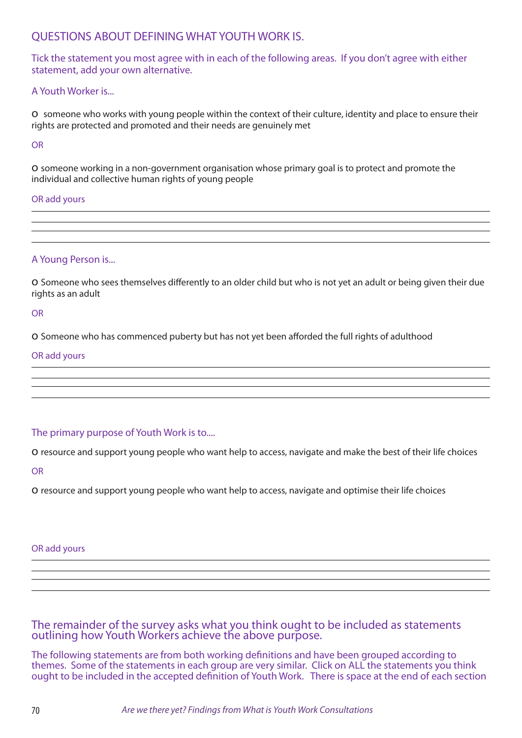## QUESTIONS ABOUT DEFINING WHAT YOUTH WORK IS.

Tick the statement you most agree with in each of the following areas. If you don't agree with either statement, add your own alternative.

A Youth Worker is...

o someone who works with young people within the context of their culture, identity and place to ensure their rights are protected and promoted and their needs are genuinely met

OR

o someone working in a non-government organisation whose primary goal is to protect and promote the individual and collective human rights of young people

OR add yours

A Young Person is...

o Someone who sees themselves differently to an older child but who is not yet an adult or being given their due rights as an adult

OR

o Someone who has commenced puberty but has not yet been afforded the full rights of adulthood

OR add yours

The primary purpose of Youth Work is to....

o resource and support young people who want help to access, navigate and make the best of their life choices

OR

o resource and support young people who want help to access, navigate and optimise their life choices

OR add yours

The remainder of the survey asks what you think ought to be included as statements outlining how Youth Workers achieve the above purpose.

The following statements are from both working definitions and have been grouped according to themes. Some of the statements in each group are very similar. Click on ALL the statements you think ought to be included in the accepted definition of Youth Work. There is space at the end of each section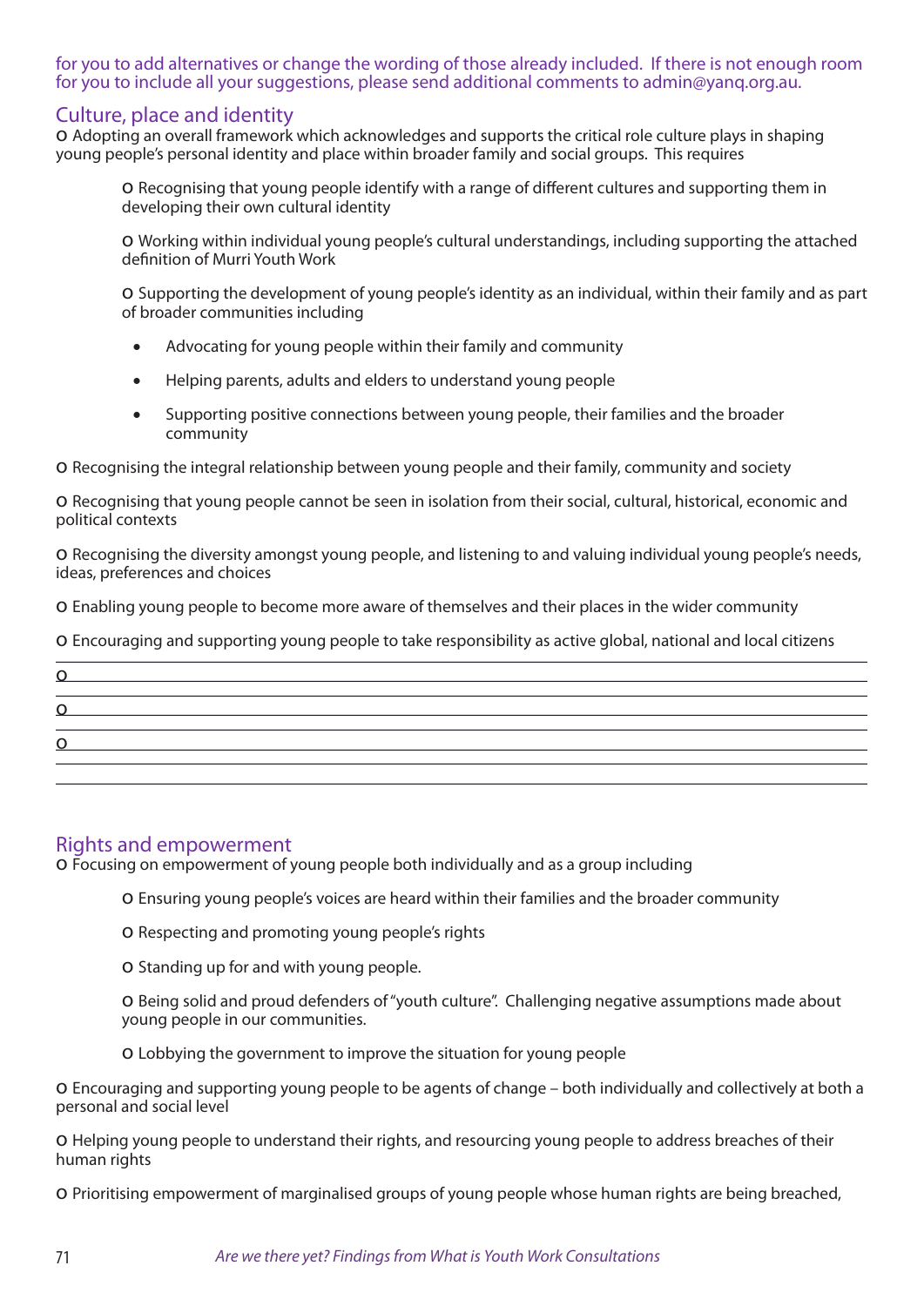for you to add alternatives or change the wording of those already included. If there is not enough room for you to include all your suggestions, please send additional comments to admin@yanq.org.au.

## Culture, place and identity

o Adopting an overall framework which acknowledges and supports the critical role culture plays in shaping young people's personal identity and place within broader family and social groups. This requires

> o Recognising that young people identify with a range of different cultures and supporting them in developing their own cultural identity
>
> o Working within individual young people's cultural understandings, including supporting the attached definition of Murri Youth Work
>
> o Supporting the development of young people's identity as an individual, within their family and as part of broader communities including
>
> - Advocating for young people within their family and community
> - Helping parents, adults and elders to understand young people
> - Supporting positive connections between young people, their families and the broader community

o Recognising the integral relationship between young people and their family, community and society

o Recognising that young people cannot be seen in isolation from their social, cultural, historical, economic and political contexts

o Recognising the diversity amongst young people, and listening to and valuing individual young people's needs, ideas, preferences and choices

o Enabling young people to become more aware of themselves and their places in the wider community

o Encouraging and supporting young people to take responsibility as active global, national and local citizens

o ______________________________________________________________

o ______________________________________________________________

o ______________________________________________________________

## Rights and empowerment

o Focusing on empowerment of young people both individually and as a group including

> o Ensuring young people's voices are heard within their families and the broader community
>
> o Respecting and promoting young people's rights
>
> o Standing up for and with young people.
>
> o Being solid and proud defenders of "youth culture". Challenging negative assumptions made about young people in our communities.
>
> o Lobbying the government to improve the situation for young people

o Encouraging and supporting young people to be agents of change – both individually and collectively at both a personal and social level

o Helping young people to understand their rights, and resourcing young people to address breaches of their human rights

o Prioritising empowerment of marginalised groups of young people whose human rights are being breached,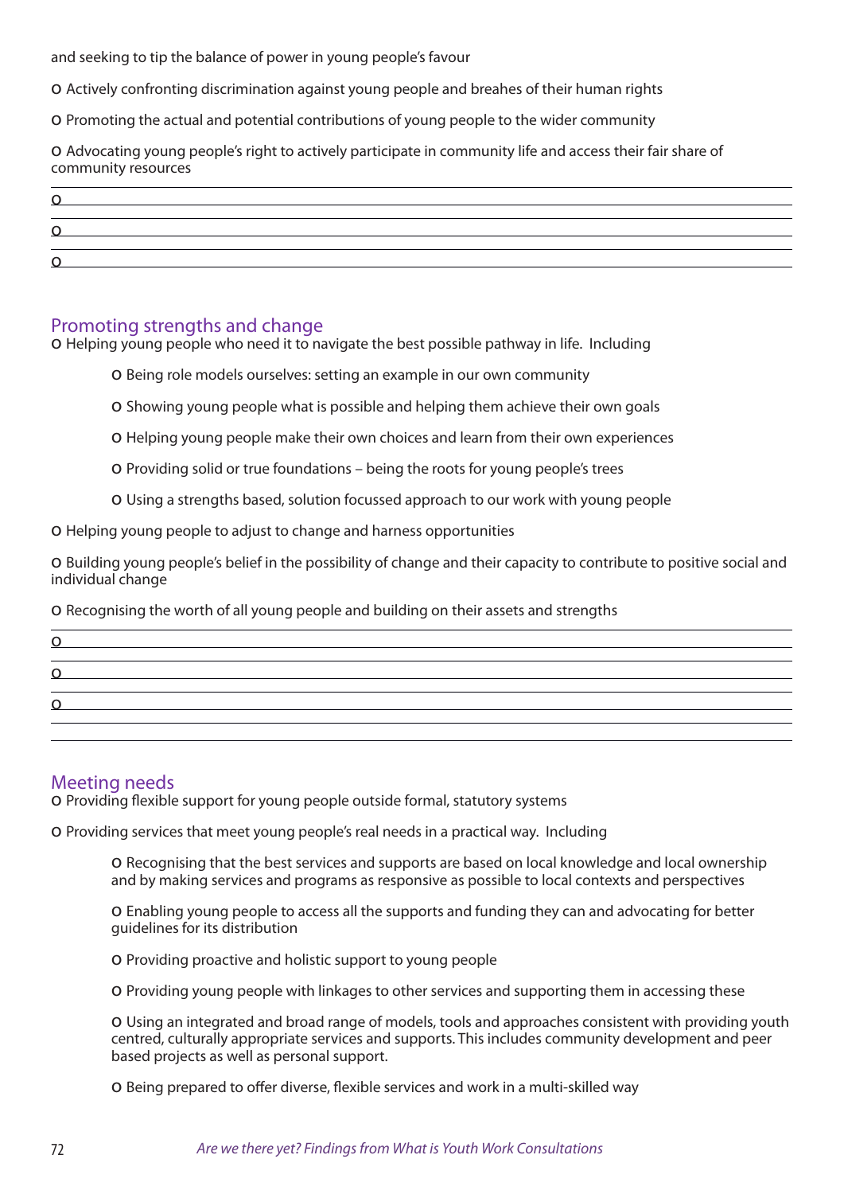and seeking to tip the balance of power in young people's favour

- Actively confronting discrimination against young people and breahes of their human rights
- Promoting the actual and potential contributions of young people to the wider community
- Advocating young people's right to actively participate in community life and access their fair share of community resources
- 
- 
- 

## Promoting strengths and change

- Helping young people who need it to navigate the best possible pathway in life. Including
    - Being role models ourselves: setting an example in our own community
    - Showing young people what is possible and helping them achieve their own goals
    - Helping young people make their own choices and learn from their own experiences
    - Providing solid or true foundations – being the roots for young people's trees
    - Using a strengths based, solution focussed approach to our work with young people
- Helping young people to adjust to change and harness opportunities
- Building young people's belief in the possibility of change and their capacity to contribute to positive social and individual change
- Recognising the worth of all young people and building on their assets and strengths
- 
- 
- 

## Meeting needs

- Providing flexible support for young people outside formal, statutory systems
- Providing services that meet young people's real needs in a practical way. Including
    - Recognising that the best services and supports are based on local knowledge and local ownership and by making services and programs as responsive as possible to local contexts and perspectives
    - Enabling young people to access all the supports and funding they can and advocating for better guidelines for its distribution
    - Providing proactive and holistic support to young people
    - Providing young people with linkages to other services and supporting them in accessing these
    - Using an integrated and broad range of models, tools and approaches consistent with providing youth centred, culturally appropriate services and supports. This includes community development and peer based projects as well as personal support.
    - Being prepared to offer diverse, flexible services and work in a multi-skilled way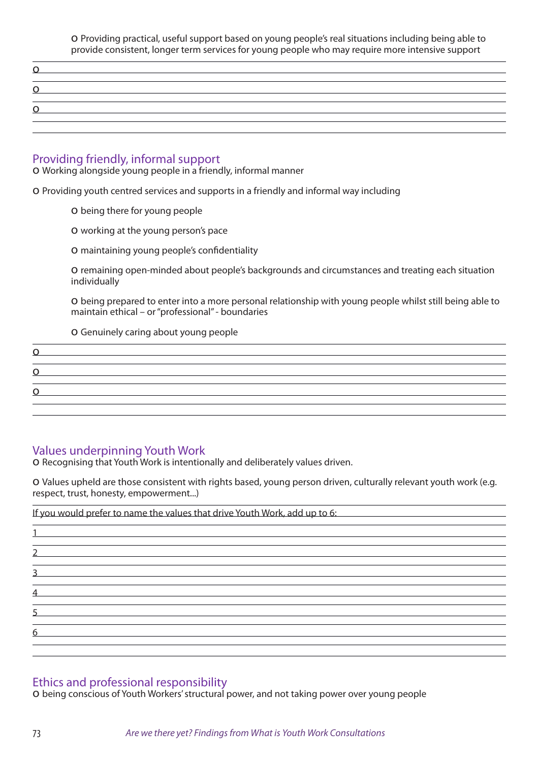o Providing practical, useful support based on young people's real situations including being able to provide consistent, longer term services for young people who may require more intensive support

o

o

o

## Providing friendly, informal support

o Working alongside young people in a friendly, informal manner

o Providing youth centred services and supports in a friendly and informal way including

o being there for young people

o working at the young person's pace

o maintaining young people's confidentiality

o remaining open-minded about people's backgrounds and circumstances and treating each situation individually

o being prepared to enter into a more personal relationship with young people whilst still being able to maintain ethical – or "professional" - boundaries

o Genuinely caring about young people

o

o

o

## Values underpinning Youth Work

o Recognising that Youth Work is intentionally and deliberately values driven.

o Values upheld are those consistent with rights based, young person driven, culturally relevant youth work (e.g. respect, trust, honesty, empowerment...)

If you would prefer to name the values that drive Youth Work, add up to 6:

1

2

3

4

5

6

## Ethics and professional responsibility

o being conscious of Youth Workers' structural power, and not taking power over young people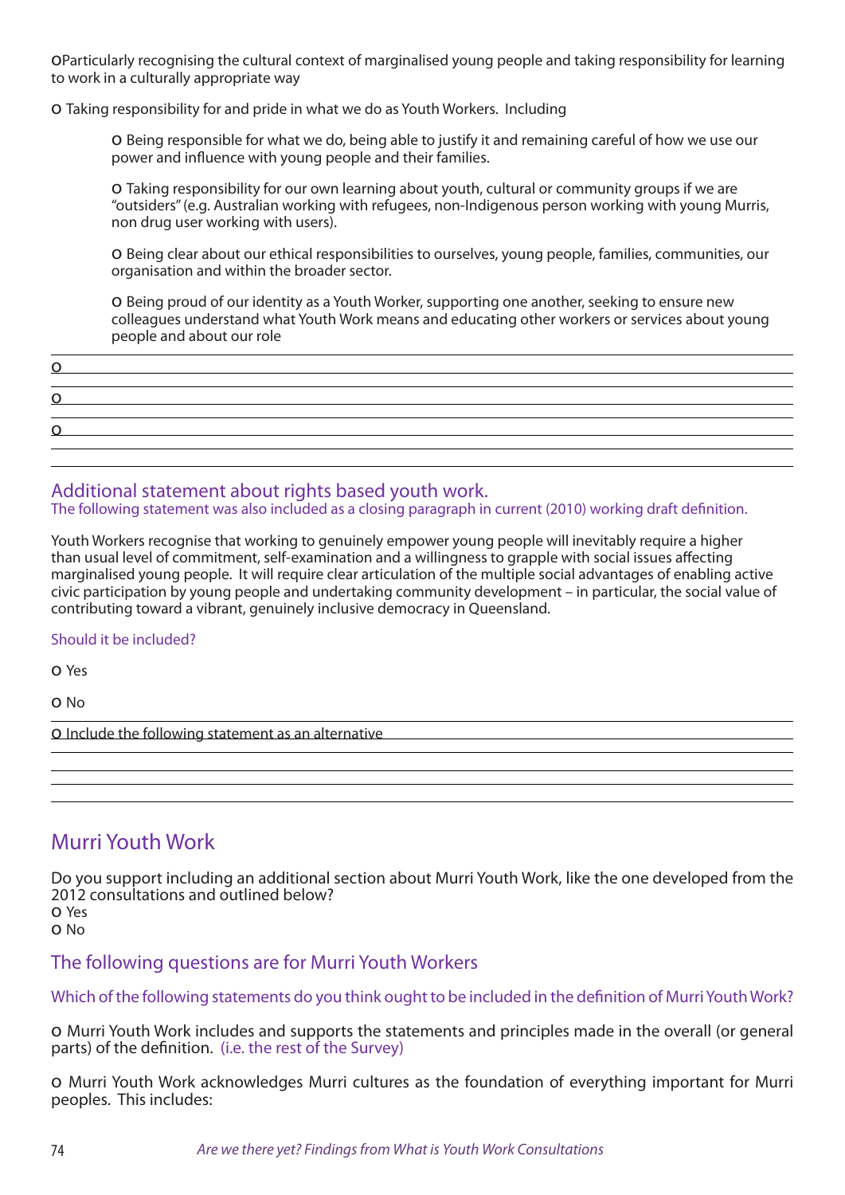o Particularly recognising the cultural context of marginalised young people and taking responsibility for learning to work in a culturally appropriate way

o Taking responsibility for and pride in what we do as Youth Workers. Including

  o Being responsible for what we do, being able to justify it and remaining careful of how we use our power and influence with young people and their families.

  o Taking responsibility for our own learning about youth, cultural or community groups if we are "outsiders" (e.g. Australian working with refugees, non-Indigenous person working with young Murris, non drug user working with users).

  o Being clear about our ethical responsibilities to ourselves, young people, families, communities, our organisation and within the broader sector.

  o Being proud of our identity as a Youth Worker, supporting one another, seeking to ensure new colleagues understand what Youth Work means and educating other workers or services about young people and about our role

o ______________________________________________

o ______________________________________________

o ______________________________________________

## Additional statement about rights based youth work.

The following statement was also included as a closing paragraph in current (2010) working draft definition.

Youth Workers recognise that working to genuinely empower young people will inevitably require a higher than usual level of commitment, self-examination and a willingness to grapple with social issues affecting marginalised young people. It will require clear articulation of the multiple social advantages of enabling active civic participation by young people and undertaking community development – in particular, the social value of contributing toward a vibrant, genuinely inclusive democracy in Queensland.

Should it be included?

o Yes

o No

o Include the following statement as an alternative ______________________________________________

# Murri Youth Work

Do you support including an additional section about Murri Youth Work, like the one developed from the 2012 consultations and outlined below?

o Yes

o No

## The following questions are for Murri Youth Workers

Which of the following statements do you think ought to be included in the definition of Murri Youth Work?

o Murri Youth Work includes and supports the statements and principles made in the overall (or general parts) of the definition. (i.e. the rest of the Survey)

o Murri Youth Work acknowledges Murri cultures as the foundation of everything important for Murri peoples. This includes: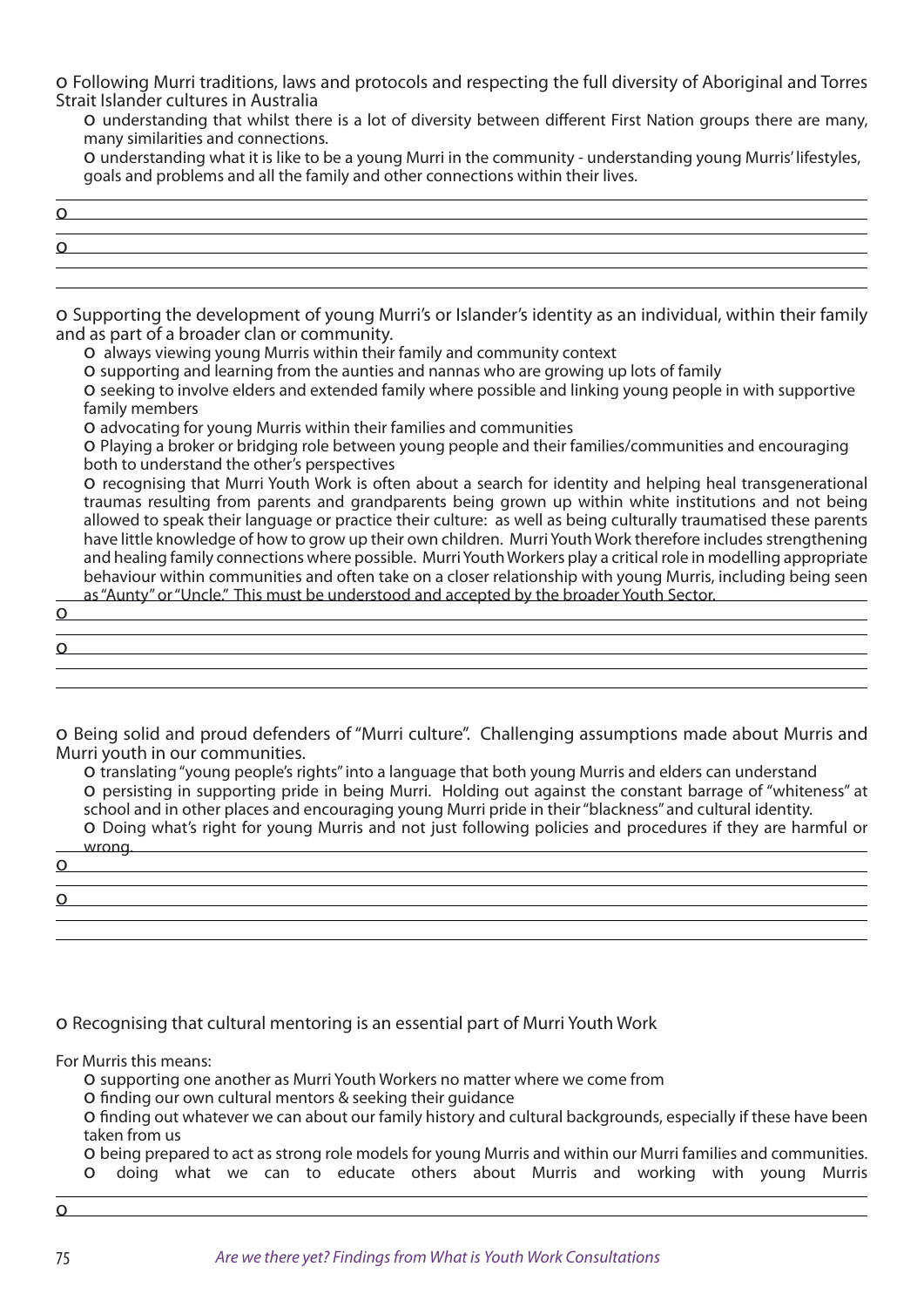o Following Murri traditions, laws and protocols and respecting the full diversity of Aboriginal and Torres Strait Islander cultures in Australia

- o understanding that whilst there is a lot of diversity between different First Nation groups there are many, many similarities and connections.
- o understanding what it is like to be a young Murri in the community - understanding young Murris' lifestyles, goals and problems and all the family and other connections within their lives.

o

o

o Supporting the development of young Murri's or Islander's identity as an individual, within their family and as part of a broader clan or community.

- o always viewing young Murris within their family and community context
- o supporting and learning from the aunties and nannas who are growing up lots of family
- o seeking to involve elders and extended family where possible and linking young people in with supportive family members
- o advocating for young Murris within their families and communities
- o Playing a broker or bridging role between young people and their families/communities and encouraging both to understand the other's perspectives
- o recognising that Murri Youth Work is often about a search for identity and helping heal transgenerational traumas resulting from parents and grandparents being grown up within white institutions and not being allowed to speak their language or practice their culture: as well as being culturally traumatised these parents have little knowledge of how to grow up their own children. Murri Youth Work therefore includes strengthening and healing family connections where possible. Murri Youth Workers play a critical role in modelling appropriate behaviour within communities and often take on a closer relationship with young Murris, including being seen as "Aunty" or "Uncle." This must be understood and accepted by the broader Youth Sector.

o

o

o Being solid and proud defenders of "Murri culture". Challenging assumptions made about Murris and Murri youth in our communities.

- o translating "young people's rights" into a language that both young Murris and elders can understand
- o persisting in supporting pride in being Murri. Holding out against the constant barrage of "whiteness" at school and in other places and encouraging young Murri pride in their "blackness" and cultural identity.
- o Doing what's right for young Murris and not just following policies and procedures if they are harmful or wrong.

o

o

o Recognising that cultural mentoring is an essential part of Murri Youth Work

For Murris this means:

- o supporting one another as Murri Youth Workers no matter where we come from
- o finding our own cultural mentors & seeking their guidance
- o finding out whatever we can about our family history and cultural backgrounds, especially if these have been taken from us
- o being prepared to act as strong role models for young Murris and within our Murri families and communities.
- o doing what we can to educate others about Murris and working with young Murris

o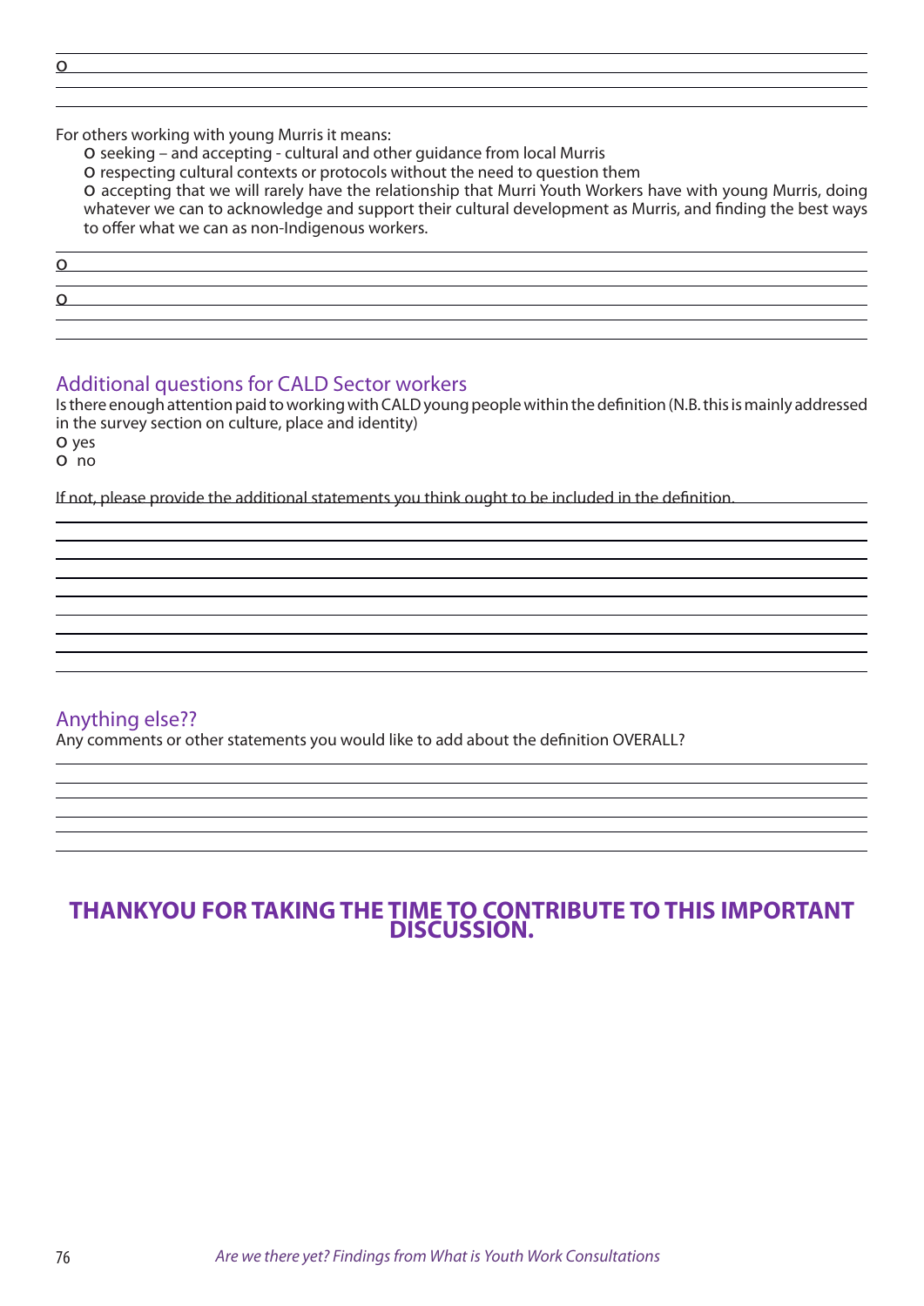o

For others working with young Murris it means:

o seeking – and accepting - cultural and other guidance from local Murris

o respecting cultural contexts or protocols without the need to question them

o accepting that we will rarely have the relationship that Murri Youth Workers have with young Murris, doing whatever we can to acknowledge and support their cultural development as Murris, and finding the best ways to offer what we can as non-Indigenous workers.

o

o

## Additional questions for CALD Sector workers

Is there enough attention paid to working with CALD young people within the definition (N.B. this is mainly addressed in the survey section on culture, place and identity)

o yes

o no

If not, please provide the additional statements you think ought to be included in the definition.

## Anything else??

Any comments or other statements you would like to add about the definition OVERALL?

**THANKYOU FOR TAKING THE TIME TO CONTRIBUTE TO THIS IMPORTANT DISCUSSION.**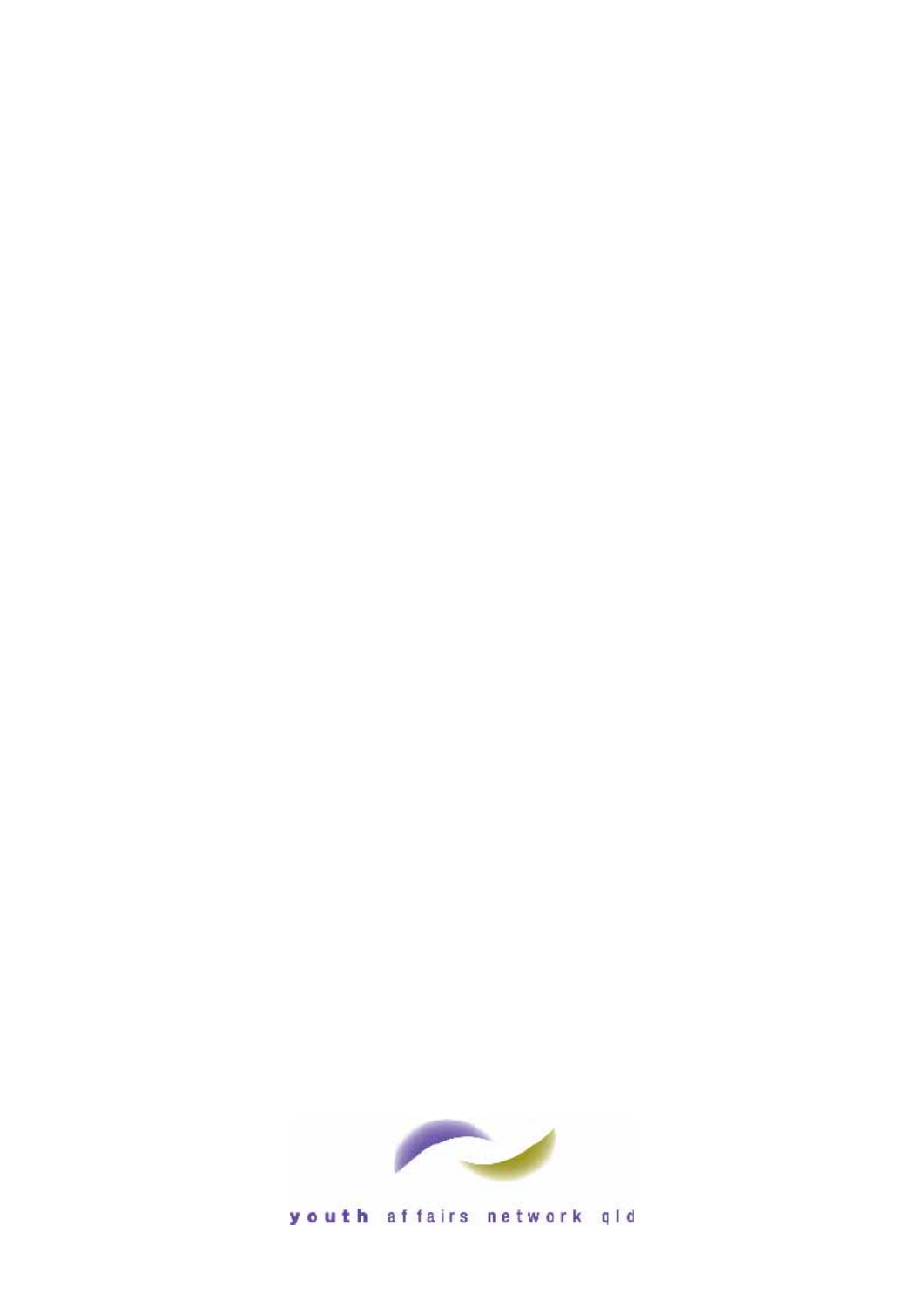youth affairs network qld